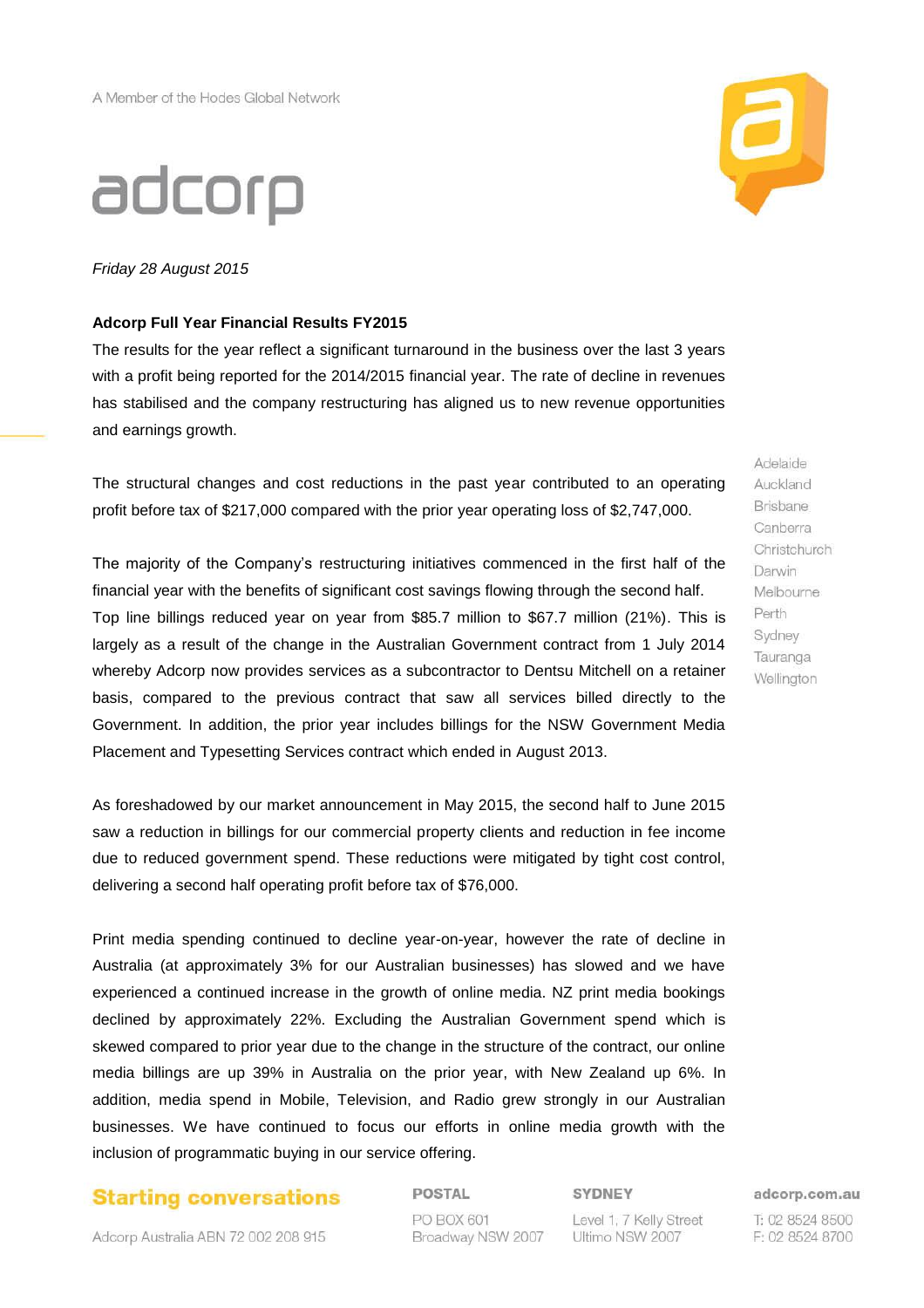A Member of the Hodes Global Network

# adcorp

*Friday 28 August 2015*

**Adcorp Full Year Financial Results FY2015**

The results for the year reflect a significant turnaround in the business over the last 3 years with a profit being reported for the 2014/2015 financial year. The rate of decline in revenues has stabilised and the company restructuring has aligned us to new revenue opportunities and earnings growth.

The structural changes and cost reductions in the past year contributed to an operating profit before tax of $217,000 compared with the prior year operating loss of $2,747,000.

The majority of the Company's restructuring initiatives commenced in the first half of the financial year with the benefits of significant cost savings flowing through the second half. Top line billings reduced year on year from $85.7 million to $67.7 million (21%). This is largely as a result of the change in the Australian Government contract from 1 July 2014 whereby Adcorp now provides services as a subcontractor to Dentsu Mitchell on a retainer basis, compared to the previous contract that saw all services billed directly to the Government. In addition, the prior year includes billings for the NSW Government Media Placement and Typesetting Services contract which ended in August 2013.

As foreshadowed by our market announcement in May 2015, the second half to June 2015 saw a reduction in billings for our commercial property clients and reduction in fee income due to reduced government spend. These reductions were mitigated by tight cost control, delivering a second half operating profit before tax of $76,000.

Print media spending continued to decline year-on-year, however the rate of decline in Australia (at approximately 3% for our Australian businesses) has slowed and we have experienced a continued increase in the growth of online media. NZ print media bookings declined by approximately 22%. Excluding the Australian Government spend which is skewed compared to prior year due to the change in the structure of the contract, our online media billings are up 39% in Australia on the prior year, with New Zealand up 6%. In addition, media spend in Mobile, Television, and Radio grew strongly in our Australian businesses. We have continued to focus our efforts in online media growth with the inclusion of programmatic buying in our service offering.

Adelaide
Auckland
Brisbane
Canberra
Christchurch
Darwin
Melbourne
Perth
Sydney
Tauranga
Wellington

**Starting conversations**

Adcorp Australia ABN 72 002 208 915

**POSTAL**
PO BOX 601
Broadway NSW 2007

**SYDNEY**
Level 1, 7 Kelly Street
Ultimo NSW 2007

**adcorp.com.au**
T: 02 8524 8500
F: 02 8524 8700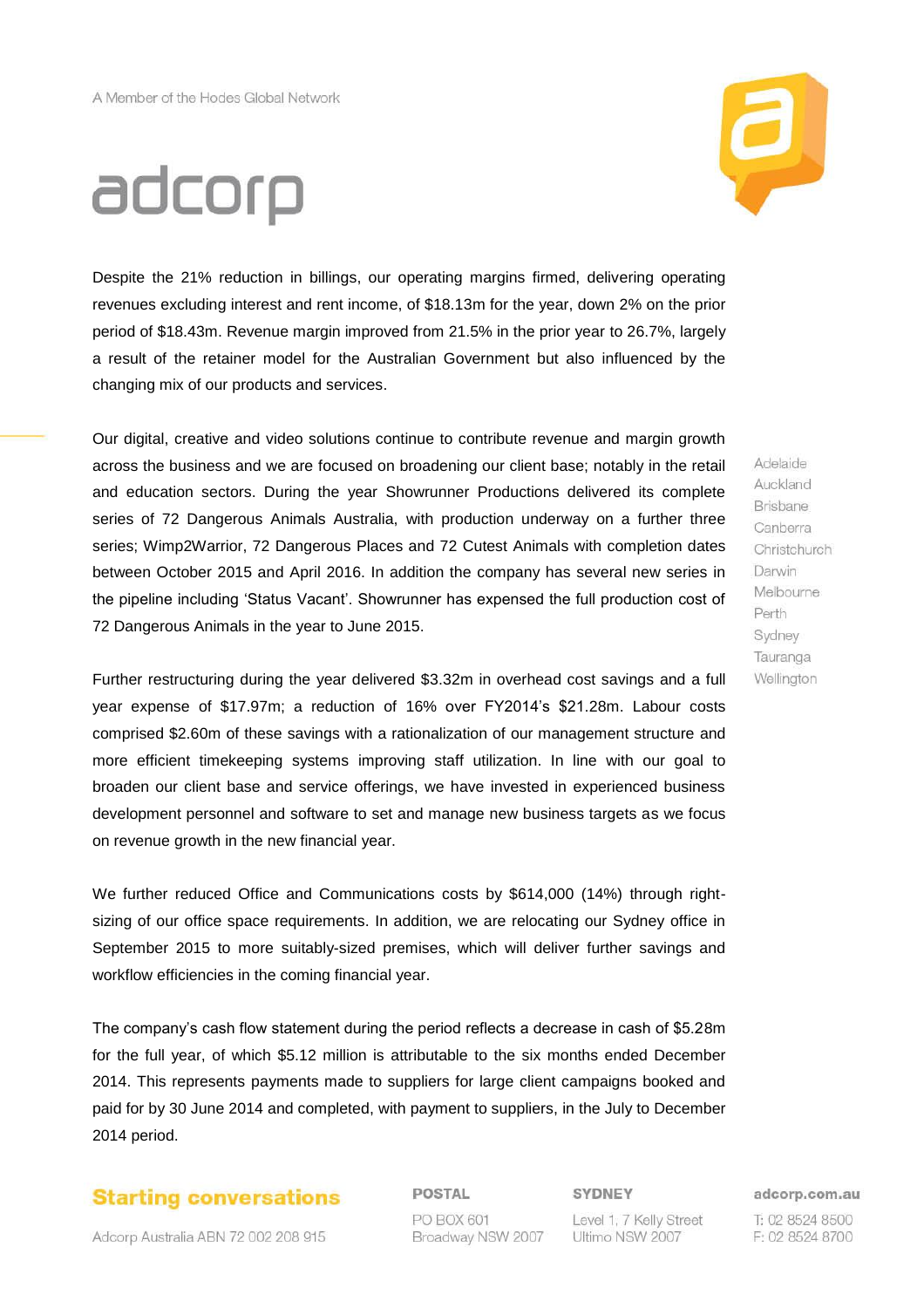Despite the 21% reduction in billings, our operating margins firmed, delivering operating revenues excluding interest and rent income, of $18.13m for the year, down 2% on the prior period of $18.43m. Revenue margin improved from 21.5% in the prior year to 26.7%, largely a result of the retainer model for the Australian Government but also influenced by the changing mix of our products and services.

Our digital, creative and video solutions continue to contribute revenue and margin growth across the business and we are focused on broadening our client base; notably in the retail and education sectors. During the year Showrunner Productions delivered its complete series of 72 Dangerous Animals Australia, with production underway on a further three series; Wimp2Warrior, 72 Dangerous Places and 72 Cutest Animals with completion dates between October 2015 and April 2016. In addition the company has several new series in the pipeline including 'Status Vacant'. Showrunner has expensed the full production cost of 72 Dangerous Animals in the year to June 2015.

Further restructuring during the year delivered $3.32m in overhead cost savings and a full year expense of $17.97m; a reduction of 16% over FY2014's $21.28m. Labour costs comprised $2.60m of these savings with a rationalization of our management structure and more efficient timekeeping systems improving staff utilization. In line with our goal to broaden our client base and service offerings, we have invested in experienced business development personnel and software to set and manage new business targets as we focus on revenue growth in the new financial year.

We further reduced Office and Communications costs by $614,000 (14%) through right-sizing of our office space requirements. In addition, we are relocating our Sydney office in September 2015 to more suitably-sized premises, which will deliver further savings and workflow efficiencies in the coming financial year.

The company's cash flow statement during the period reflects a decrease in cash of $5.28m for the full year, of which $5.12 million is attributable to the six months ended December 2014. This represents payments made to suppliers for large client campaigns booked and paid for by 30 June 2014 and completed, with payment to suppliers, in the July to December 2014 period.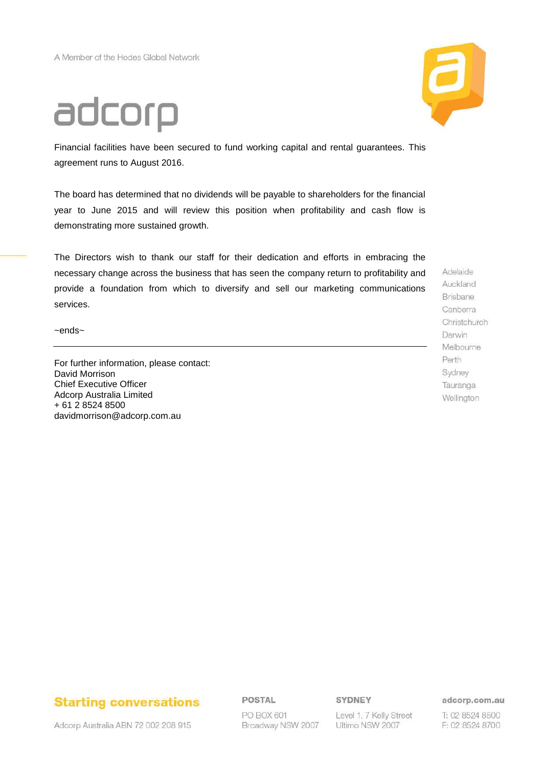Financial facilities have been secured to fund working capital and rental guarantees. This agreement runs to August 2016.

The board has determined that no dividends will be payable to shareholders for the financial year to June 2015 and will review this position when profitability and cash flow is demonstrating more sustained growth.

The Directors wish to thank our staff for their dedication and efforts in embracing the necessary change across the business that has seen the company return to profitability and provide a foundation from which to diversify and sell our marketing communications services.

~ends~

---

For further information, please contact:
David Morrison
Chief Executive Officer
Adcorp Australia Limited
+ 61 2 8524 8500
davidmorrison@adcorp.com.au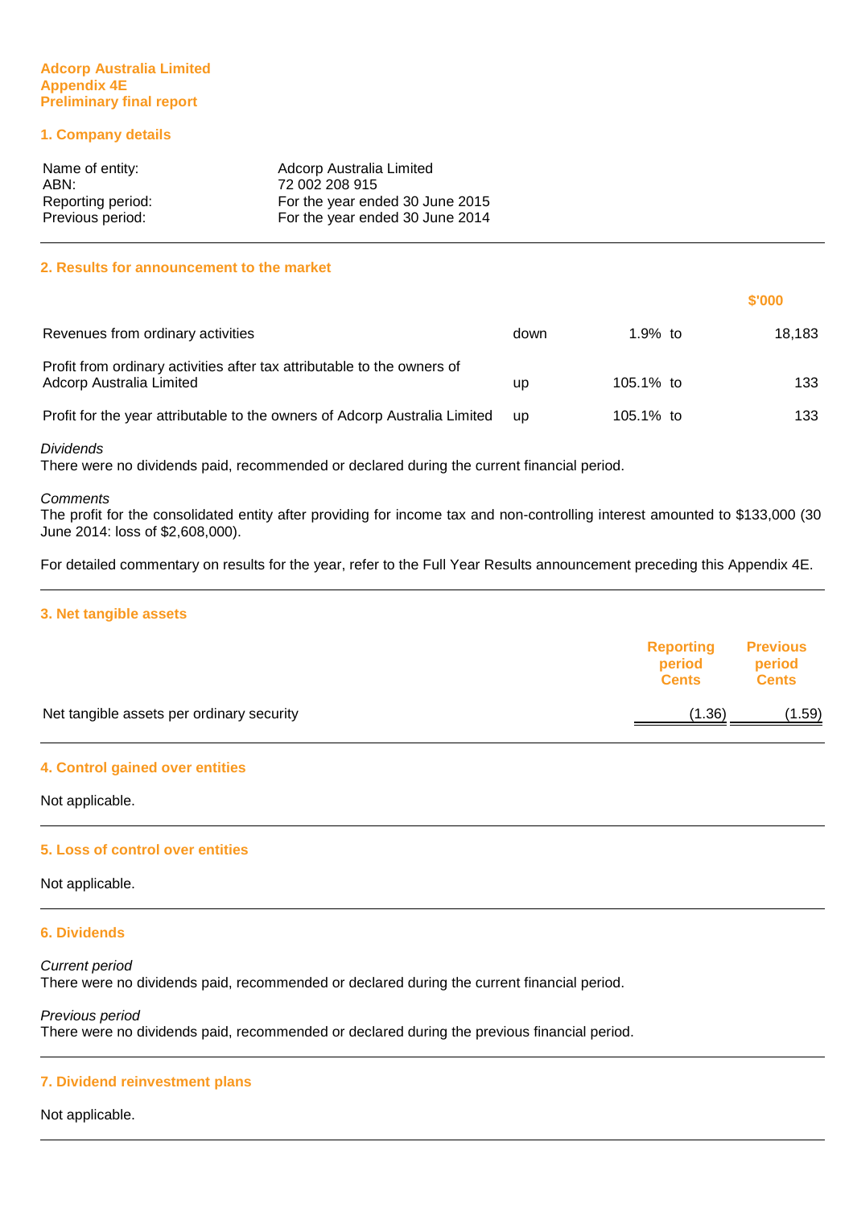**Adcorp Australia Limited**
**Appendix 4E**
**Preliminary final report**

## 1. Company details

| | |
|---|---|
| Name of entity: | Adcorp Australia Limited |
| ABN: | 72 002 208 915 |
| Reporting period: | For the year ended 30 June 2015 |
| Previous period: | For the year ended 30 June 2014 |

## 2. Results for announcement to the market

| | | | | $'000 |
|---|---|---|---|---|
| Revenues from ordinary activities | down | 1.9% | to | 18,183 |
| Profit from ordinary activities after tax attributable to the owners of Adcorp Australia Limited | up | 105.1% | to | 133 |
| Profit for the year attributable to the owners of Adcorp Australia Limited | up | 105.1% | to | 133 |

*Dividends*
There were no dividends paid, recommended or declared during the current financial period.

*Comments*
The profit for the consolidated entity after providing for income tax and non-controlling interest amounted to $133,000 (30 June 2014: loss of $2,608,000).

For detailed commentary on results for the year, refer to the Full Year Results announcement preceding this Appendix 4E.

## 3. Net tangible assets

| | Reporting period Cents | Previous period Cents |
|---|---|---|
| Net tangible assets per ordinary security | (1.36) | (1.59) |

## 4. Control gained over entities

Not applicable.

## 5. Loss of control over entities

Not applicable.

## 6. Dividends

*Current period*
There were no dividends paid, recommended or declared during the current financial period.

*Previous period*
There were no dividends paid, recommended or declared during the previous financial period.

## 7. Dividend reinvestment plans

Not applicable.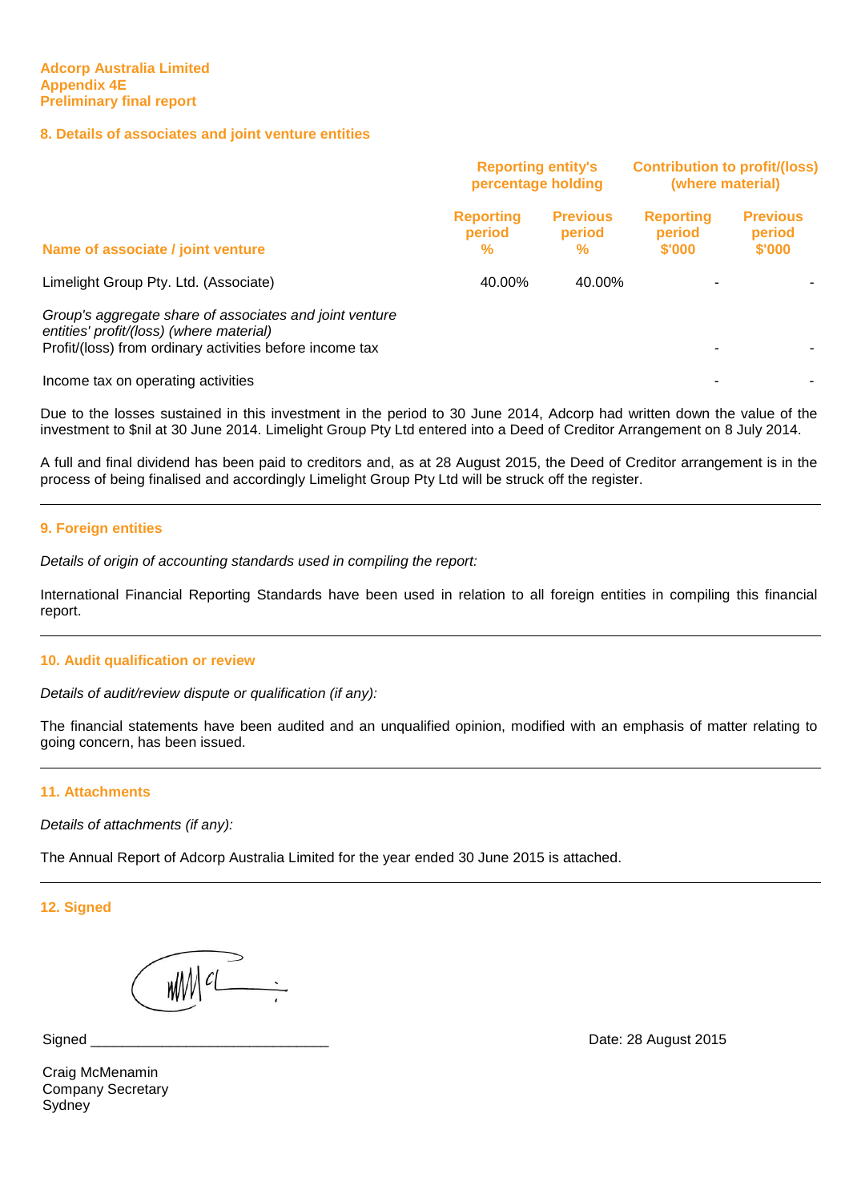**Adcorp Australia Limited**
**Appendix 4E**
**Preliminary final report**

## 8. Details of associates and joint venture entities

| Name of associate / joint venture | Reporting entity's percentage holding | | Contribution to profit/(loss) (where material) | |
|---|---|---|---|---|
| | Reporting period % | Previous period % | Reporting period $'000 | Previous period $'000 |
| Limelight Group Pty. Ltd. (Associate) | 40.00% | 40.00% | - | - |
| *Group's aggregate share of associates and joint venture entities' profit/(loss) (where material)* | | | | |
| Profit/(loss) from ordinary activities before income tax | | | - | - |
| Income tax on operating activities | | | - | - |

Due to the losses sustained in this investment in the period to 30 June 2014, Adcorp had written down the value of the investment to $nil at 30 June 2014. Limelight Group Pty Ltd entered into a Deed of Creditor Arrangement on 8 July 2014.

A full and final dividend has been paid to creditors and, as at 28 August 2015, the Deed of Creditor arrangement is in the process of being finalised and accordingly Limelight Group Pty Ltd will be struck off the register.

---

## 9. Foreign entities

*Details of origin of accounting standards used in compiling the report:*

International Financial Reporting Standards have been used in relation to all foreign entities in compiling this financial report.

---

## 10. Audit qualification or review

*Details of audit/review dispute or qualification (if any):*

The financial statements have been audited and an unqualified opinion, modified with an emphasis of matter relating to going concern, has been issued.

---

## 11. Attachments

*Details of attachments (if any):*

The Annual Report of Adcorp Australia Limited for the year ended 30 June 2015 is attached.

---

## 12. Signed

Signed ______________________________

Date: 28 August 2015

Craig McMenamin
Company Secretary
Sydney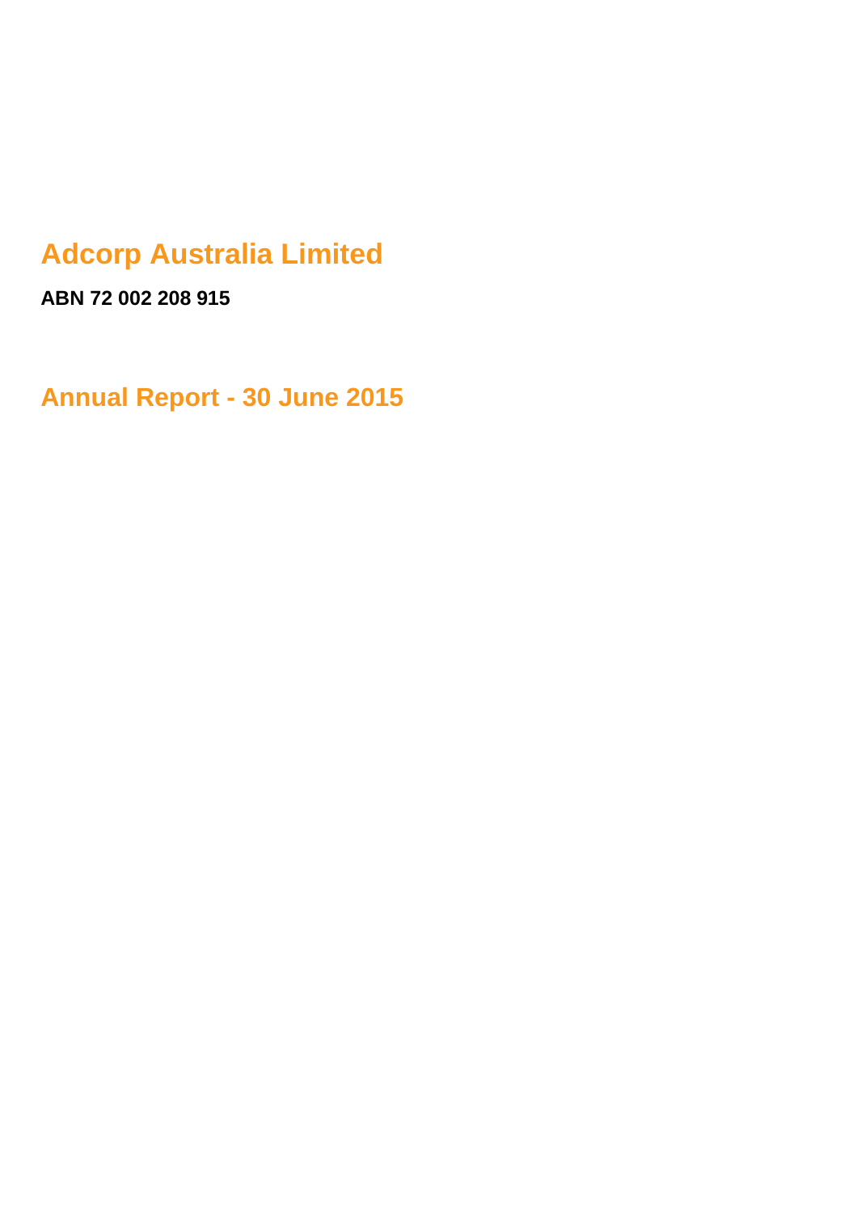# Adcorp Australia Limited

**ABN 72 002 208 915**

# Annual Report - 30 June 2015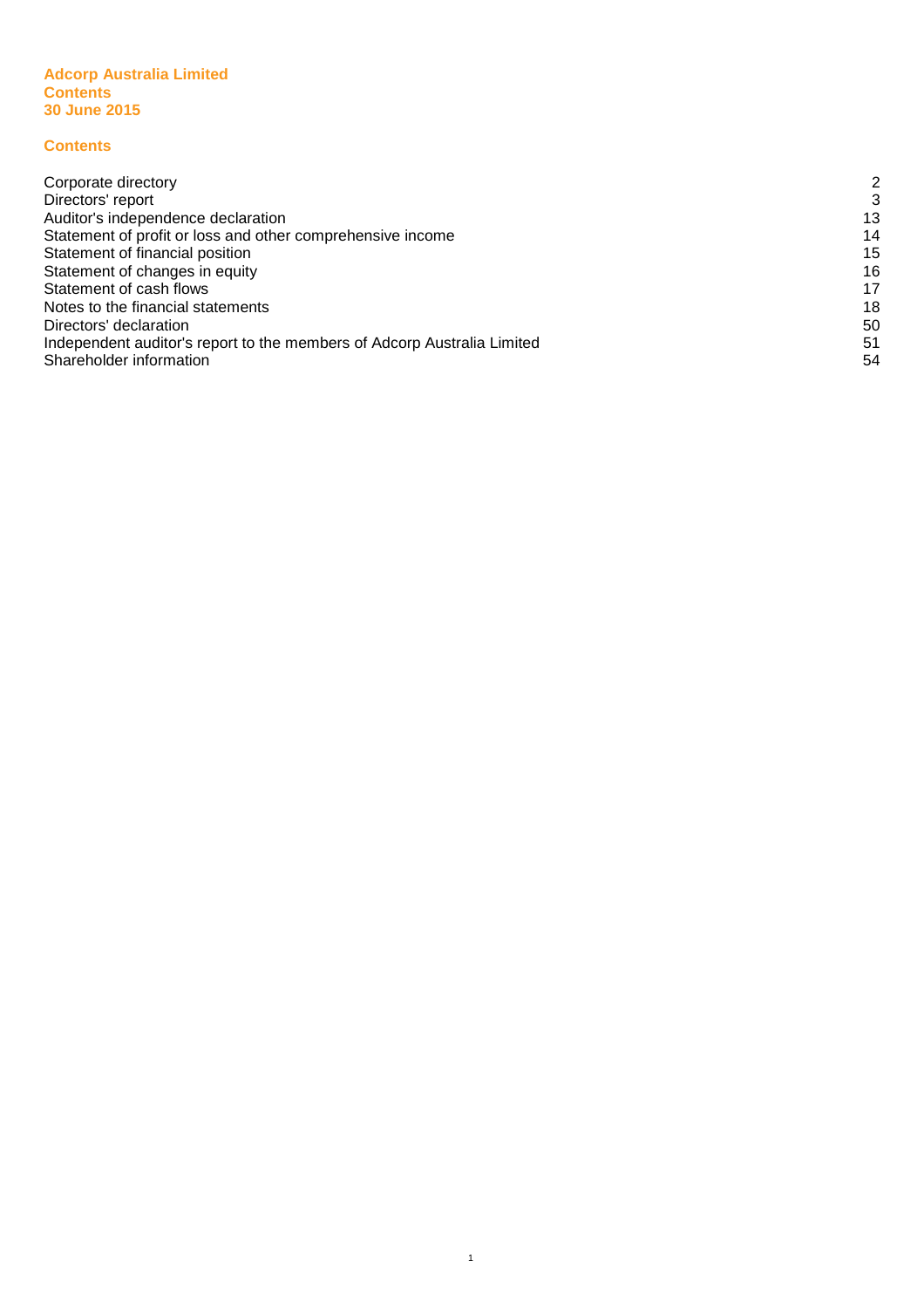**Adcorp Australia Limited**
**Contents**
**30 June 2015**

## Contents

| | |
|---|---|
| Corporate directory | 2 |
| Directors' report | 3 |
| Auditor's independence declaration | 13 |
| Statement of profit or loss and other comprehensive income | 14 |
| Statement of financial position | 15 |
| Statement of changes in equity | 16 |
| Statement of cash flows | 17 |
| Notes to the financial statements | 18 |
| Directors' declaration | 50 |
| Independent auditor's report to the members of Adcorp Australia Limited | 51 |
| Shareholder information | 54 |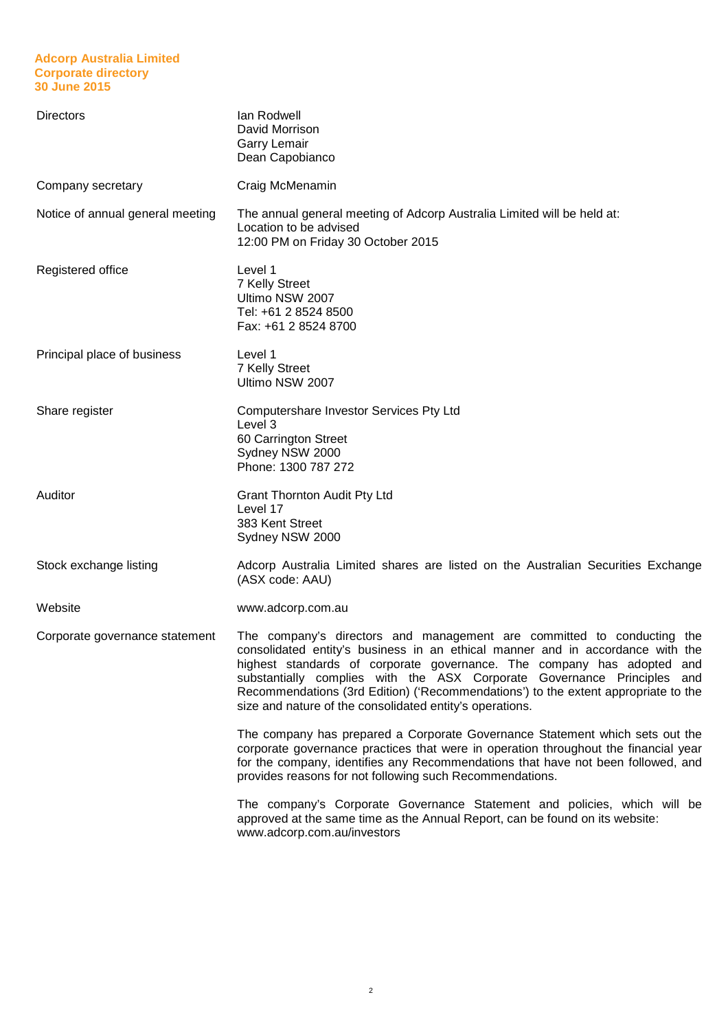**Adcorp Australia Limited**
**Corporate directory**
**30 June 2015**

| | |
|---|---|
| Directors | Ian Rodwell<br>David Morrison<br>Garry Lemair<br>Dean Capobianco |
| Company secretary | Craig McMenamin |
| Notice of annual general meeting | The annual general meeting of Adcorp Australia Limited will be held at:<br>Location to be advised<br>12:00 PM on Friday 30 October 2015 |
| Registered office | Level 1<br>7 Kelly Street<br>Ultimo NSW 2007<br>Tel: +61 2 8524 8500<br>Fax: +61 2 8524 8700 |
| Principal place of business | Level 1<br>7 Kelly Street<br>Ultimo NSW 2007 |
| Share register | Computershare Investor Services Pty Ltd<br>Level 3<br>60 Carrington Street<br>Sydney NSW 2000<br>Phone: 1300 787 272 |
| Auditor | Grant Thornton Audit Pty Ltd<br>Level 17<br>383 Kent Street<br>Sydney NSW 2000 |
| Stock exchange listing | Adcorp Australia Limited shares are listed on the Australian Securities Exchange (ASX code: AAU) |
| Website | www.adcorp.com.au |
| Corporate governance statement | The company's directors and management are committed to conducting the consolidated entity's business in an ethical manner and in accordance with the highest standards of corporate governance. The company has adopted and substantially complies with the ASX Corporate Governance Principles and Recommendations (3rd Edition) ('Recommendations') to the extent appropriate to the size and nature of the consolidated entity's operations.<br><br>The company has prepared a Corporate Governance Statement which sets out the corporate governance practices that were in operation throughout the financial year for the company, identifies any Recommendations that have not been followed, and provides reasons for not following such Recommendations.<br><br>The company's Corporate Governance Statement and policies, which will be approved at the same time as the Annual Report, can be found on its website: www.adcorp.com.au/investors |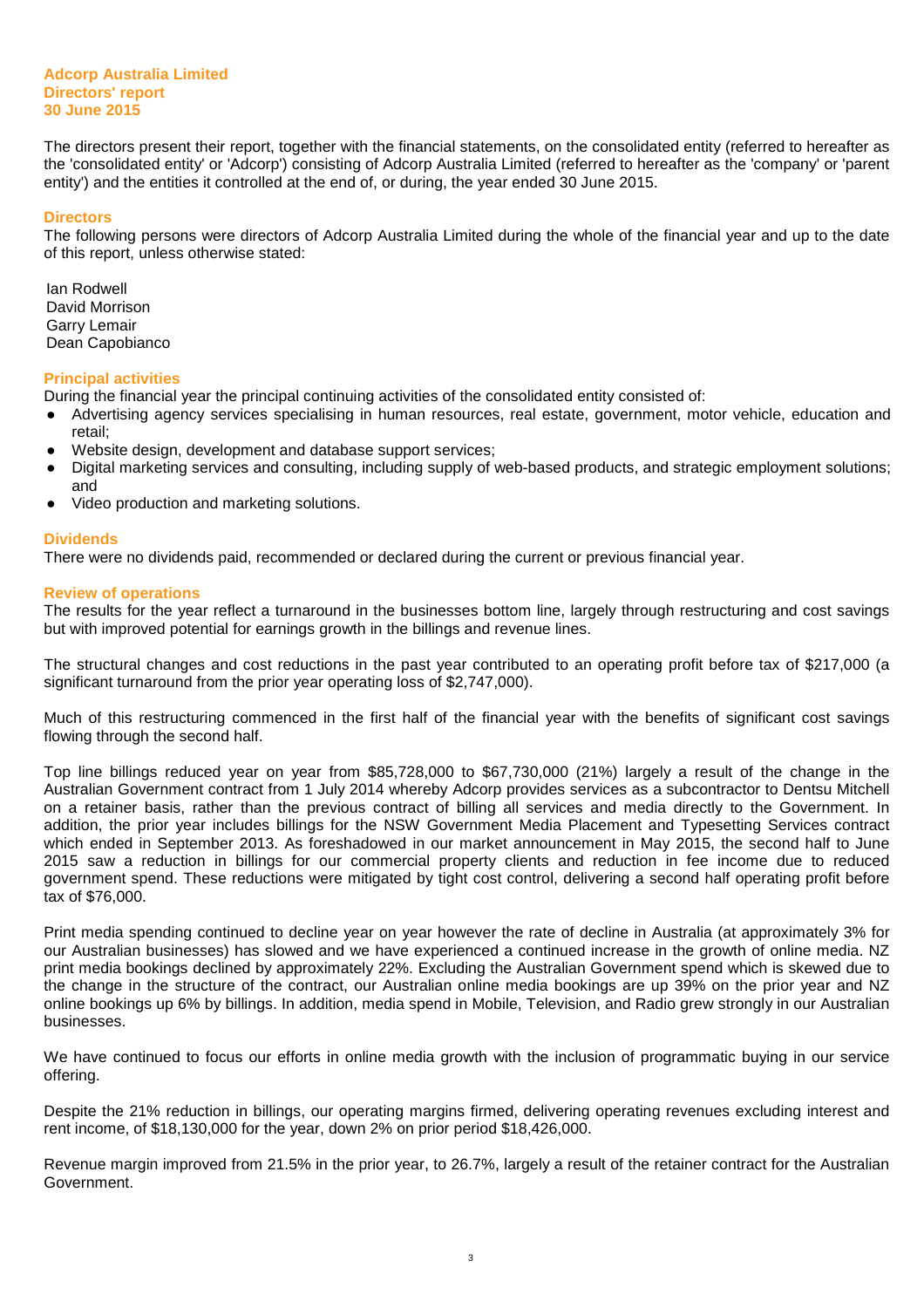**Adcorp Australia Limited**
**Directors' report**
**30 June 2015**

The directors present their report, together with the financial statements, on the consolidated entity (referred to hereafter as the 'consolidated entity' or 'Adcorp') consisting of Adcorp Australia Limited (referred to hereafter as the 'company' or 'parent entity') and the entities it controlled at the end of, or during, the year ended 30 June 2015.

## Directors

The following persons were directors of Adcorp Australia Limited during the whole of the financial year and up to the date of this report, unless otherwise stated:

Ian Rodwell
David Morrison
Garry Lemair
Dean Capobianco

## Principal activities

During the financial year the principal continuing activities of the consolidated entity consisted of:

- Advertising agency services specialising in human resources, real estate, government, motor vehicle, education and retail;
- Website design, development and database support services;
- Digital marketing services and consulting, including supply of web-based products, and strategic employment solutions; and
- Video production and marketing solutions.

## Dividends

There were no dividends paid, recommended or declared during the current or previous financial year.

## Review of operations

The results for the year reflect a turnaround in the businesses bottom line, largely through restructuring and cost savings but with improved potential for earnings growth in the billings and revenue lines.

The structural changes and cost reductions in the past year contributed to an operating profit before tax of $217,000 (a significant turnaround from the prior year operating loss of $2,747,000).

Much of this restructuring commenced in the first half of the financial year with the benefits of significant cost savings flowing through the second half.

Top line billings reduced year on year from $85,728,000 to $67,730,000 (21%) largely a result of the change in the Australian Government contract from 1 July 2014 whereby Adcorp provides services as a subcontractor to Dentsu Mitchell on a retainer basis, rather than the previous contract of billing all services and media directly to the Government. In addition, the prior year includes billings for the NSW Government Media Placement and Typesetting Services contract which ended in September 2013. As foreshadowed in our market announcement in May 2015, the second half to June 2015 saw a reduction in billings for our commercial property clients and reduction in fee income due to reduced government spend. These reductions were mitigated by tight cost control, delivering a second half operating profit before tax of $76,000.

Print media spending continued to decline year on year however the rate of decline in Australia (at approximately 3% for our Australian businesses) has slowed and we have experienced a continued increase in the growth of online media. NZ print media bookings declined by approximately 22%. Excluding the Australian Government spend which is skewed due to the change in the structure of the contract, our Australian online media bookings are up 39% on the prior year and NZ online bookings up 6% by billings. In addition, media spend in Mobile, Television, and Radio grew strongly in our Australian businesses.

We have continued to focus our efforts in online media growth with the inclusion of programmatic buying in our service offering.

Despite the 21% reduction in billings, our operating margins firmed, delivering operating revenues excluding interest and rent income, of $18,130,000 for the year, down 2% on prior period $18,426,000.

Revenue margin improved from 21.5% in the prior year, to 26.7%, largely a result of the retainer contract for the Australian Government.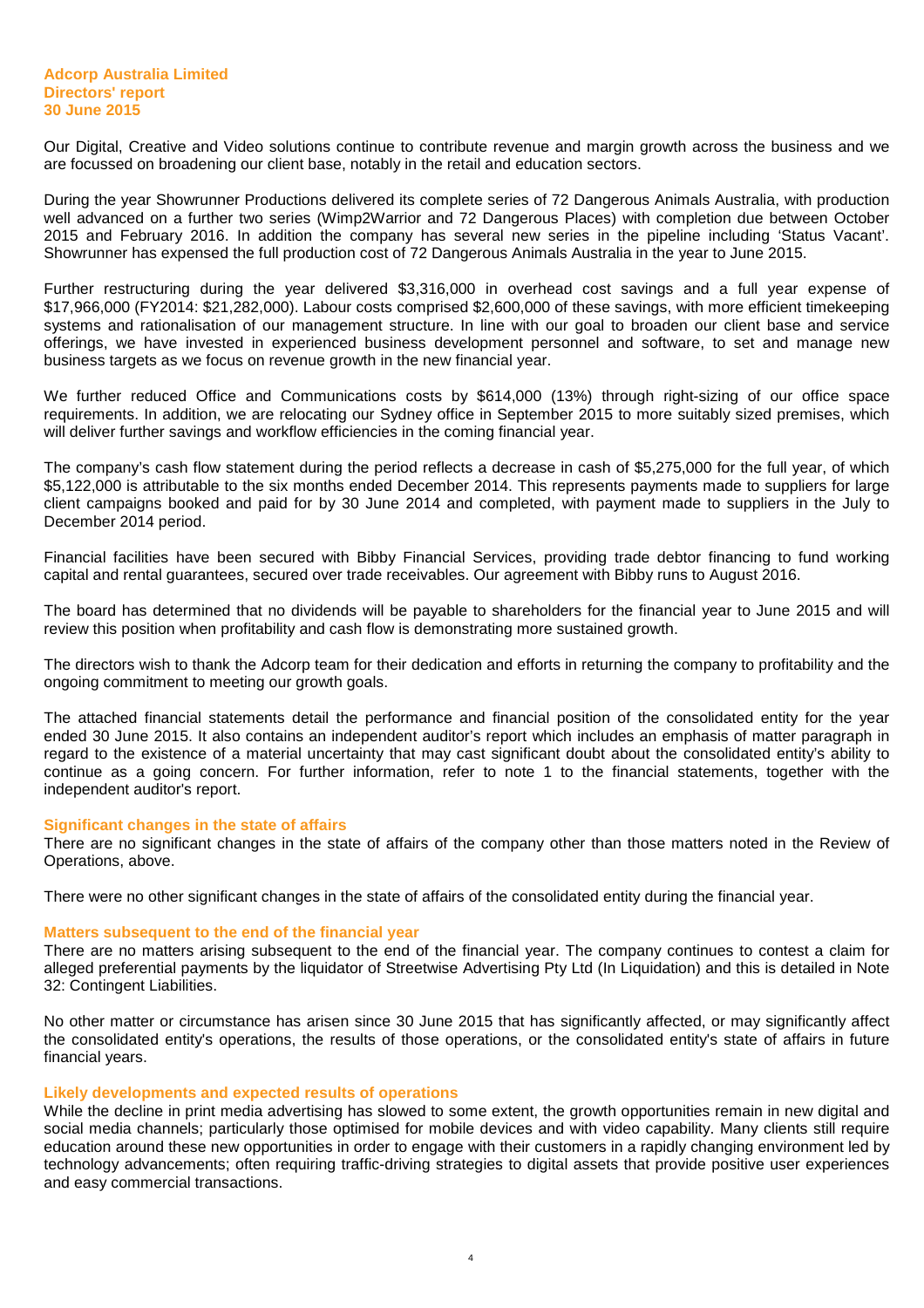Our Digital, Creative and Video solutions continue to contribute revenue and margin growth across the business and we are focussed on broadening our client base, notably in the retail and education sectors.

During the year Showrunner Productions delivered its complete series of 72 Dangerous Animals Australia, with production well advanced on a further two series (Wimp2Warrior and 72 Dangerous Places) with completion due between October 2015 and February 2016. In addition the company has several new series in the pipeline including 'Status Vacant'. Showrunner has expensed the full production cost of 72 Dangerous Animals Australia in the year to June 2015.

Further restructuring during the year delivered $3,316,000 in overhead cost savings and a full year expense of $17,966,000 (FY2014: $21,282,000). Labour costs comprised $2,600,000 of these savings, with more efficient timekeeping systems and rationalisation of our management structure. In line with our goal to broaden our client base and service offerings, we have invested in experienced business development personnel and software, to set and manage new business targets as we focus on revenue growth in the new financial year.

We further reduced Office and Communications costs by $614,000 (13%) through right-sizing of our office space requirements. In addition, we are relocating our Sydney office in September 2015 to more suitably sized premises, which will deliver further savings and workflow efficiencies in the coming financial year.

The company's cash flow statement during the period reflects a decrease in cash of $5,275,000 for the full year, of which $5,122,000 is attributable to the six months ended December 2014. This represents payments made to suppliers for large client campaigns booked and paid for by 30 June 2014 and completed, with payment made to suppliers in the July to December 2014 period.

Financial facilities have been secured with Bibby Financial Services, providing trade debtor financing to fund working capital and rental guarantees, secured over trade receivables. Our agreement with Bibby runs to August 2016.

The board has determined that no dividends will be payable to shareholders for the financial year to June 2015 and will review this position when profitability and cash flow is demonstrating more sustained growth.

The directors wish to thank the Adcorp team for their dedication and efforts in returning the company to profitability and the ongoing commitment to meeting our growth goals.

The attached financial statements detail the performance and financial position of the consolidated entity for the year ended 30 June 2015. It also contains an independent auditor's report which includes an emphasis of matter paragraph in regard to the existence of a material uncertainty that may cast significant doubt about the consolidated entity's ability to continue as a going concern. For further information, refer to note 1 to the financial statements, together with the independent auditor's report.

### Significant changes in the state of affairs

There are no significant changes in the state of affairs of the company other than those matters noted in the Review of Operations, above.

There were no other significant changes in the state of affairs of the consolidated entity during the financial year.

### Matters subsequent to the end of the financial year

There are no matters arising subsequent to the end of the financial year. The company continues to contest a claim for alleged preferential payments by the liquidator of Streetwise Advertising Pty Ltd (In Liquidation) and this is detailed in Note 32: Contingent Liabilities.

No other matter or circumstance has arisen since 30 June 2015 that has significantly affected, or may significantly affect the consolidated entity's operations, the results of those operations, or the consolidated entity's state of affairs in future financial years.

### Likely developments and expected results of operations

While the decline in print media advertising has slowed to some extent, the growth opportunities remain in new digital and social media channels; particularly those optimised for mobile devices and with video capability. Many clients still require education around these new opportunities in order to engage with their customers in a rapidly changing environment led by technology advancements; often requiring traffic-driving strategies to digital assets that provide positive user experiences and easy commercial transactions.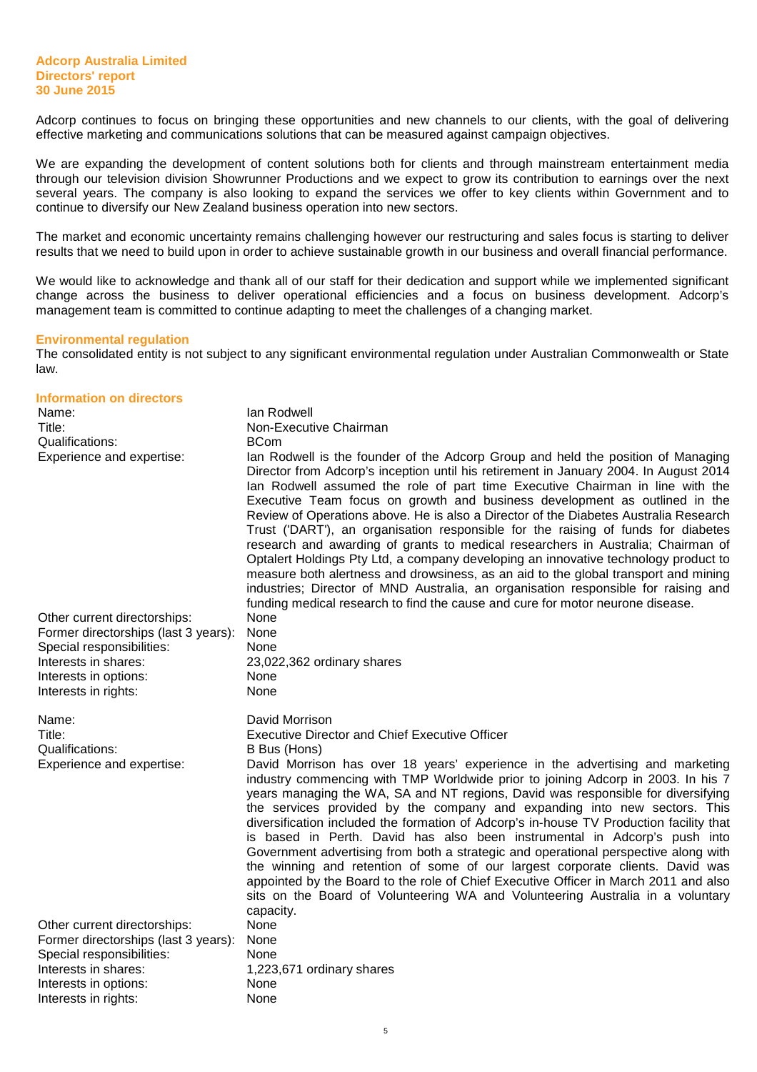Adcorp continues to focus on bringing these opportunities and new channels to our clients, with the goal of delivering effective marketing and communications solutions that can be measured against campaign objectives.

We are expanding the development of content solutions both for clients and through mainstream entertainment media through our television division Showrunner Productions and we expect to grow its contribution to earnings over the next several years. The company is also looking to expand the services we offer to key clients within Government and to continue to diversify our New Zealand business operation into new sectors.

The market and economic uncertainty remains challenging however our restructuring and sales focus is starting to deliver results that we need to build upon in order to achieve sustainable growth in our business and overall financial performance.

We would like to acknowledge and thank all of our staff for their dedication and support while we implemented significant change across the business to deliver operational efficiencies and a focus on business development. Adcorp's management team is committed to continue adapting to meet the challenges of a changing market.

## Environmental regulation

The consolidated entity is not subject to any significant environmental regulation under Australian Commonwealth or State law.

## Information on directors

| | |
|---|---|
| Name: | Ian Rodwell |
| Title: | Non-Executive Chairman |
| Qualifications: | BCom |
| Experience and expertise: | Ian Rodwell is the founder of the Adcorp Group and held the position of Managing Director from Adcorp's inception until his retirement in January 2004. In August 2014 Ian Rodwell assumed the role of part time Executive Chairman in line with the Executive Team focus on growth and business development as outlined in the Review of Operations above. He is also a Director of the Diabetes Australia Research Trust ('DART'), an organisation responsible for the raising of funds for diabetes research and awarding of grants to medical researchers in Australia; Chairman of Optalert Holdings Pty Ltd, a company developing an innovative technology product to measure both alertness and drowsiness, as an aid to the global transport and mining industries; Director of MND Australia, an organisation responsible for raising and funding medical research to find the cause and cure for motor neurone disease. |
| Other current directorships: | None |
| Former directorships (last 3 years): | None |
| Special responsibilities: | None |
| Interests in shares: | 23,022,362 ordinary shares |
| Interests in options: | None |
| Interests in rights: | None |

| | |
|---|---|
| Name: | David Morrison |
| Title: | Executive Director and Chief Executive Officer |
| Qualifications: | B Bus (Hons) |
| Experience and expertise: | David Morrison has over 18 years' experience in the advertising and marketing industry commencing with TMP Worldwide prior to joining Adcorp in 2003. In his 7 years managing the WA, SA and NT regions, David was responsible for diversifying the services provided by the company and expanding into new sectors. This diversification included the formation of Adcorp's in-house TV Production facility that is based in Perth. David has also been instrumental in Adcorp's push into Government advertising from both a strategic and operational perspective along with the winning and retention of some of our largest corporate clients. David was appointed by the Board to the role of Chief Executive Officer in March 2011 and also sits on the Board of Volunteering WA and Volunteering Australia in a voluntary capacity. |
| Other current directorships: | None |
| Former directorships (last 3 years): | None |
| Special responsibilities: | None |
| Interests in shares: | 1,223,671 ordinary shares |
| Interests in options: | None |
| Interests in rights: | None |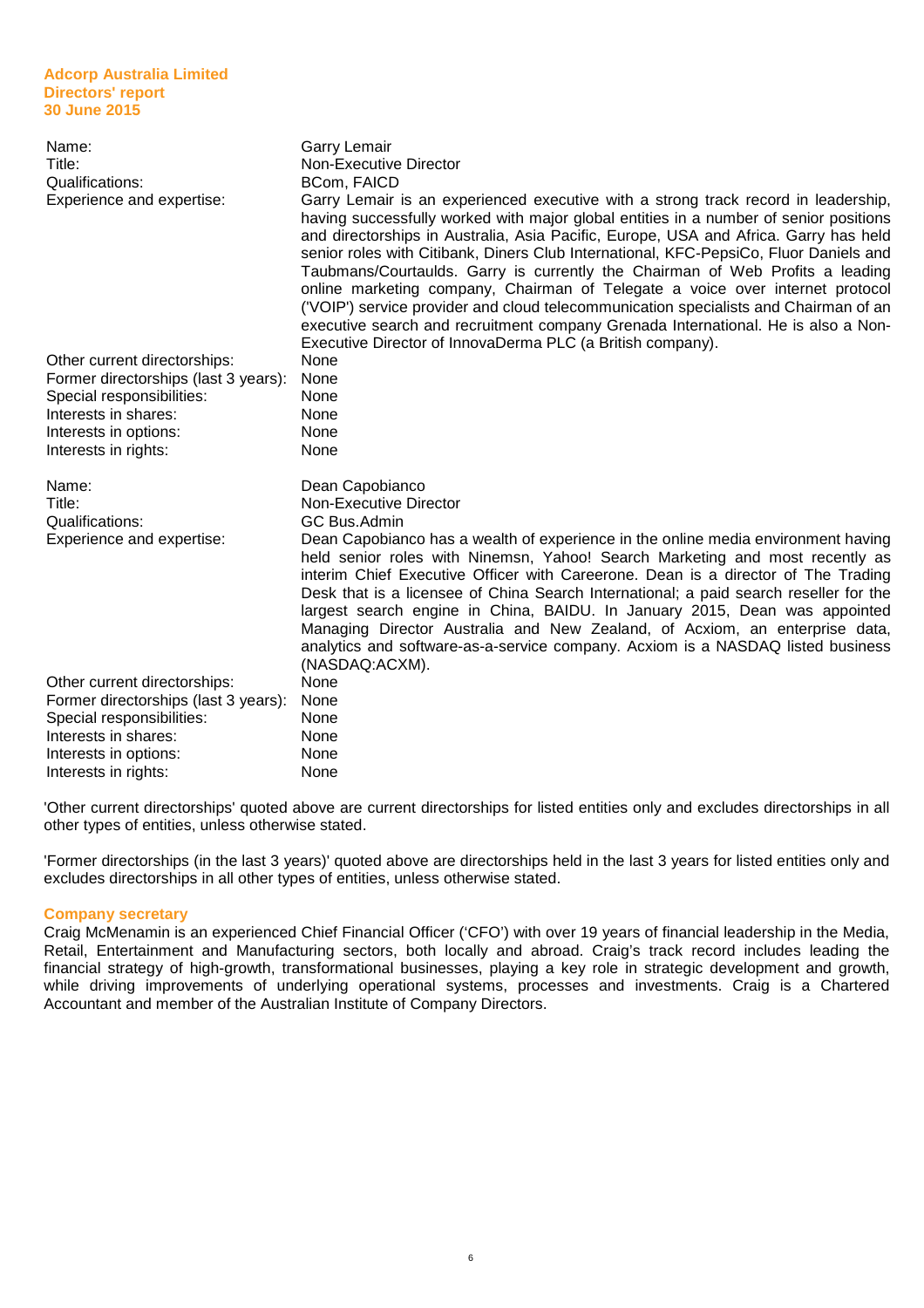Adcorp Australia Limited
Directors' report
30 June 2015

| | |
|---|---|
| Name: | Garry Lemair |
| Title: | Non-Executive Director |
| Qualifications: | BCom, FAICD |
| Experience and expertise: | Garry Lemair is an experienced executive with a strong track record in leadership, having successfully worked with major global entities in a number of senior positions and directorships in Australia, Asia Pacific, Europe, USA and Africa. Garry has held senior roles with Citibank, Diners Club International, KFC-PepsiCo, Fluor Daniels and Taubmans/Courtaulds. Garry is currently the Chairman of Web Profits a leading online marketing company, Chairman of Telegate a voice over internet protocol ('VOIP') service provider and cloud telecommunication specialists and Chairman of an executive search and recruitment company Grenada International. He is also a Non-Executive Director of InnovaDerma PLC (a British company). |
| Other current directorships: | None |
| Former directorships (last 3 years): | None |
| Special responsibilities: | None |
| Interests in shares: | None |
| Interests in options: | None |
| Interests in rights: | None |

| | |
|---|---|
| Name: | Dean Capobianco |
| Title: | Non-Executive Director |
| Qualifications: | GC Bus.Admin |
| Experience and expertise: | Dean Capobianco has a wealth of experience in the online media environment having held senior roles with Ninemsn, Yahoo! Search Marketing and most recently as interim Chief Executive Officer with Careerone. Dean is a director of The Trading Desk that is a licensee of China Search International; a paid search reseller for the largest search engine in China, BAIDU. In January 2015, Dean was appointed Managing Director Australia and New Zealand, of Acxiom, an enterprise data, analytics and software-as-a-service company. Acxiom is a NASDAQ listed business (NASDAQ:ACXM). |
| Other current directorships: | None |
| Former directorships (last 3 years): | None |
| Special responsibilities: | None |
| Interests in shares: | None |
| Interests in options: | None |
| Interests in rights: | None |

'Other current directorships' quoted above are current directorships for listed entities only and excludes directorships in all other types of entities, unless otherwise stated.

'Former directorships (in the last 3 years)' quoted above are directorships held in the last 3 years for listed entities only and excludes directorships in all other types of entities, unless otherwise stated.

## Company secretary

Craig McMenamin is an experienced Chief Financial Officer ('CFO') with over 19 years of financial leadership in the Media, Retail, Entertainment and Manufacturing sectors, both locally and abroad. Craig's track record includes leading the financial strategy of high-growth, transformational businesses, playing a key role in strategic development and growth, while driving improvements of underlying operational systems, processes and investments. Craig is a Chartered Accountant and member of the Australian Institute of Company Directors.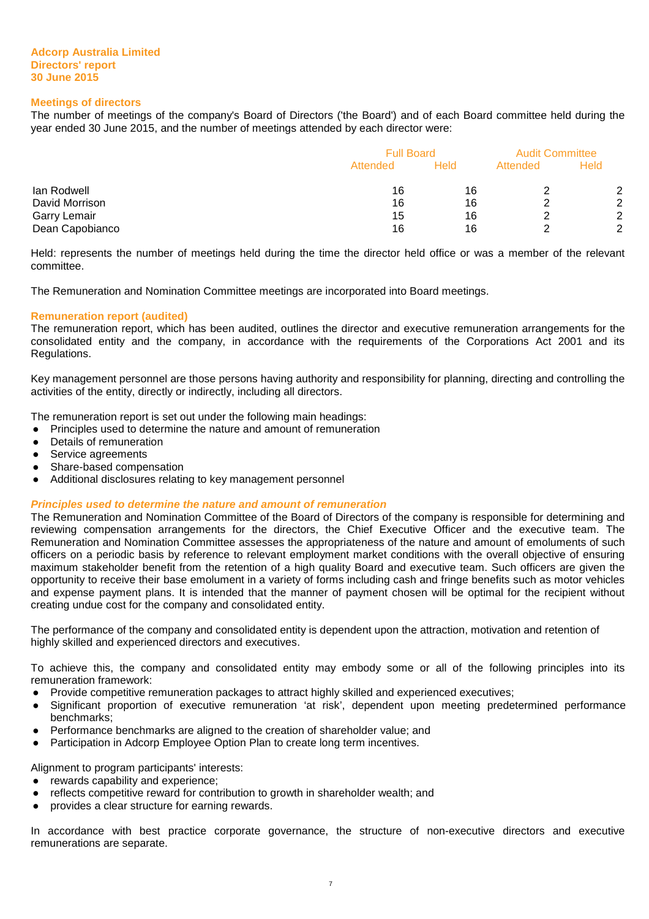**Adcorp Australia Limited**
**Directors' report**
**30 June 2015**

## Meetings of directors

The number of meetings of the company's Board of Directors ('the Board') and of each Board committee held during the year ended 30 June 2015, and the number of meetings attended by each director were:

| | Full Board | | Audit Committee | |
|---|---|---|---|---|
| | Attended | Held | Attended | Held |
| Ian Rodwell | 16 | 16 | 2 | 2 |
| David Morrison | 16 | 16 | 2 | 2 |
| Garry Lemair | 15 | 16 | 2 | 2 |
| Dean Capobianco | 16 | 16 | 2 | 2 |

Held: represents the number of meetings held during the time the director held office or was a member of the relevant committee.

The Remuneration and Nomination Committee meetings are incorporated into Board meetings.

## Remuneration report (audited)

The remuneration report, which has been audited, outlines the director and executive remuneration arrangements for the consolidated entity and the company, in accordance with the requirements of the Corporations Act 2001 and its Regulations.

Key management personnel are those persons having authority and responsibility for planning, directing and controlling the activities of the entity, directly or indirectly, including all directors.

The remuneration report is set out under the following main headings:
- Principles used to determine the nature and amount of remuneration
- Details of remuneration
- Service agreements
- Share-based compensation
- Additional disclosures relating to key management personnel

### *Principles used to determine the nature and amount of remuneration*

The Remuneration and Nomination Committee of the Board of Directors of the company is responsible for determining and reviewing compensation arrangements for the directors, the Chief Executive Officer and the executive team. The Remuneration and Nomination Committee assesses the appropriateness of the nature and amount of emoluments of such officers on a periodic basis by reference to relevant employment market conditions with the overall objective of ensuring maximum stakeholder benefit from the retention of a high quality Board and executive team. Such officers are given the opportunity to receive their base emolument in a variety of forms including cash and fringe benefits such as motor vehicles and expense payment plans. It is intended that the manner of payment chosen will be optimal for the recipient without creating undue cost for the company and consolidated entity.

The performance of the company and consolidated entity is dependent upon the attraction, motivation and retention of highly skilled and experienced directors and executives.

To achieve this, the company and consolidated entity may embody some or all of the following principles into its remuneration framework:
- Provide competitive remuneration packages to attract highly skilled and experienced executives;
- Significant proportion of executive remuneration 'at risk', dependent upon meeting predetermined performance benchmarks;
- Performance benchmarks are aligned to the creation of shareholder value; and
- Participation in Adcorp Employee Option Plan to create long term incentives.

Alignment to program participants' interests:
- rewards capability and experience;
- reflects competitive reward for contribution to growth in shareholder wealth; and
- provides a clear structure for earning rewards.

In accordance with best practice corporate governance, the structure of non-executive directors and executive remunerations are separate.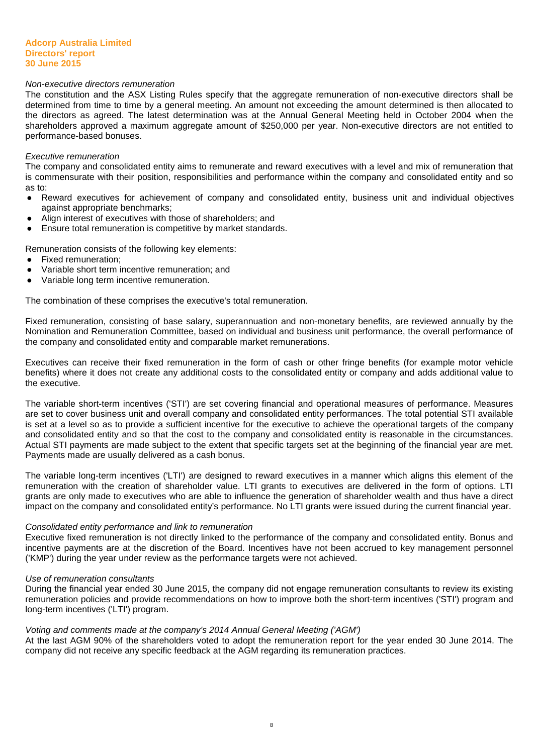*Non-executive directors remuneration*
The constitution and the ASX Listing Rules specify that the aggregate remuneration of non-executive directors shall be determined from time to time by a general meeting. An amount not exceeding the amount determined is then allocated to the directors as agreed. The latest determination was at the Annual General Meeting held in October 2004 when the shareholders approved a maximum aggregate amount of $250,000 per year. Non-executive directors are not entitled to performance-based bonuses.

*Executive remuneration*
The company and consolidated entity aims to remunerate and reward executives with a level and mix of remuneration that is commensurate with their position, responsibilities and performance within the company and consolidated entity and so as to:

- Reward executives for achievement of company and consolidated entity, business unit and individual objectives against appropriate benchmarks;
- Align interest of executives with those of shareholders; and
- Ensure total remuneration is competitive by market standards.

Remuneration consists of the following key elements:

- Fixed remuneration;
- Variable short term incentive remuneration; and
- Variable long term incentive remuneration.

The combination of these comprises the executive's total remuneration.

Fixed remuneration, consisting of base salary, superannuation and non-monetary benefits, are reviewed annually by the Nomination and Remuneration Committee, based on individual and business unit performance, the overall performance of the company and consolidated entity and comparable market remunerations.

Executives can receive their fixed remuneration in the form of cash or other fringe benefits (for example motor vehicle benefits) where it does not create any additional costs to the consolidated entity or company and adds additional value to the executive.

The variable short-term incentives ('STI') are set covering financial and operational measures of performance. Measures are set to cover business unit and overall company and consolidated entity performances. The total potential STI available is set at a level so as to provide a sufficient incentive for the executive to achieve the operational targets of the company and consolidated entity and so that the cost to the company and consolidated entity is reasonable in the circumstances. Actual STI payments are made subject to the extent that specific targets set at the beginning of the financial year are met. Payments made are usually delivered as a cash bonus.

The variable long-term incentives ('LTI') are designed to reward executives in a manner which aligns this element of the remuneration with the creation of shareholder value. LTI grants to executives are delivered in the form of options. LTI grants are only made to executives who are able to influence the generation of shareholder wealth and thus have a direct impact on the company and consolidated entity's performance. No LTI grants were issued during the current financial year.

*Consolidated entity performance and link to remuneration*
Executive fixed remuneration is not directly linked to the performance of the company and consolidated entity. Bonus and incentive payments are at the discretion of the Board. Incentives have not been accrued to key management personnel ('KMP') during the year under review as the performance targets were not achieved.

*Use of remuneration consultants*
During the financial year ended 30 June 2015, the company did not engage remuneration consultants to review its existing remuneration policies and provide recommendations on how to improve both the short-term incentives ('STI') program and long-term incentives ('LTI') program.

*Voting and comments made at the company's 2014 Annual General Meeting ('AGM')*
At the last AGM 90% of the shareholders voted to adopt the remuneration report for the year ended 30 June 2014. The company did not receive any specific feedback at the AGM regarding its remuneration practices.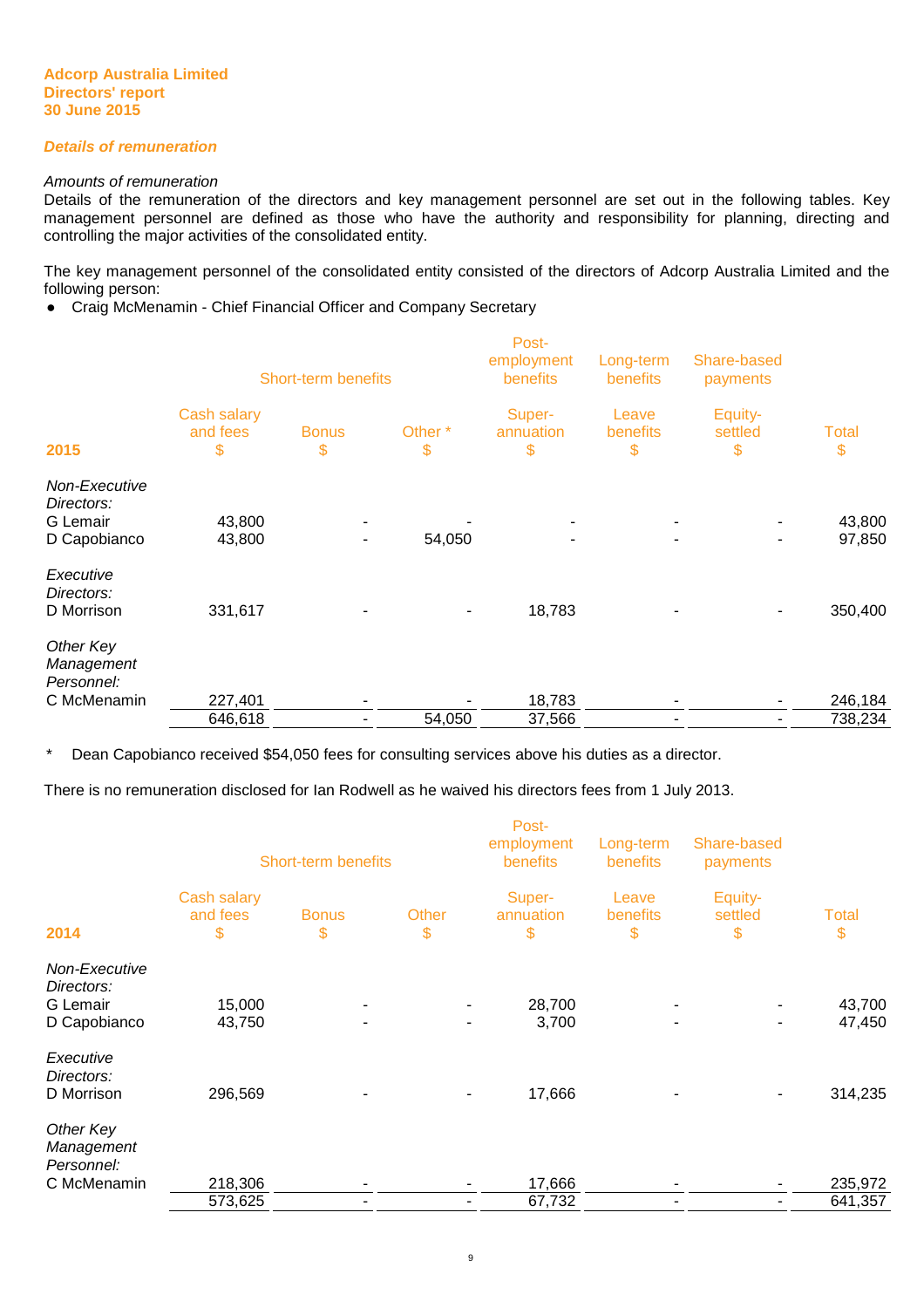**Adcorp Australia Limited**
**Directors' report**
**30 June 2015**

***Details of remuneration***

*Amounts of remuneration*

Details of the remuneration of the directors and key management personnel are set out in the following tables. Key management personnel are defined as those who have the authority and responsibility for planning, directing and controlling the major activities of the consolidated entity.

The key management personnel of the consolidated entity consisted of the directors of Adcorp Australia Limited and the following person:

- Craig McMenamin - Chief Financial Officer and Company Secretary

| | Short-term benefits | | | Post-employment benefits | Long-term benefits | Share-based payments | |
|---|---|---|---|---|---|---|---|
| **2015** | Cash salary and fees $ | Bonus $ | Other * $ | Super-annuation $ | Leave benefits $ | Equity-settled $ | Total $ |
| *Non-Executive Directors:* | | | | | | | |
| G Lemair | 43,800 | - | - | - | - | - | 43,800 |
| D Capobianco | 43,800 | - | 54,050 | - | - | - | 97,850 |
| *Executive Directors:* | | | | | | | |
| D Morrison | 331,617 | - | - | 18,783 | - | - | 350,400 |
| *Other Key Management Personnel:* | | | | | | | |
| C McMenamin | 227,401 | - | - | 18,783 | - | - | 246,184 |
| | 646,618 | - | 54,050 | 37,566 | - | - | 738,234 |

\* Dean Capobianco received $54,050 fees for consulting services above his duties as a director.

There is no remuneration disclosed for Ian Rodwell as he waived his directors fees from 1 July 2013.

| | Short-term benefits | | | Post-employment benefits | Long-term benefits | Share-based payments | |
|---|---|---|---|---|---|---|---|
| **2014** | Cash salary and fees $ | Bonus $ | Other $ | Super-annuation $ | Leave benefits $ | Equity-settled $ | Total $ |
| *Non-Executive Directors:* | | | | | | | |
| G Lemair | 15,000 | - | - | 28,700 | - | - | 43,700 |
| D Capobianco | 43,750 | - | - | 3,700 | - | - | 47,450 |
| *Executive Directors:* | | | | | | | |
| D Morrison | 296,569 | - | - | 17,666 | - | - | 314,235 |
| *Other Key Management Personnel:* | | | | | | | |
| C McMenamin | 218,306 | - | - | 17,666 | - | - | 235,972 |
| | 573,625 | - | - | 67,732 | - | - | 641,357 |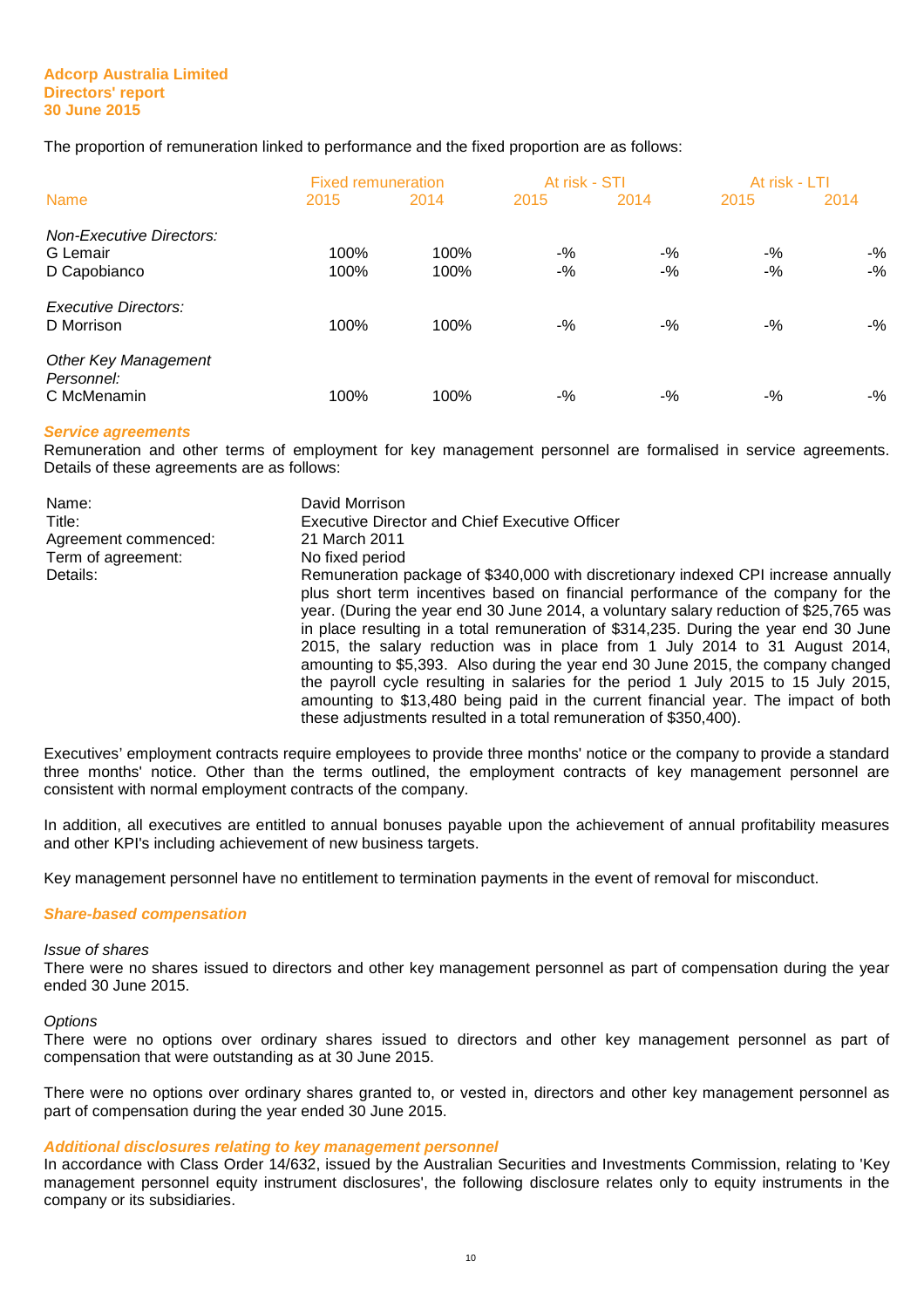The proportion of remuneration linked to performance and the fixed proportion are as follows:

| Name | Fixed remuneration | | At risk - STI | | At risk - LTI | |
|---|---|---|---|---|---|---|
| | 2015 | 2014 | 2015 | 2014 | 2015 | 2014 |
| *Non-Executive Directors:* | | | | | | |
| G Lemair | 100% | 100% | -% | -% | -% | -% |
| D Capobianco | 100% | 100% | -% | -% | -% | -% |
| *Executive Directors:* | | | | | | |
| D Morrison | 100% | 100% | -% | -% | -% | -% |
| *Other Key Management Personnel:* | | | | | | |
| C McMenamin | 100% | 100% | -% | -% | -% | -% |

***Service agreements***

Remuneration and other terms of employment for key management personnel are formalised in service agreements. Details of these agreements are as follows:

| | |
|---|---|
| Name: | David Morrison |
| Title: | Executive Director and Chief Executive Officer |
| Agreement commenced: | 21 March 2011 |
| Term of agreement: | No fixed period |
| Details: | Remuneration package of $340,000 with discretionary indexed CPI increase annually plus short term incentives based on financial performance of the company for the year. (During the year end 30 June 2014, a voluntary salary reduction of $25,765 was in place resulting in a total remuneration of $314,235. During the year end 30 June 2015, the salary reduction was in place from 1 July 2014 to 31 August 2014, amounting to $5,393. Also during the year end 30 June 2015, the company changed the payroll cycle resulting in salaries for the period 1 July 2015 to 15 July 2015, amounting to $13,480 being paid in the current financial year. The impact of both these adjustments resulted in a total remuneration of $350,400). |

Executives' employment contracts require employees to provide three months' notice or the company to provide a standard three months' notice. Other than the terms outlined, the employment contracts of key management personnel are consistent with normal employment contracts of the company.

In addition, all executives are entitled to annual bonuses payable upon the achievement of annual profitability measures and other KPI's including achievement of new business targets.

Key management personnel have no entitlement to termination payments in the event of removal for misconduct.

***Share-based compensation***

*Issue of shares*

There were no shares issued to directors and other key management personnel as part of compensation during the year ended 30 June 2015.

*Options*

There were no options over ordinary shares issued to directors and other key management personnel as part of compensation that were outstanding as at 30 June 2015.

There were no options over ordinary shares granted to, or vested in, directors and other key management personnel as part of compensation during the year ended 30 June 2015.

***Additional disclosures relating to key management personnel***

In accordance with Class Order 14/632, issued by the Australian Securities and Investments Commission, relating to 'Key management personnel equity instrument disclosures', the following disclosure relates only to equity instruments in the company or its subsidiaries.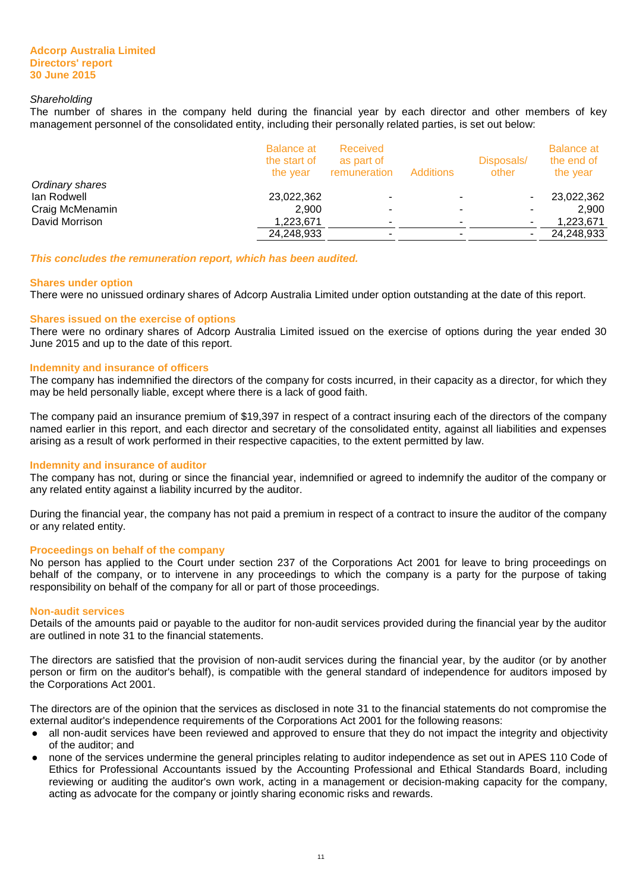*Shareholding*

The number of shares in the company held during the financial year by each director and other members of key management personnel of the consolidated entity, including their personally related parties, is set out below:

| | Balance at the start of the year | Received as part of remuneration | Additions | Disposals/ other | Balance at the end of the year |
|---|---|---|---|---|---|
| *Ordinary shares* | | | | | |
| Ian Rodwell | 23,022,362 | - | - | - | 23,022,362 |
| Craig McMenamin | 2,900 | - | - | - | 2,900 |
| David Morrison | 1,223,671 | - | - | - | 1,223,671 |
| | 24,248,933 | - | - | - | 24,248,933 |

***This concludes the remuneration report, which has been audited.***

**Shares under option**

There were no unissued ordinary shares of Adcorp Australia Limited under option outstanding at the date of this report.

**Shares issued on the exercise of options**

There were no ordinary shares of Adcorp Australia Limited issued on the exercise of options during the year ended 30 June 2015 and up to the date of this report.

**Indemnity and insurance of officers**

The company has indemnified the directors of the company for costs incurred, in their capacity as a director, for which they may be held personally liable, except where there is a lack of good faith.

The company paid an insurance premium of $19,397 in respect of a contract insuring each of the directors of the company named earlier in this report, and each director and secretary of the consolidated entity, against all liabilities and expenses arising as a result of work performed in their respective capacities, to the extent permitted by law.

**Indemnity and insurance of auditor**

The company has not, during or since the financial year, indemnified or agreed to indemnify the auditor of the company or any related entity against a liability incurred by the auditor.

During the financial year, the company has not paid a premium in respect of a contract to insure the auditor of the company or any related entity.

**Proceedings on behalf of the company**

No person has applied to the Court under section 237 of the Corporations Act 2001 for leave to bring proceedings on behalf of the company, or to intervene in any proceedings to which the company is a party for the purpose of taking responsibility on behalf of the company for all or part of those proceedings.

**Non-audit services**

Details of the amounts paid or payable to the auditor for non-audit services provided during the financial year by the auditor are outlined in note 31 to the financial statements.

The directors are satisfied that the provision of non-audit services during the financial year, by the auditor (or by another person or firm on the auditor's behalf), is compatible with the general standard of independence for auditors imposed by the Corporations Act 2001.

The directors are of the opinion that the services as disclosed in note 31 to the financial statements do not compromise the external auditor's independence requirements of the Corporations Act 2001 for the following reasons:

- all non-audit services have been reviewed and approved to ensure that they do not impact the integrity and objectivity of the auditor; and
- none of the services undermine the general principles relating to auditor independence as set out in APES 110 Code of Ethics for Professional Accountants issued by the Accounting Professional and Ethical Standards Board, including reviewing or auditing the auditor's own work, acting in a management or decision-making capacity for the company, acting as advocate for the company or jointly sharing economic risks and rewards.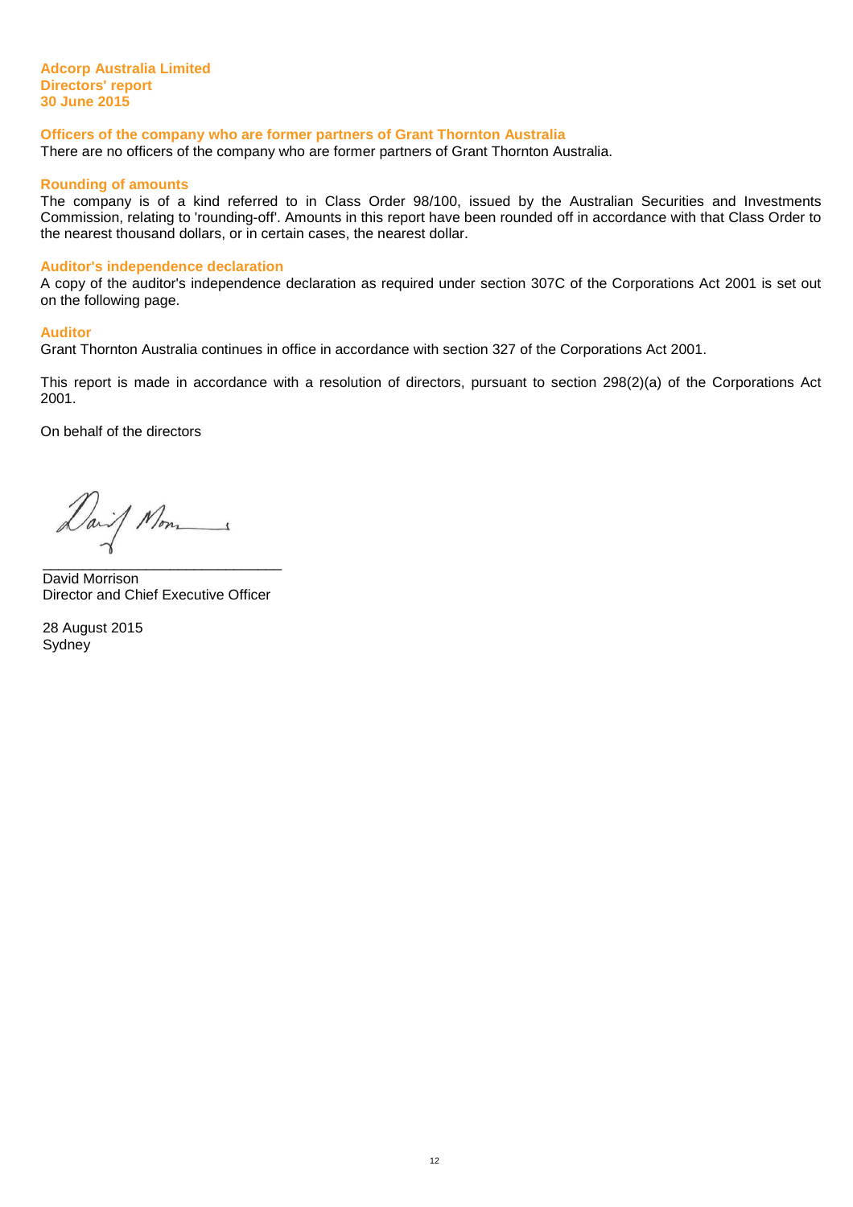**Adcorp Australia Limited**
**Directors' report**
**30 June 2015**

## Officers of the company who are former partners of Grant Thornton Australia

There are no officers of the company who are former partners of Grant Thornton Australia.

## Rounding of amounts

The company is of a kind referred to in Class Order 98/100, issued by the Australian Securities and Investments Commission, relating to 'rounding-off'. Amounts in this report have been rounded off in accordance with that Class Order to the nearest thousand dollars, or in certain cases, the nearest dollar.

## Auditor's independence declaration

A copy of the auditor's independence declaration as required under section 307C of the Corporations Act 2001 is set out on the following page.

## Auditor

Grant Thornton Australia continues in office in accordance with section 327 of the Corporations Act 2001.

This report is made in accordance with a resolution of directors, pursuant to section 298(2)(a) of the Corporations Act 2001.

On behalf of the directors

\_\_\_\_\_\_\_\_\_\_\_\_\_\_\_\_\_\_\_\_\_\_\_\_\_\_\_\_\_\_
David Morrison
Director and Chief Executive Officer

28 August 2015
Sydney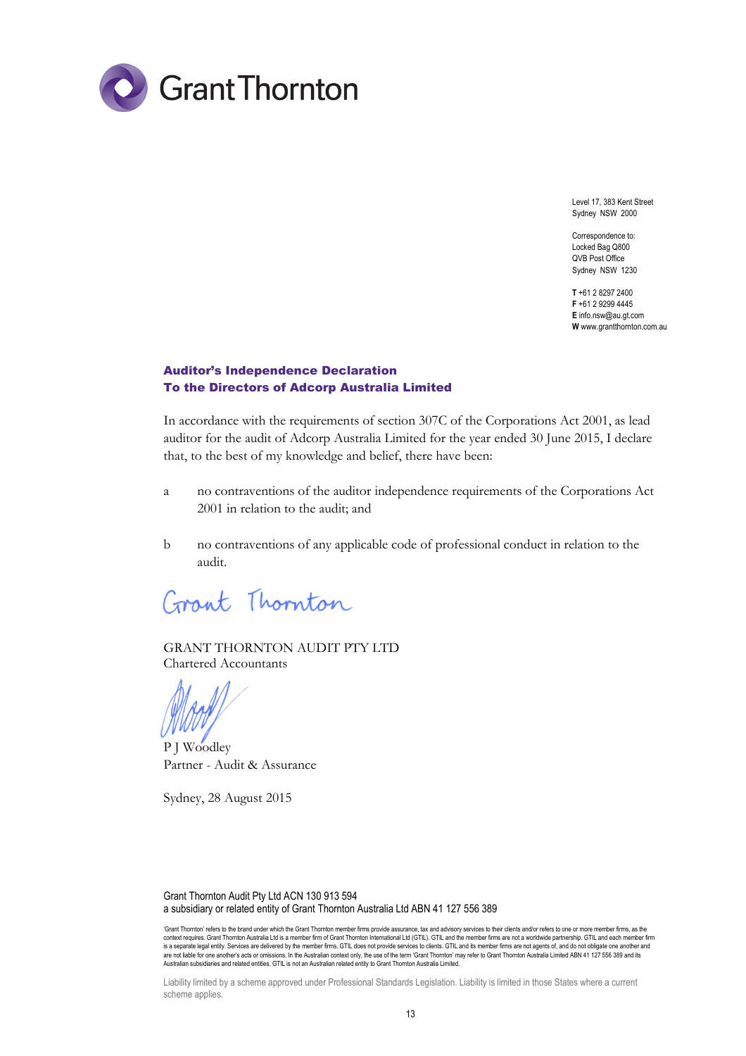Grant Thornton

Level 17, 383 Kent Street
Sydney NSW 2000

Correspondence to:
Locked Bag Q800
QVB Post Office
Sydney NSW 1230

**T** +61 2 8297 2400
**F** +61 2 9299 4445
**E** info.nsw@au.gt.com
**W** www.grantthornton.com.au

## Auditor's Independence Declaration
## To the Directors of Adcorp Australia Limited

In accordance with the requirements of section 307C of the Corporations Act 2001, as lead auditor for the audit of Adcorp Australia Limited for the year ended 30 June 2015, I declare that, to the best of my knowledge and belief, there have been:

a no contraventions of the auditor independence requirements of the Corporations Act 2001 in relation to the audit; and

b no contraventions of any applicable code of professional conduct in relation to the audit.

Grant Thornton

GRANT THORNTON AUDIT PTY LTD
Chartered Accountants

P J Woodley
Partner - Audit & Assurance

Sydney, 28 August 2015

Grant Thornton Audit Pty Ltd ACN 130 913 594
a subsidiary or related entity of Grant Thornton Australia Ltd ABN 41 127 556 389

'Grant Thornton' refers to the brand under which the Grant Thornton member firms provide assurance, tax and advisory services to their clients and/or refers to one or more member firms, as the context requires. Grant Thornton Australia Ltd is a member firm of Grant Thornton International Ltd (GTIL). GTIL and the member firms are not a worldwide partnership. GTIL and each member firm is a separate legal entity. Services are delivered by the member firms. GTIL does not provide services to clients. GTIL and its member firms are not agents of, and do not obligate one another and are not liable for one another's acts or omissions. In the Australian context only, the use of the term 'Grant Thornton' may refer to Grant Thornton Australia Limited ABN 41 127 556 389 and its Australian subsidiaries and related entities. GTIL is not an Australian related entity to Grant Thornton Australia Limited.

Liability limited by a scheme approved under Professional Standards Legislation. Liability is limited in those States where a current scheme applies.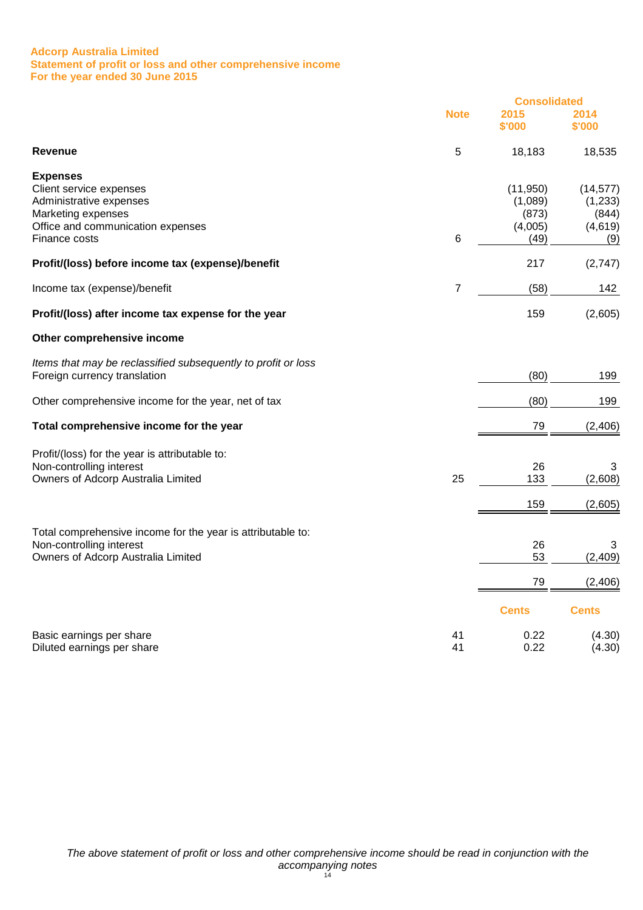**Adcorp Australia Limited**
**Statement of profit or loss and other comprehensive income**
**For the year ended 30 June 2015**

| | Note | Consolidated 2015 $'000 | 2014 $'000 |
|---|---|---|---|
| **Revenue** | 5 | 18,183 | 18,535 |
| **Expenses** | | | |
| Client service expenses | | (11,950) | (14,577) |
| Administrative expenses | | (1,089) | (1,233) |
| Marketing expenses | | (873) | (844) |
| Office and communication expenses | | (4,005) | (4,619) |
| Finance costs | 6 | (49) | (9) |
| **Profit/(loss) before income tax (expense)/benefit** | | 217 | (2,747) |
| Income tax (expense)/benefit | 7 | (58) | 142 |
| **Profit/(loss) after income tax expense for the year** | | 159 | (2,605) |
| **Other comprehensive income** | | | |
| *Items that may be reclassified subsequently to profit or loss* | | | |
| Foreign currency translation | | (80) | 199 |
| Other comprehensive income for the year, net of tax | | (80) | 199 |
| **Total comprehensive income for the year** | | 79 | (2,406) |
| Profit/(loss) for the year is attributable to: | | | |
| Non-controlling interest | | 26 | 3 |
| Owners of Adcorp Australia Limited | 25 | 133 | (2,608) |
| | | 159 | (2,605) |
| Total comprehensive income for the year is attributable to: | | | |
| Non-controlling interest | | 26 | 3 |
| Owners of Adcorp Australia Limited | | 53 | (2,409) |
| | | 79 | (2,406) |
| | | Cents | Cents |
| Basic earnings per share | 41 | 0.22 | (4.30) |
| Diluted earnings per share | 41 | 0.22 | (4.30) |

*The above statement of profit or loss and other comprehensive income should be read in conjunction with the accompanying notes*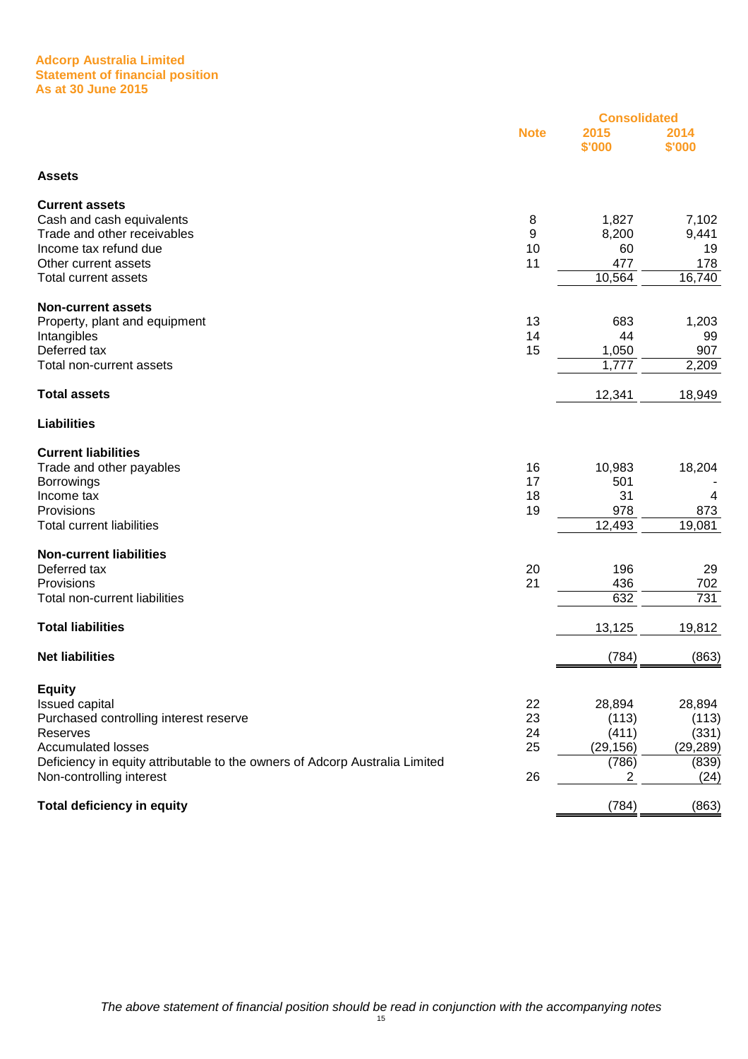# Adcorp Australia Limited
## Statement of financial position
### As at 30 June 2015

| | Note | Consolidated 2015 $'000 | 2014 $'000 |
|---|---|---|---|
| **Assets** | | | |
| **Current assets** | | | |
| Cash and cash equivalents | 8 | 1,827 | 7,102 |
| Trade and other receivables | 9 | 8,200 | 9,441 |
| Income tax refund due | 10 | 60 | 19 |
| Other current assets | 11 | 477 | 178 |
| Total current assets | | 10,564 | 16,740 |
| **Non-current assets** | | | |
| Property, plant and equipment | 13 | 683 | 1,203 |
| Intangibles | 14 | 44 | 99 |
| Deferred tax | 15 | 1,050 | 907 |
| Total non-current assets | | 1,777 | 2,209 |
| **Total assets** | | 12,341 | 18,949 |
| **Liabilities** | | | |
| **Current liabilities** | | | |
| Trade and other payables | 16 | 10,983 | 18,204 |
| Borrowings | 17 | 501 | - |
| Income tax | 18 | 31 | 4 |
| Provisions | 19 | 978 | 873 |
| Total current liabilities | | 12,493 | 19,081 |
| **Non-current liabilities** | | | |
| Deferred tax | 20 | 196 | 29 |
| Provisions | 21 | 436 | 702 |
| Total non-current liabilities | | 632 | 731 |
| **Total liabilities** | | 13,125 | 19,812 |
| **Net liabilities** | | (784) | (863) |
| **Equity** | | | |
| Issued capital | 22 | 28,894 | 28,894 |
| Purchased controlling interest reserve | 23 | (113) | (113) |
| Reserves | 24 | (411) | (331) |
| Accumulated losses | 25 | (29,156) | (29,289) |
| Deficiency in equity attributable to the owners of Adcorp Australia Limited | | (786) | (839) |
| Non-controlling interest | 26 | 2 | (24) |
| **Total deficiency in equity** | | (784) | (863) |

*The above statement of financial position should be read in conjunction with the accompanying notes*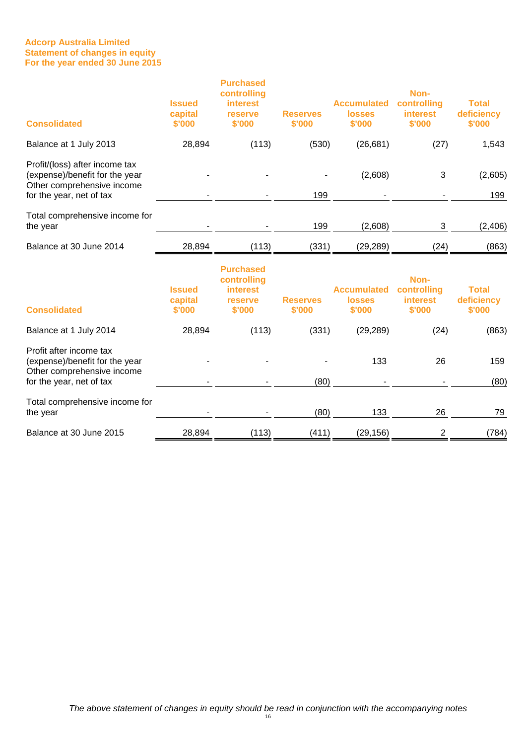**Adcorp Australia Limited**
**Statement of changes in equity**
**For the year ended 30 June 2015**

| Consolidated | Issued capital $'000 | Purchased controlling interest reserve $'000 | Reserves $'000 | Accumulated losses $'000 | Non-controlling interest $'000 | Total deficiency $'000 |
|---|---|---|---|---|---|---|
| Balance at 1 July 2013 | 28,894 | (113) | (530) | (26,681) | (27) | 1,543 |
| Profit/(loss) after income tax (expense)/benefit for the year | - | - | - | (2,608) | 3 | (2,605) |
| Other comprehensive income for the year, net of tax | - | - | 199 | - | - | 199 |
| Total comprehensive income for the year | - | - | 199 | (2,608) | 3 | (2,406) |
| Balance at 30 June 2014 | 28,894 | (113) | (331) | (29,289) | (24) | (863) |

| Consolidated | Issued capital $'000 | Purchased controlling interest reserve $'000 | Reserves $'000 | Accumulated losses $'000 | Non-controlling interest $'000 | Total deficiency $'000 |
|---|---|---|---|---|---|---|
| Balance at 1 July 2014 | 28,894 | (113) | (331) | (29,289) | (24) | (863) |
| Profit after income tax (expense)/benefit for the year | - | - | - | 133 | 26 | 159 |
| Other comprehensive income for the year, net of tax | - | - | (80) | - | - | (80) |
| Total comprehensive income for the year | - | - | (80) | 133 | 26 | 79 |
| Balance at 30 June 2015 | 28,894 | (113) | (411) | (29,156) | 2 | (784) |

*The above statement of changes in equity should be read in conjunction with the accompanying notes*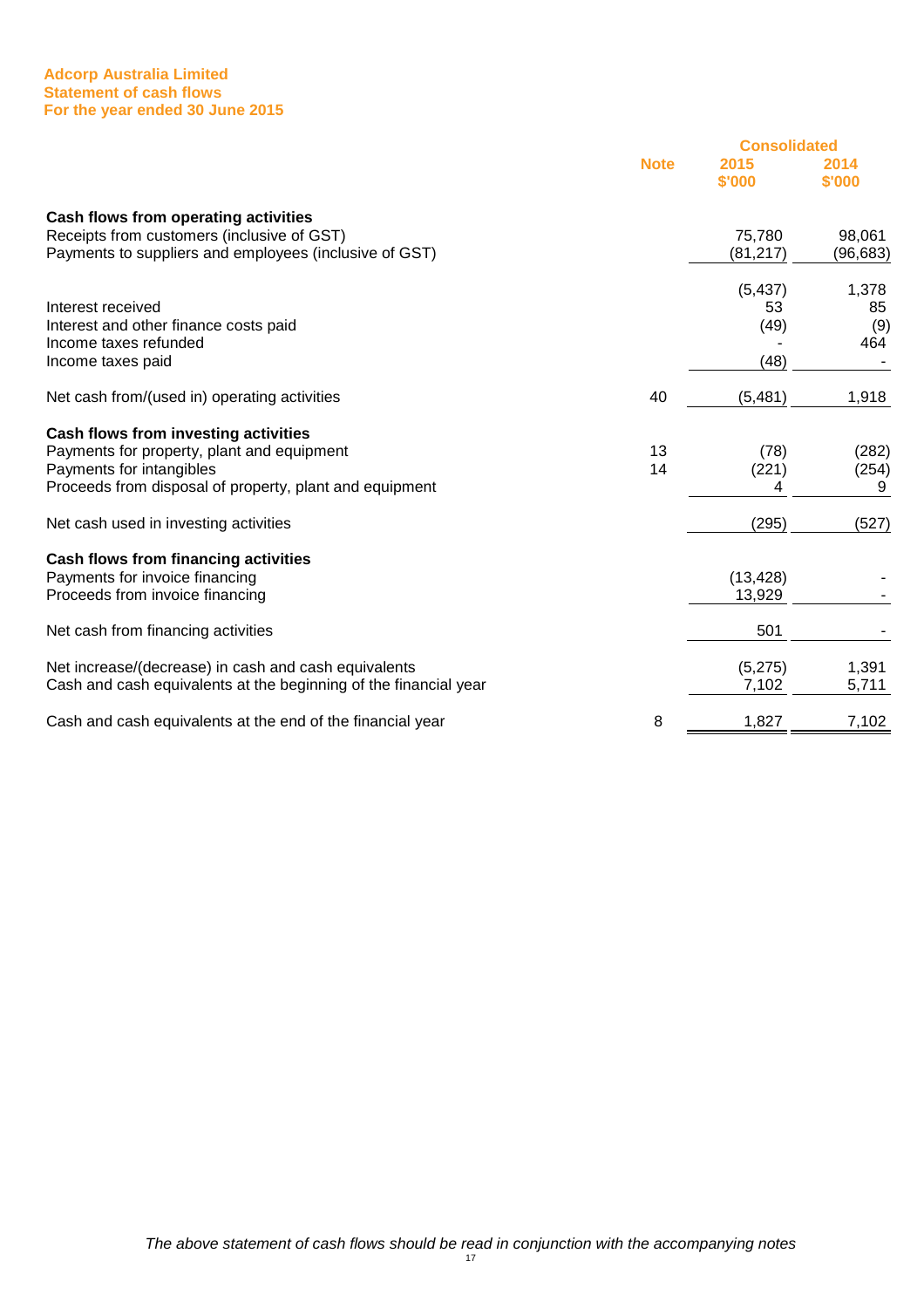**Adcorp Australia Limited**
**Statement of cash flows**
**For the year ended 30 June 2015**

| | Note | Consolidated 2015 $'000 | Consolidated 2014 $'000 |
|---|---|---|---|
| **Cash flows from operating activities** | | | |
| Receipts from customers (inclusive of GST) | | 75,780 | 98,061 |
| Payments to suppliers and employees (inclusive of GST) | | (81,217) | (96,683) |
| | | (5,437) | 1,378 |
| Interest received | | 53 | 85 |
| Interest and other finance costs paid | | (49) | (9) |
| Income taxes refunded | | - | 464 |
| Income taxes paid | | (48) | - |
| Net cash from/(used in) operating activities | 40 | (5,481) | 1,918 |
| **Cash flows from investing activities** | | | |
| Payments for property, plant and equipment | 13 | (78) | (282) |
| Payments for intangibles | 14 | (221) | (254) |
| Proceeds from disposal of property, plant and equipment | | 4 | 9 |
| Net cash used in investing activities | | (295) | (527) |
| **Cash flows from financing activities** | | | |
| Payments for invoice financing | | (13,428) | - |
| Proceeds from invoice financing | | 13,929 | - |
| Net cash from financing activities | | 501 | - |
| Net increase/(decrease) in cash and cash equivalents | | (5,275) | 1,391 |
| Cash and cash equivalents at the beginning of the financial year | | 7,102 | 5,711 |
| Cash and cash equivalents at the end of the financial year | 8 | 1,827 | 7,102 |

*The above statement of cash flows should be read in conjunction with the accompanying notes*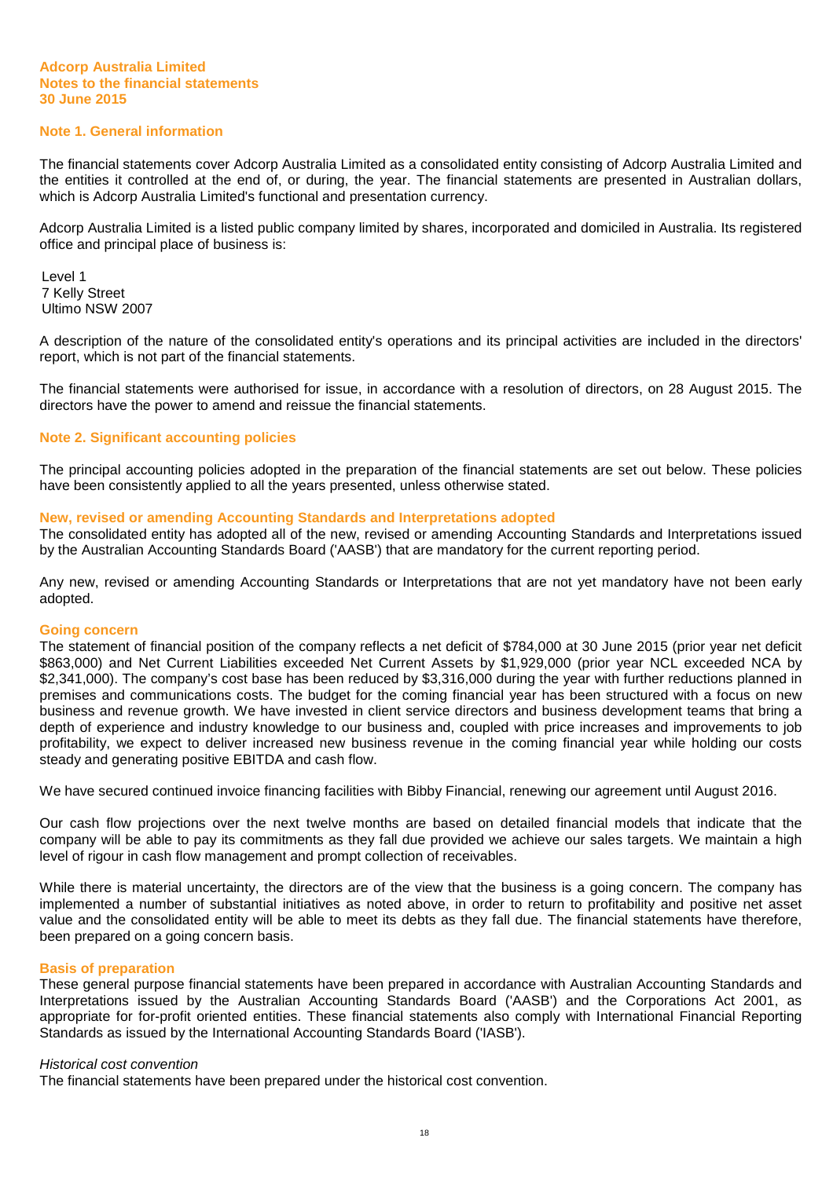**Adcorp Australia Limited**
**Notes to the financial statements**
**30 June 2015**

## Note 1. General information

The financial statements cover Adcorp Australia Limited as a consolidated entity consisting of Adcorp Australia Limited and the entities it controlled at the end of, or during, the year. The financial statements are presented in Australian dollars, which is Adcorp Australia Limited's functional and presentation currency.

Adcorp Australia Limited is a listed public company limited by shares, incorporated and domiciled in Australia. Its registered office and principal place of business is:

Level 1
7 Kelly Street
Ultimo NSW 2007

A description of the nature of the consolidated entity's operations and its principal activities are included in the directors' report, which is not part of the financial statements.

The financial statements were authorised for issue, in accordance with a resolution of directors, on 28 August 2015. The directors have the power to amend and reissue the financial statements.

## Note 2. Significant accounting policies

The principal accounting policies adopted in the preparation of the financial statements are set out below. These policies have been consistently applied to all the years presented, unless otherwise stated.

### New, revised or amending Accounting Standards and Interpretations adopted

The consolidated entity has adopted all of the new, revised or amending Accounting Standards and Interpretations issued by the Australian Accounting Standards Board ('AASB') that are mandatory for the current reporting period.

Any new, revised or amending Accounting Standards or Interpretations that are not yet mandatory have not been early adopted.

### Going concern

The statement of financial position of the company reflects a net deficit of $784,000 at 30 June 2015 (prior year net deficit $863,000) and Net Current Liabilities exceeded Net Current Assets by $1,929,000 (prior year NCL exceeded NCA by $2,341,000). The company's cost base has been reduced by $3,316,000 during the year with further reductions planned in premises and communications costs. The budget for the coming financial year has been structured with a focus on new business and revenue growth. We have invested in client service directors and business development teams that bring a depth of experience and industry knowledge to our business and, coupled with price increases and improvements to job profitability, we expect to deliver increased new business revenue in the coming financial year while holding our costs steady and generating positive EBITDA and cash flow.

We have secured continued invoice financing facilities with Bibby Financial, renewing our agreement until August 2016.

Our cash flow projections over the next twelve months are based on detailed financial models that indicate that the company will be able to pay its commitments as they fall due provided we achieve our sales targets. We maintain a high level of rigour in cash flow management and prompt collection of receivables.

While there is material uncertainty, the directors are of the view that the business is a going concern. The company has implemented a number of substantial initiatives as noted above, in order to return to profitability and positive net asset value and the consolidated entity will be able to meet its debts as they fall due. The financial statements have therefore, been prepared on a going concern basis.

### Basis of preparation

These general purpose financial statements have been prepared in accordance with Australian Accounting Standards and Interpretations issued by the Australian Accounting Standards Board ('AASB') and the Corporations Act 2001, as appropriate for for-profit oriented entities. These financial statements also comply with International Financial Reporting Standards as issued by the International Accounting Standards Board ('IASB').

*Historical cost convention*

The financial statements have been prepared under the historical cost convention.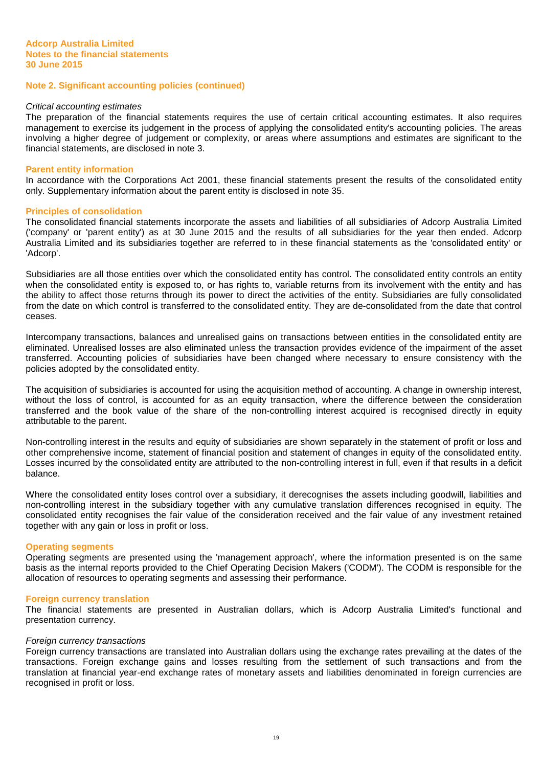**Adcorp Australia Limited**
**Notes to the financial statements**
**30 June 2015**

## Note 2. Significant accounting policies (continued)

*Critical accounting estimates*

The preparation of the financial statements requires the use of certain critical accounting estimates. It also requires management to exercise its judgement in the process of applying the consolidated entity's accounting policies. The areas involving a higher degree of judgement or complexity, or areas where assumptions and estimates are significant to the financial statements, are disclosed in note 3.

### Parent entity information

In accordance with the Corporations Act 2001, these financial statements present the results of the consolidated entity only. Supplementary information about the parent entity is disclosed in note 35.

### Principles of consolidation

The consolidated financial statements incorporate the assets and liabilities of all subsidiaries of Adcorp Australia Limited ('company' or 'parent entity') as at 30 June 2015 and the results of all subsidiaries for the year then ended. Adcorp Australia Limited and its subsidiaries together are referred to in these financial statements as the 'consolidated entity' or 'Adcorp'.

Subsidiaries are all those entities over which the consolidated entity has control. The consolidated entity controls an entity when the consolidated entity is exposed to, or has rights to, variable returns from its involvement with the entity and has the ability to affect those returns through its power to direct the activities of the entity. Subsidiaries are fully consolidated from the date on which control is transferred to the consolidated entity. They are de-consolidated from the date that control ceases.

Intercompany transactions, balances and unrealised gains on transactions between entities in the consolidated entity are eliminated. Unrealised losses are also eliminated unless the transaction provides evidence of the impairment of the asset transferred. Accounting policies of subsidiaries have been changed where necessary to ensure consistency with the policies adopted by the consolidated entity.

The acquisition of subsidiaries is accounted for using the acquisition method of accounting. A change in ownership interest, without the loss of control, is accounted for as an equity transaction, where the difference between the consideration transferred and the book value of the share of the non-controlling interest acquired is recognised directly in equity attributable to the parent.

Non-controlling interest in the results and equity of subsidiaries are shown separately in the statement of profit or loss and other comprehensive income, statement of financial position and statement of changes in equity of the consolidated entity. Losses incurred by the consolidated entity are attributed to the non-controlling interest in full, even if that results in a deficit balance.

Where the consolidated entity loses control over a subsidiary, it derecognises the assets including goodwill, liabilities and non-controlling interest in the subsidiary together with any cumulative translation differences recognised in equity. The consolidated entity recognises the fair value of the consideration received and the fair value of any investment retained together with any gain or loss in profit or loss.

### Operating segments

Operating segments are presented using the 'management approach', where the information presented is on the same basis as the internal reports provided to the Chief Operating Decision Makers ('CODM'). The CODM is responsible for the allocation of resources to operating segments and assessing their performance.

### Foreign currency translation

The financial statements are presented in Australian dollars, which is Adcorp Australia Limited's functional and presentation currency.

*Foreign currency transactions*

Foreign currency transactions are translated into Australian dollars using the exchange rates prevailing at the dates of the transactions. Foreign exchange gains and losses resulting from the settlement of such transactions and from the translation at financial year-end exchange rates of monetary assets and liabilities denominated in foreign currencies are recognised in profit or loss.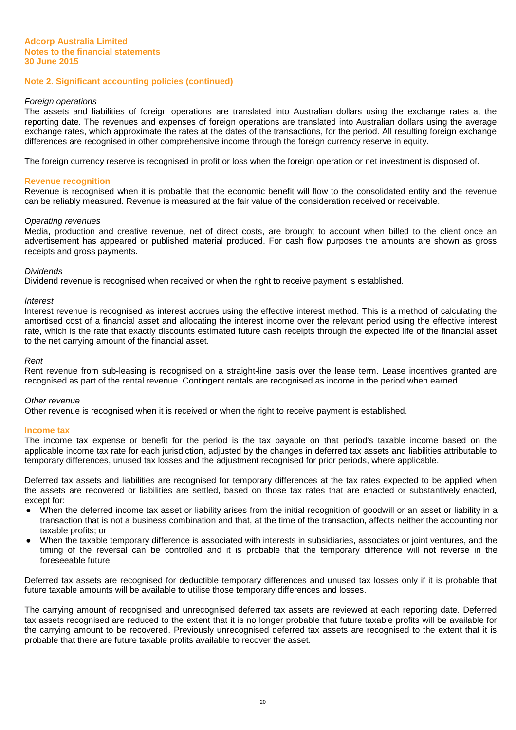Adcorp Australia Limited
Notes to the financial statements
30 June 2015

## Note 2. Significant accounting policies (continued)

*Foreign operations*

The assets and liabilities of foreign operations are translated into Australian dollars using the exchange rates at the reporting date. The revenues and expenses of foreign operations are translated into Australian dollars using the average exchange rates, which approximate the rates at the dates of the transactions, for the period. All resulting foreign exchange differences are recognised in other comprehensive income through the foreign currency reserve in equity.

The foreign currency reserve is recognised in profit or loss when the foreign operation or net investment is disposed of.

### Revenue recognition

Revenue is recognised when it is probable that the economic benefit will flow to the consolidated entity and the revenue can be reliably measured. Revenue is measured at the fair value of the consideration received or receivable.

*Operating revenues*

Media, production and creative revenue, net of direct costs, are brought to account when billed to the client once an advertisement has appeared or published material produced. For cash flow purposes the amounts are shown as gross receipts and gross payments.

*Dividends*

Dividend revenue is recognised when received or when the right to receive payment is established.

*Interest*

Interest revenue is recognised as interest accrues using the effective interest method. This is a method of calculating the amortised cost of a financial asset and allocating the interest income over the relevant period using the effective interest rate, which is the rate that exactly discounts estimated future cash receipts through the expected life of the financial asset to the net carrying amount of the financial asset.

*Rent*

Rent revenue from sub-leasing is recognised on a straight-line basis over the lease term. Lease incentives granted are recognised as part of the rental revenue. Contingent rentals are recognised as income in the period when earned.

*Other revenue*

Other revenue is recognised when it is received or when the right to receive payment is established.

### Income tax

The income tax expense or benefit for the period is the tax payable on that period's taxable income based on the applicable income tax rate for each jurisdiction, adjusted by the changes in deferred tax assets and liabilities attributable to temporary differences, unused tax losses and the adjustment recognised for prior periods, where applicable.

Deferred tax assets and liabilities are recognised for temporary differences at the tax rates expected to be applied when the assets are recovered or liabilities are settled, based on those tax rates that are enacted or substantively enacted, except for:

- When the deferred income tax asset or liability arises from the initial recognition of goodwill or an asset or liability in a transaction that is not a business combination and that, at the time of the transaction, affects neither the accounting nor taxable profits; or
- When the taxable temporary difference is associated with interests in subsidiaries, associates or joint ventures, and the timing of the reversal can be controlled and it is probable that the temporary difference will not reverse in the foreseeable future.

Deferred tax assets are recognised for deductible temporary differences and unused tax losses only if it is probable that future taxable amounts will be available to utilise those temporary differences and losses.

The carrying amount of recognised and unrecognised deferred tax assets are reviewed at each reporting date. Deferred tax assets recognised are reduced to the extent that it is no longer probable that future taxable profits will be available for the carrying amount to be recovered. Previously unrecognised deferred tax assets are recognised to the extent that it is probable that there are future taxable profits available to recover the asset.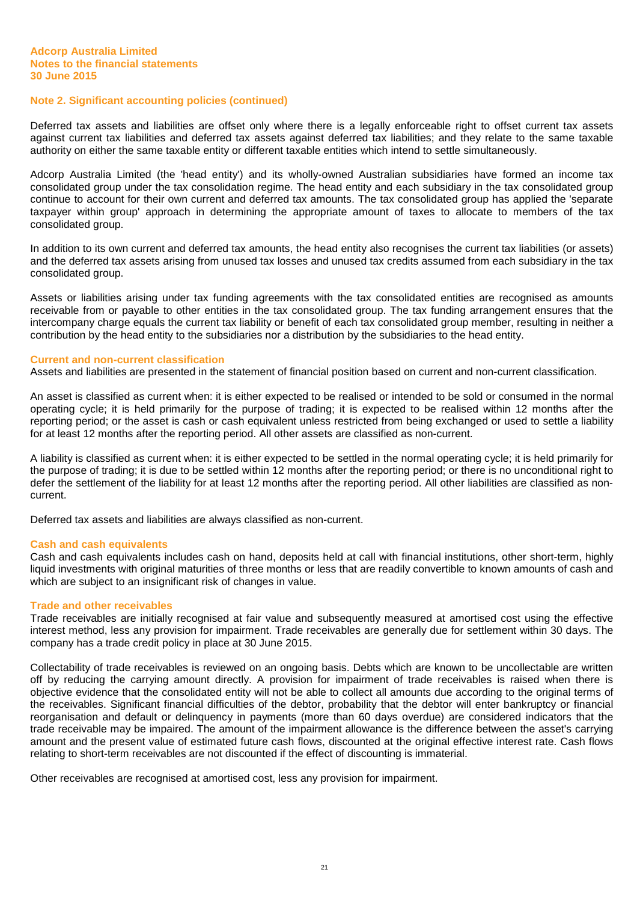## Note 2. Significant accounting policies (continued)

Deferred tax assets and liabilities are offset only where there is a legally enforceable right to offset current tax assets against current tax liabilities and deferred tax assets against deferred tax liabilities; and they relate to the same taxable authority on either the same taxable entity or different taxable entities which intend to settle simultaneously.

Adcorp Australia Limited (the 'head entity') and its wholly-owned Australian subsidiaries have formed an income tax consolidated group under the tax consolidation regime. The head entity and each subsidiary in the tax consolidated group continue to account for their own current and deferred tax amounts. The tax consolidated group has applied the 'separate taxpayer within group' approach in determining the appropriate amount of taxes to allocate to members of the tax consolidated group.

In addition to its own current and deferred tax amounts, the head entity also recognises the current tax liabilities (or assets) and the deferred tax assets arising from unused tax losses and unused tax credits assumed from each subsidiary in the tax consolidated group.

Assets or liabilities arising under tax funding agreements with the tax consolidated entities are recognised as amounts receivable from or payable to other entities in the tax consolidated group. The tax funding arrangement ensures that the intercompany charge equals the current tax liability or benefit of each tax consolidated group member, resulting in neither a contribution by the head entity to the subsidiaries nor a distribution by the subsidiaries to the head entity.

### Current and non-current classification

Assets and liabilities are presented in the statement of financial position based on current and non-current classification.

An asset is classified as current when: it is either expected to be realised or intended to be sold or consumed in the normal operating cycle; it is held primarily for the purpose of trading; it is expected to be realised within 12 months after the reporting period; or the asset is cash or cash equivalent unless restricted from being exchanged or used to settle a liability for at least 12 months after the reporting period. All other assets are classified as non-current.

A liability is classified as current when: it is either expected to be settled in the normal operating cycle; it is held primarily for the purpose of trading; it is due to be settled within 12 months after the reporting period; or there is no unconditional right to defer the settlement of the liability for at least 12 months after the reporting period. All other liabilities are classified as non-current.

Deferred tax assets and liabilities are always classified as non-current.

### Cash and cash equivalents

Cash and cash equivalents includes cash on hand, deposits held at call with financial institutions, other short-term, highly liquid investments with original maturities of three months or less that are readily convertible to known amounts of cash and which are subject to an insignificant risk of changes in value.

### Trade and other receivables

Trade receivables are initially recognised at fair value and subsequently measured at amortised cost using the effective interest method, less any provision for impairment. Trade receivables are generally due for settlement within 30 days. The company has a trade credit policy in place at 30 June 2015.

Collectability of trade receivables is reviewed on an ongoing basis. Debts which are known to be uncollectable are written off by reducing the carrying amount directly. A provision for impairment of trade receivables is raised when there is objective evidence that the consolidated entity will not be able to collect all amounts due according to the original terms of the receivables. Significant financial difficulties of the debtor, probability that the debtor will enter bankruptcy or financial reorganisation and default or delinquency in payments (more than 60 days overdue) are considered indicators that the trade receivable may be impaired. The amount of the impairment allowance is the difference between the asset's carrying amount and the present value of estimated future cash flows, discounted at the original effective interest rate. Cash flows relating to short-term receivables are not discounted if the effect of discounting is immaterial.

Other receivables are recognised at amortised cost, less any provision for impairment.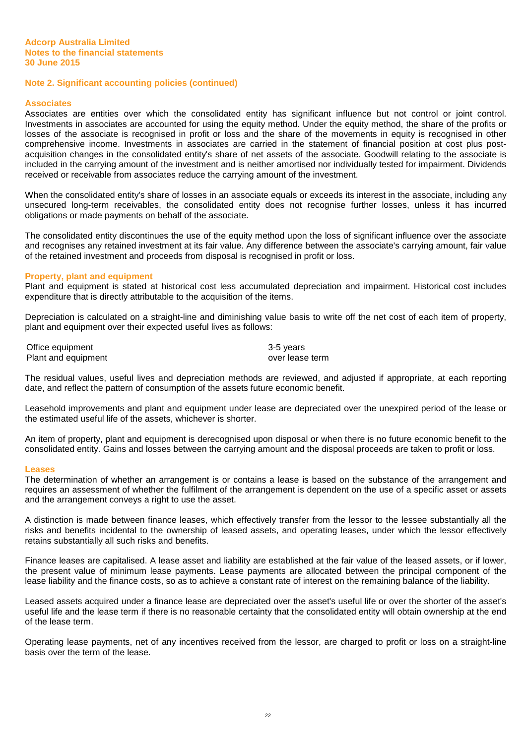## Note 2. Significant accounting policies (continued)

### Associates

Associates are entities over which the consolidated entity has significant influence but not control or joint control. Investments in associates are accounted for using the equity method. Under the equity method, the share of the profits or losses of the associate is recognised in profit or loss and the share of the movements in equity is recognised in other comprehensive income. Investments in associates are carried in the statement of financial position at cost plus post-acquisition changes in the consolidated entity's share of net assets of the associate. Goodwill relating to the associate is included in the carrying amount of the investment and is neither amortised nor individually tested for impairment. Dividends received or receivable from associates reduce the carrying amount of the investment.

When the consolidated entity's share of losses in an associate equals or exceeds its interest in the associate, including any unsecured long-term receivables, the consolidated entity does not recognise further losses, unless it has incurred obligations or made payments on behalf of the associate.

The consolidated entity discontinues the use of the equity method upon the loss of significant influence over the associate and recognises any retained investment at its fair value. Any difference between the associate's carrying amount, fair value of the retained investment and proceeds from disposal is recognised in profit or loss.

### Property, plant and equipment

Plant and equipment is stated at historical cost less accumulated depreciation and impairment. Historical cost includes expenditure that is directly attributable to the acquisition of the items.

Depreciation is calculated on a straight-line and diminishing value basis to write off the net cost of each item of property, plant and equipment over their expected useful lives as follows:

| | |
|---|---|
| Office equipment | 3-5 years |
| Plant and equipment | over lease term |

The residual values, useful lives and depreciation methods are reviewed, and adjusted if appropriate, at each reporting date, and reflect the pattern of consumption of the assets future economic benefit.

Leasehold improvements and plant and equipment under lease are depreciated over the unexpired period of the lease or the estimated useful life of the assets, whichever is shorter.

An item of property, plant and equipment is derecognised upon disposal or when there is no future economic benefit to the consolidated entity. Gains and losses between the carrying amount and the disposal proceeds are taken to profit or loss.

### Leases

The determination of whether an arrangement is or contains a lease is based on the substance of the arrangement and requires an assessment of whether the fulfilment of the arrangement is dependent on the use of a specific asset or assets and the arrangement conveys a right to use the asset.

A distinction is made between finance leases, which effectively transfer from the lessor to the lessee substantially all the risks and benefits incidental to the ownership of leased assets, and operating leases, under which the lessor effectively retains substantially all such risks and benefits.

Finance leases are capitalised. A lease asset and liability are established at the fair value of the leased assets, or if lower, the present value of minimum lease payments. Lease payments are allocated between the principal component of the lease liability and the finance costs, so as to achieve a constant rate of interest on the remaining balance of the liability.

Leased assets acquired under a finance lease are depreciated over the asset's useful life or over the shorter of the asset's useful life and the lease term if there is no reasonable certainty that the consolidated entity will obtain ownership at the end of the lease term.

Operating lease payments, net of any incentives received from the lessor, are charged to profit or loss on a straight-line basis over the term of the lease.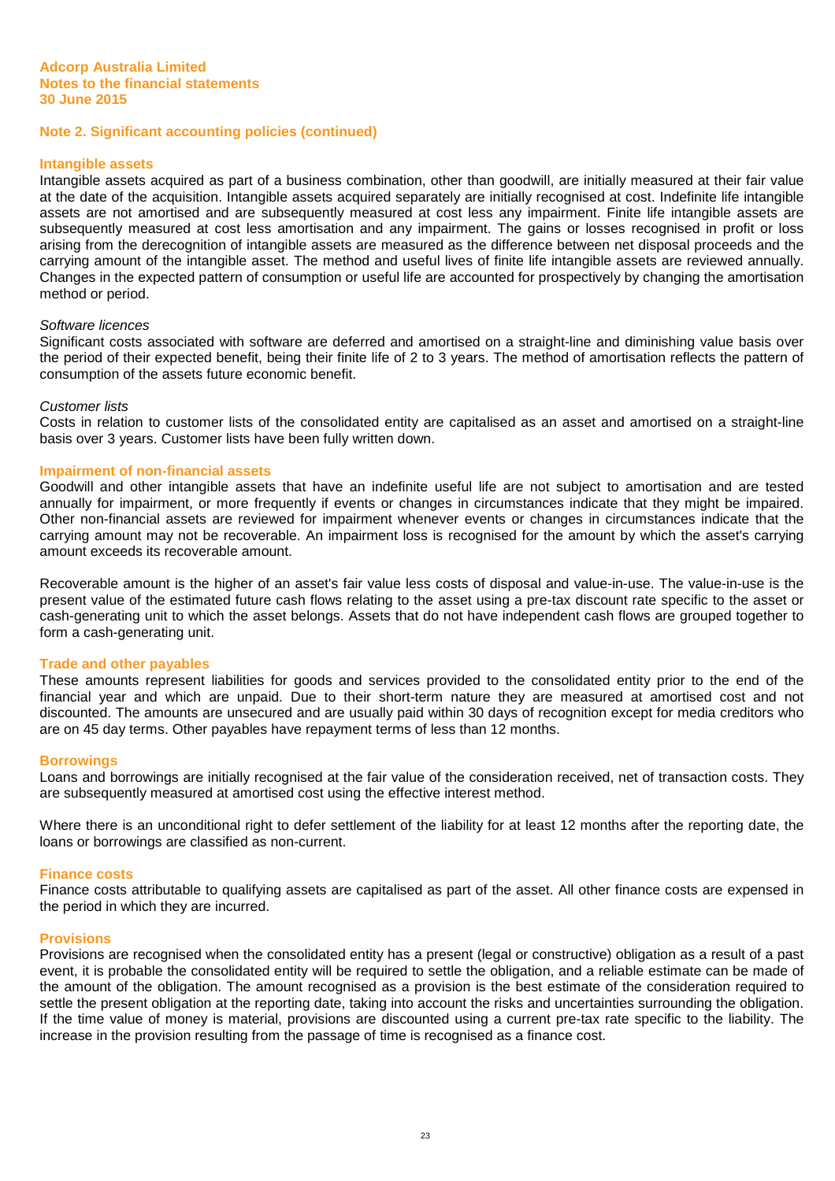**Adcorp Australia Limited**
**Notes to the financial statements**
**30 June 2015**

## Note 2. Significant accounting policies (continued)

### Intangible assets

Intangible assets acquired as part of a business combination, other than goodwill, are initially measured at their fair value at the date of the acquisition. Intangible assets acquired separately are initially recognised at cost. Indefinite life intangible assets are not amortised and are subsequently measured at cost less any impairment. Finite life intangible assets are subsequently measured at cost less amortisation and any impairment. The gains or losses recognised in profit or loss arising from the derecognition of intangible assets are measured as the difference between net disposal proceeds and the carrying amount of the intangible asset. The method and useful lives of finite life intangible assets are reviewed annually. Changes in the expected pattern of consumption or useful life are accounted for prospectively by changing the amortisation method or period.

*Software licences*

Significant costs associated with software are deferred and amortised on a straight-line and diminishing value basis over the period of their expected benefit, being their finite life of 2 to 3 years. The method of amortisation reflects the pattern of consumption of the assets future economic benefit.

*Customer lists*

Costs in relation to customer lists of the consolidated entity are capitalised as an asset and amortised on a straight-line basis over 3 years. Customer lists have been fully written down.

### Impairment of non-financial assets

Goodwill and other intangible assets that have an indefinite useful life are not subject to amortisation and are tested annually for impairment, or more frequently if events or changes in circumstances indicate that they might be impaired. Other non-financial assets are reviewed for impairment whenever events or changes in circumstances indicate that the carrying amount may not be recoverable. An impairment loss is recognised for the amount by which the asset's carrying amount exceeds its recoverable amount.

Recoverable amount is the higher of an asset's fair value less costs of disposal and value-in-use. The value-in-use is the present value of the estimated future cash flows relating to the asset using a pre-tax discount rate specific to the asset or cash-generating unit to which the asset belongs. Assets that do not have independent cash flows are grouped together to form a cash-generating unit.

### Trade and other payables

These amounts represent liabilities for goods and services provided to the consolidated entity prior to the end of the financial year and which are unpaid. Due to their short-term nature they are measured at amortised cost and not discounted. The amounts are unsecured and are usually paid within 30 days of recognition except for media creditors who are on 45 day terms. Other payables have repayment terms of less than 12 months.

### Borrowings

Loans and borrowings are initially recognised at the fair value of the consideration received, net of transaction costs. They are subsequently measured at amortised cost using the effective interest method.

Where there is an unconditional right to defer settlement of the liability for at least 12 months after the reporting date, the loans or borrowings are classified as non-current.

### Finance costs

Finance costs attributable to qualifying assets are capitalised as part of the asset. All other finance costs are expensed in the period in which they are incurred.

### Provisions

Provisions are recognised when the consolidated entity has a present (legal or constructive) obligation as a result of a past event, it is probable the consolidated entity will be required to settle the obligation, and a reliable estimate can be made of the amount of the obligation. The amount recognised as a provision is the best estimate of the consideration required to settle the present obligation at the reporting date, taking into account the risks and uncertainties surrounding the obligation. If the time value of money is material, provisions are discounted using a current pre-tax rate specific to the liability. The increase in the provision resulting from the passage of time is recognised as a finance cost.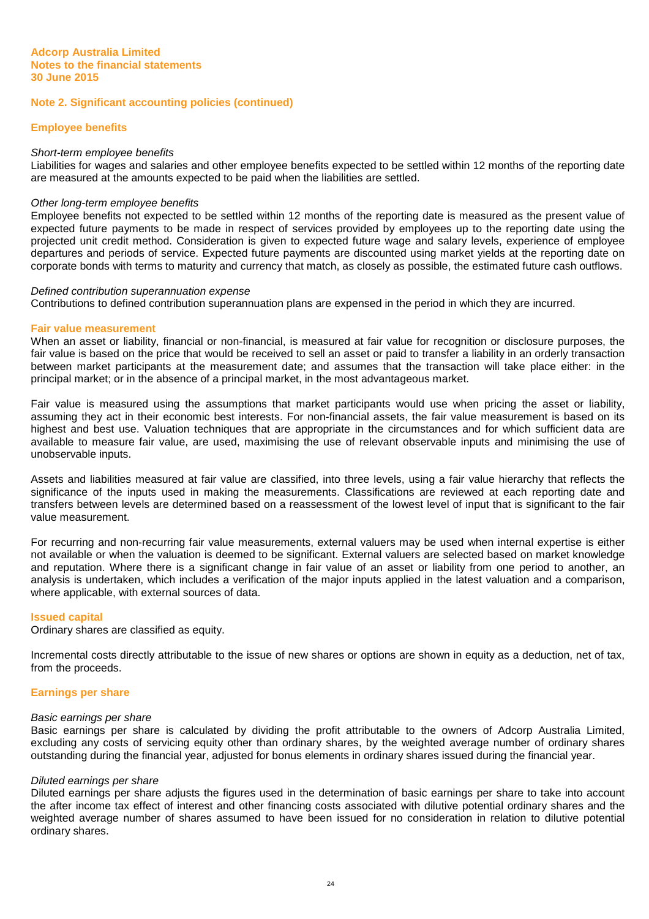## Note 2. Significant accounting policies (continued)

### Employee benefits

*Short-term employee benefits*

Liabilities for wages and salaries and other employee benefits expected to be settled within 12 months of the reporting date are measured at the amounts expected to be paid when the liabilities are settled.

*Other long-term employee benefits*

Employee benefits not expected to be settled within 12 months of the reporting date is measured as the present value of expected future payments to be made in respect of services provided by employees up to the reporting date using the projected unit credit method. Consideration is given to expected future wage and salary levels, experience of employee departures and periods of service. Expected future payments are discounted using market yields at the reporting date on corporate bonds with terms to maturity and currency that match, as closely as possible, the estimated future cash outflows.

*Defined contribution superannuation expense*

Contributions to defined contribution superannuation plans are expensed in the period in which they are incurred.

### Fair value measurement

When an asset or liability, financial or non-financial, is measured at fair value for recognition or disclosure purposes, the fair value is based on the price that would be received to sell an asset or paid to transfer a liability in an orderly transaction between market participants at the measurement date; and assumes that the transaction will take place either: in the principal market; or in the absence of a principal market, in the most advantageous market.

Fair value is measured using the assumptions that market participants would use when pricing the asset or liability, assuming they act in their economic best interests. For non-financial assets, the fair value measurement is based on its highest and best use. Valuation techniques that are appropriate in the circumstances and for which sufficient data are available to measure fair value, are used, maximising the use of relevant observable inputs and minimising the use of unobservable inputs.

Assets and liabilities measured at fair value are classified, into three levels, using a fair value hierarchy that reflects the significance of the inputs used in making the measurements. Classifications are reviewed at each reporting date and transfers between levels are determined based on a reassessment of the lowest level of input that is significant to the fair value measurement.

For recurring and non-recurring fair value measurements, external valuers may be used when internal expertise is either not available or when the valuation is deemed to be significant. External valuers are selected based on market knowledge and reputation. Where there is a significant change in fair value of an asset or liability from one period to another, an analysis is undertaken, which includes a verification of the major inputs applied in the latest valuation and a comparison, where applicable, with external sources of data.

### Issued capital

Ordinary shares are classified as equity.

Incremental costs directly attributable to the issue of new shares or options are shown in equity as a deduction, net of tax, from the proceeds.

### Earnings per share

*Basic earnings per share*

Basic earnings per share is calculated by dividing the profit attributable to the owners of Adcorp Australia Limited, excluding any costs of servicing equity other than ordinary shares, by the weighted average number of ordinary shares outstanding during the financial year, adjusted for bonus elements in ordinary shares issued during the financial year.

*Diluted earnings per share*

Diluted earnings per share adjusts the figures used in the determination of basic earnings per share to take into account the after income tax effect of interest and other financing costs associated with dilutive potential ordinary shares and the weighted average number of shares assumed to have been issued for no consideration in relation to dilutive potential ordinary shares.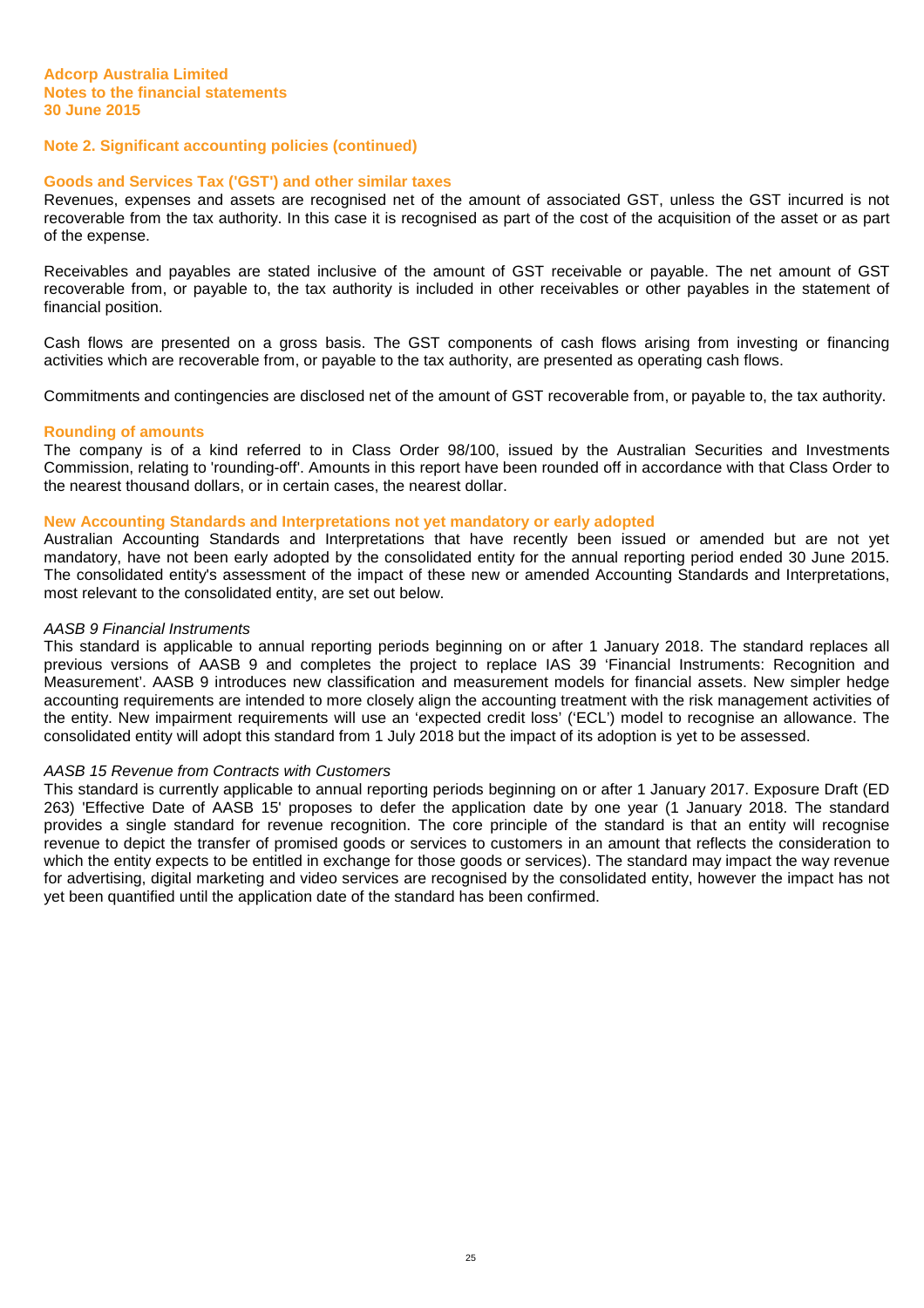**Adcorp Australia Limited**
**Notes to the financial statements**
**30 June 2015**

## Note 2. Significant accounting policies (continued)

### Goods and Services Tax ('GST') and other similar taxes

Revenues, expenses and assets are recognised net of the amount of associated GST, unless the GST incurred is not recoverable from the tax authority. In this case it is recognised as part of the cost of the acquisition of the asset or as part of the expense.

Receivables and payables are stated inclusive of the amount of GST receivable or payable. The net amount of GST recoverable from, or payable to, the tax authority is included in other receivables or other payables in the statement of financial position.

Cash flows are presented on a gross basis. The GST components of cash flows arising from investing or financing activities which are recoverable from, or payable to the tax authority, are presented as operating cash flows.

Commitments and contingencies are disclosed net of the amount of GST recoverable from, or payable to, the tax authority.

### Rounding of amounts

The company is of a kind referred to in Class Order 98/100, issued by the Australian Securities and Investments Commission, relating to 'rounding-off'. Amounts in this report have been rounded off in accordance with that Class Order to the nearest thousand dollars, or in certain cases, the nearest dollar.

### New Accounting Standards and Interpretations not yet mandatory or early adopted

Australian Accounting Standards and Interpretations that have recently been issued or amended but are not yet mandatory, have not been early adopted by the consolidated entity for the annual reporting period ended 30 June 2015. The consolidated entity's assessment of the impact of these new or amended Accounting Standards and Interpretations, most relevant to the consolidated entity, are set out below.

*AASB 9 Financial Instruments*

This standard is applicable to annual reporting periods beginning on or after 1 January 2018. The standard replaces all previous versions of AASB 9 and completes the project to replace IAS 39 'Financial Instruments: Recognition and Measurement'. AASB 9 introduces new classification and measurement models for financial assets. New simpler hedge accounting requirements are intended to more closely align the accounting treatment with the risk management activities of the entity. New impairment requirements will use an 'expected credit loss' ('ECL') model to recognise an allowance. The consolidated entity will adopt this standard from 1 July 2018 but the impact of its adoption is yet to be assessed.

*AASB 15 Revenue from Contracts with Customers*

This standard is currently applicable to annual reporting periods beginning on or after 1 January 2017. Exposure Draft (ED 263) 'Effective Date of AASB 15' proposes to defer the application date by one year (1 January 2018. The standard provides a single standard for revenue recognition. The core principle of the standard is that an entity will recognise revenue to depict the transfer of promised goods or services to customers in an amount that reflects the consideration to which the entity expects to be entitled in exchange for those goods or services). The standard may impact the way revenue for advertising, digital marketing and video services are recognised by the consolidated entity, however the impact has not yet been quantified until the application date of the standard has been confirmed.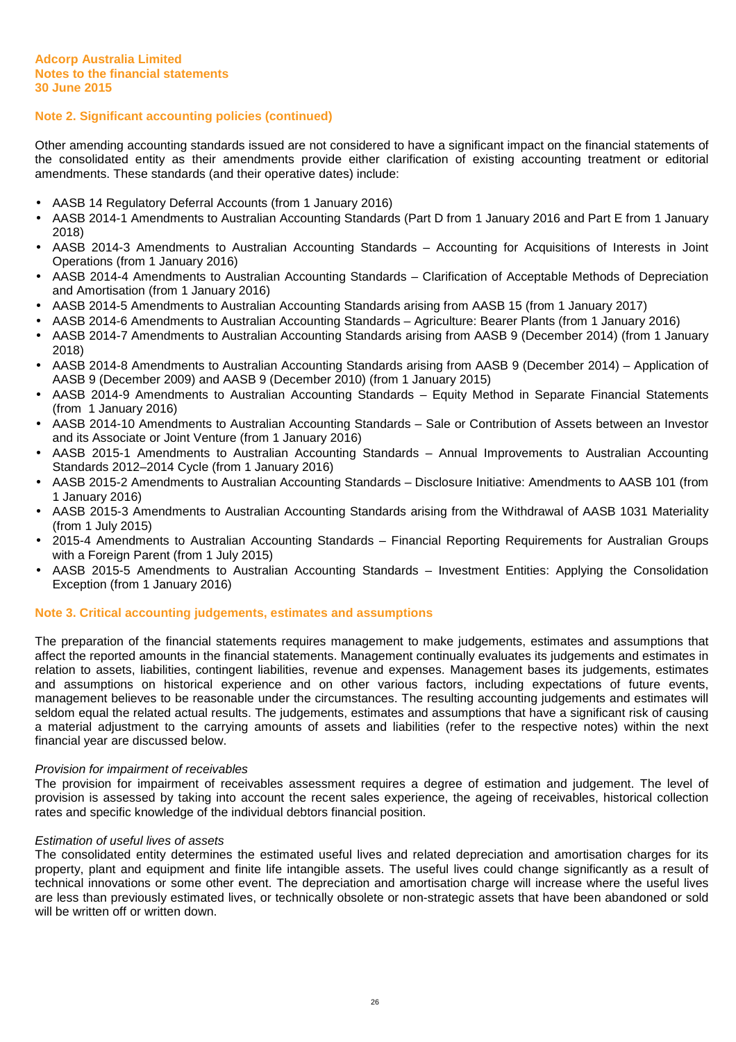## Note 2. Significant accounting policies (continued)

Other amending accounting standards issued are not considered to have a significant impact on the financial statements of the consolidated entity as their amendments provide either clarification of existing accounting treatment or editorial amendments. These standards (and their operative dates) include:

- AASB 14 Regulatory Deferral Accounts (from 1 January 2016)
- AASB 2014-1 Amendments to Australian Accounting Standards (Part D from 1 January 2016 and Part E from 1 January 2018)
- AASB 2014-3 Amendments to Australian Accounting Standards – Accounting for Acquisitions of Interests in Joint Operations (from 1 January 2016)
- AASB 2014-4 Amendments to Australian Accounting Standards – Clarification of Acceptable Methods of Depreciation and Amortisation (from 1 January 2016)
- AASB 2014-5 Amendments to Australian Accounting Standards arising from AASB 15 (from 1 January 2017)
- AASB 2014-6 Amendments to Australian Accounting Standards – Agriculture: Bearer Plants (from 1 January 2016)
- AASB 2014-7 Amendments to Australian Accounting Standards arising from AASB 9 (December 2014) (from 1 January 2018)
- AASB 2014-8 Amendments to Australian Accounting Standards arising from AASB 9 (December 2014) – Application of AASB 9 (December 2009) and AASB 9 (December 2010) (from 1 January 2015)
- AASB 2014-9 Amendments to Australian Accounting Standards – Equity Method in Separate Financial Statements (from 1 January 2016)
- AASB 2014-10 Amendments to Australian Accounting Standards – Sale or Contribution of Assets between an Investor and its Associate or Joint Venture (from 1 January 2016)
- AASB 2015-1 Amendments to Australian Accounting Standards – Annual Improvements to Australian Accounting Standards 2012–2014 Cycle (from 1 January 2016)
- AASB 2015-2 Amendments to Australian Accounting Standards – Disclosure Initiative: Amendments to AASB 101 (from 1 January 2016)
- AASB 2015-3 Amendments to Australian Accounting Standards arising from the Withdrawal of AASB 1031 Materiality (from 1 July 2015)
- 2015-4 Amendments to Australian Accounting Standards – Financial Reporting Requirements for Australian Groups with a Foreign Parent (from 1 July 2015)
- AASB 2015-5 Amendments to Australian Accounting Standards – Investment Entities: Applying the Consolidation Exception (from 1 January 2016)

## Note 3. Critical accounting judgements, estimates and assumptions

The preparation of the financial statements requires management to make judgements, estimates and assumptions that affect the reported amounts in the financial statements. Management continually evaluates its judgements and estimates in relation to assets, liabilities, contingent liabilities, revenue and expenses. Management bases its judgements, estimates and assumptions on historical experience and on other various factors, including expectations of future events, management believes to be reasonable under the circumstances. The resulting accounting judgements and estimates will seldom equal the related actual results. The judgements, estimates and assumptions that have a significant risk of causing a material adjustment to the carrying amounts of assets and liabilities (refer to the respective notes) within the next financial year are discussed below.

*Provision for impairment of receivables*
The provision for impairment of receivables assessment requires a degree of estimation and judgement. The level of provision is assessed by taking into account the recent sales experience, the ageing of receivables, historical collection rates and specific knowledge of the individual debtors financial position.

*Estimation of useful lives of assets*
The consolidated entity determines the estimated useful lives and related depreciation and amortisation charges for its property, plant and equipment and finite life intangible assets. The useful lives could change significantly as a result of technical innovations or some other event. The depreciation and amortisation charge will increase where the useful lives are less than previously estimated lives, or technically obsolete or non-strategic assets that have been abandoned or sold will be written off or written down.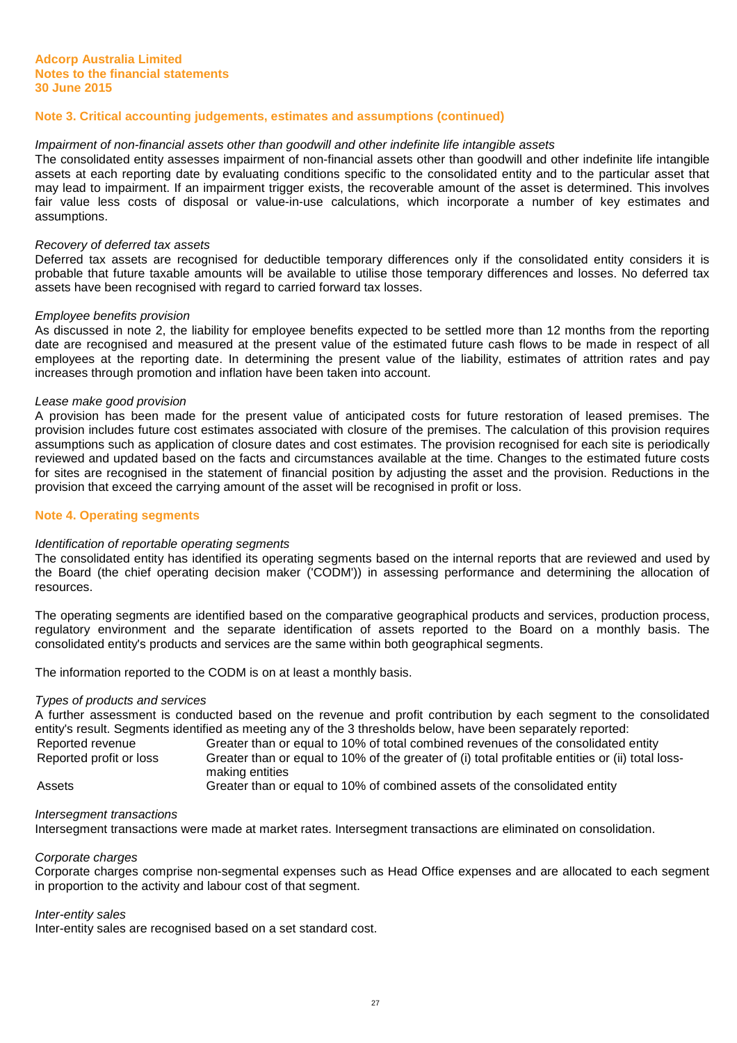**Adcorp Australia Limited**
**Notes to the financial statements**
**30 June 2015**

## Note 3. Critical accounting judgements, estimates and assumptions (continued)

*Impairment of non-financial assets other than goodwill and other indefinite life intangible assets*

The consolidated entity assesses impairment of non-financial assets other than goodwill and other indefinite life intangible assets at each reporting date by evaluating conditions specific to the consolidated entity and to the particular asset that may lead to impairment. If an impairment trigger exists, the recoverable amount of the asset is determined. This involves fair value less costs of disposal or value-in-use calculations, which incorporate a number of key estimates and assumptions.

*Recovery of deferred tax assets*

Deferred tax assets are recognised for deductible temporary differences only if the consolidated entity considers it is probable that future taxable amounts will be available to utilise those temporary differences and losses. No deferred tax assets have been recognised with regard to carried forward tax losses.

*Employee benefits provision*

As discussed in note 2, the liability for employee benefits expected to be settled more than 12 months from the reporting date are recognised and measured at the present value of the estimated future cash flows to be made in respect of all employees at the reporting date. In determining the present value of the liability, estimates of attrition rates and pay increases through promotion and inflation have been taken into account.

*Lease make good provision*

A provision has been made for the present value of anticipated costs for future restoration of leased premises. The provision includes future cost estimates associated with closure of the premises. The calculation of this provision requires assumptions such as application of closure dates and cost estimates. The provision recognised for each site is periodically reviewed and updated based on the facts and circumstances available at the time. Changes to the estimated future costs for sites are recognised in the statement of financial position by adjusting the asset and the provision. Reductions in the provision that exceed the carrying amount of the asset will be recognised in profit or loss.

## Note 4. Operating segments

*Identification of reportable operating segments*

The consolidated entity has identified its operating segments based on the internal reports that are reviewed and used by the Board (the chief operating decision maker ('CODM')) in assessing performance and determining the allocation of resources.

The operating segments are identified based on the comparative geographical products and services, production process, regulatory environment and the separate identification of assets reported to the Board on a monthly basis. The consolidated entity's products and services are the same within both geographical segments.

The information reported to the CODM is on at least a monthly basis.

*Types of products and services*

A further assessment is conducted based on the revenue and profit contribution by each segment to the consolidated entity's result. Segments identified as meeting any of the 3 thresholds below, have been separately reported:

| | |
|---|---|
| Reported revenue | Greater than or equal to 10% of total combined revenues of the consolidated entity |
| Reported profit or loss | Greater than or equal to 10% of the greater of (i) total profitable entities or (ii) total loss-making entities |
| Assets | Greater than or equal to 10% of combined assets of the consolidated entity |

*Intersegment transactions*

Intersegment transactions were made at market rates. Intersegment transactions are eliminated on consolidation.

*Corporate charges*

Corporate charges comprise non-segmental expenses such as Head Office expenses and are allocated to each segment in proportion to the activity and labour cost of that segment.

*Inter-entity sales*

Inter-entity sales are recognised based on a set standard cost.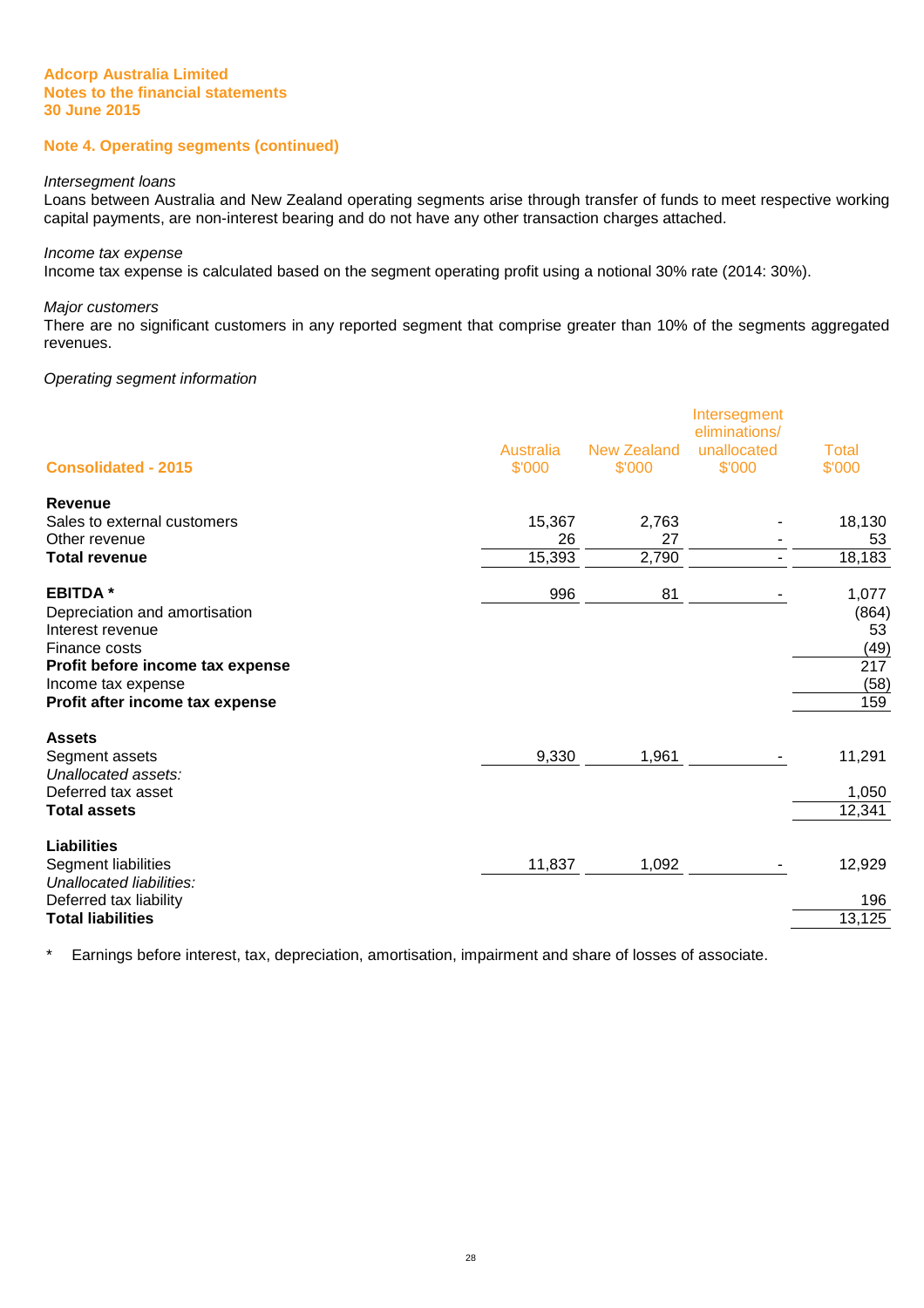**Adcorp Australia Limited**
**Notes to the financial statements**
**30 June 2015**

## Note 4. Operating segments (continued)

*Intersegment loans*

Loans between Australia and New Zealand operating segments arise through transfer of funds to meet respective working capital payments, are non-interest bearing and do not have any other transaction charges attached.

*Income tax expense*

Income tax expense is calculated based on the segment operating profit using a notional 30% rate (2014: 30%).

*Major customers*

There are no significant customers in any reported segment that comprise greater than 10% of the segments aggregated revenues.

*Operating segment information*

| Consolidated - 2015 | Australia $'000 | New Zealand $'000 | Intersegment eliminations/ unallocated $'000 | Total $'000 |
|---|---|---|---|---|
| **Revenue** | | | | |
| Sales to external customers | 15,367 | 2,763 | - | 18,130 |
| Other revenue | 26 | 27 | - | 53 |
| **Total revenue** | 15,393 | 2,790 | - | 18,183 |
| | | | | |
| **EBITDA *** | 996 | 81 | - | 1,077 |
| Depreciation and amortisation | | | | (864) |
| Interest revenue | | | | 53 |
| Finance costs | | | | (49) |
| **Profit before income tax expense** | | | | 217 |
| Income tax expense | | | | (58) |
| **Profit after income tax expense** | | | | 159 |
| | | | | |
| **Assets** | | | | |
| Segment assets | 9,330 | 1,961 | - | 11,291 |
| *Unallocated assets:* | | | | |
| Deferred tax asset | | | | 1,050 |
| **Total assets** | | | | 12,341 |
| | | | | |
| **Liabilities** | | | | |
| Segment liabilities | 11,837 | 1,092 | - | 12,929 |
| *Unallocated liabilities:* | | | | |
| Deferred tax liability | | | | 196 |
| **Total liabilities** | | | | 13,125 |

\* Earnings before interest, tax, depreciation, amortisation, impairment and share of losses of associate.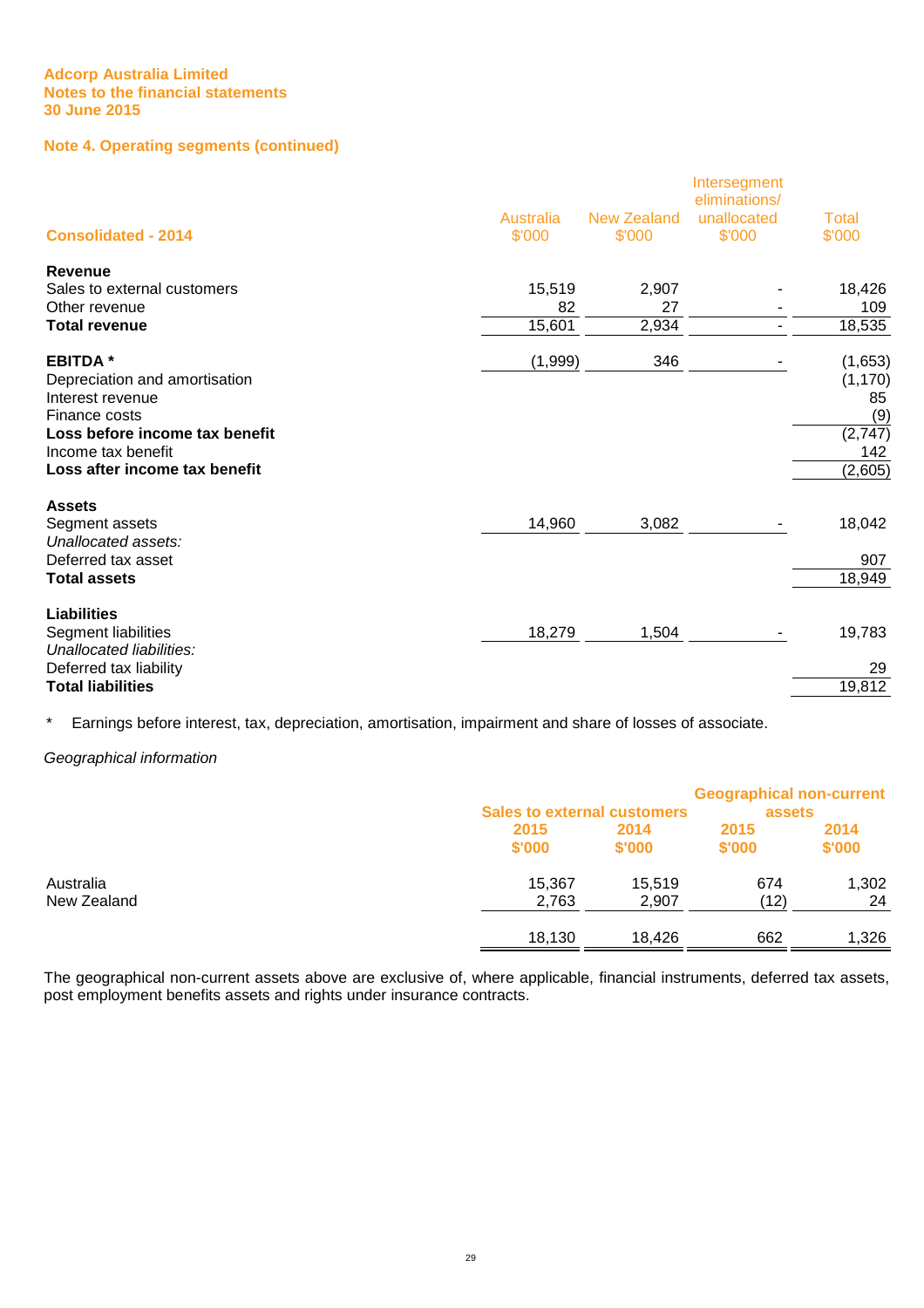Adcorp Australia Limited
Notes to the financial statements
30 June 2015

## Note 4. Operating segments (continued)

| Consolidated - 2014 | Australia $'000 | New Zealand $'000 | Intersegment eliminations/ unallocated $'000 | Total $'000 |
|---|---|---|---|---|
| **Revenue** | | | | |
| Sales to external customers | 15,519 | 2,907 | - | 18,426 |
| Other revenue | 82 | 27 | - | 109 |
| **Total revenue** | 15,601 | 2,934 | - | 18,535 |
| | | | | |
| **EBITDA** * | (1,999) | 346 | - | (1,653) |
| Depreciation and amortisation | | | | (1,170) |
| Interest revenue | | | | 85 |
| Finance costs | | | | (9) |
| **Loss before income tax benefit** | | | | (2,747) |
| Income tax benefit | | | | 142 |
| **Loss after income tax benefit** | | | | (2,605) |
| | | | | |
| **Assets** | | | | |
| Segment assets | 14,960 | 3,082 | - | 18,042 |
| *Unallocated assets:* | | | | |
| Deferred tax asset | | | | 907 |
| **Total assets** | | | | 18,949 |
| | | | | |
| **Liabilities** | | | | |
| Segment liabilities | 18,279 | 1,504 | - | 19,783 |
| *Unallocated liabilities:* | | | | |
| Deferred tax liability | | | | 29 |
| **Total liabilities** | | | | 19,812 |

\* Earnings before interest, tax, depreciation, amortisation, impairment and share of losses of associate.

*Geographical information*

| | Sales to external customers | | Geographical non-current assets | |
|---|---|---|---|---|
| | 2015 $'000 | 2014 $'000 | 2015 $'000 | 2014 $'000 |
| Australia | 15,367 | 15,519 | 674 | 1,302 |
| New Zealand | 2,763 | 2,907 | (12) | 24 |
| | 18,130 | 18,426 | 662 | 1,326 |

The geographical non-current assets above are exclusive of, where applicable, financial instruments, deferred tax assets, post employment benefits assets and rights under insurance contracts.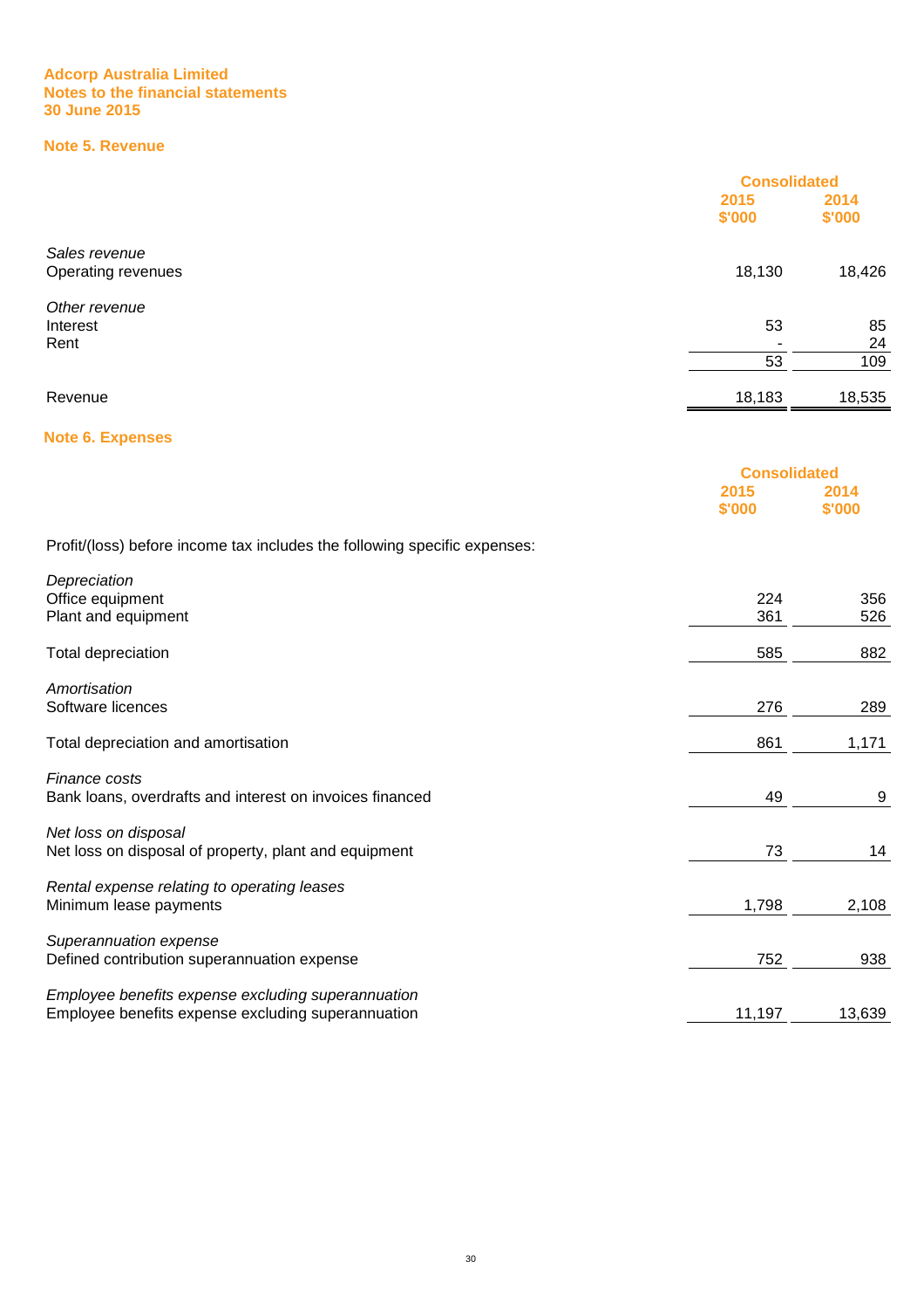**Adcorp Australia Limited**
**Notes to the financial statements**
**30 June 2015**

## Note 5. Revenue

| | Consolidated | |
|---|---|---|
| | 2015 | 2014 |
| | $'000 | $'000 |
| *Sales revenue* | | |
| Operating revenues | 18,130 | 18,426 |
| *Other revenue* | | |
| Interest | 53 | 85 |
| Rent | - | 24 |
| | 53 | 109 |
| Revenue | 18,183 | 18,535 |

## Note 6. Expenses

| | Consolidated | |
|---|---|---|
| | 2015 | 2014 |
| | $'000 | $'000 |
| Profit/(loss) before income tax includes the following specific expenses: | | |
| *Depreciation* | | |
| Office equipment | 224 | 356 |
| Plant and equipment | 361 | 526 |
| Total depreciation | 585 | 882 |
| *Amortisation* | | |
| Software licences | 276 | 289 |
| Total depreciation and amortisation | 861 | 1,171 |
| *Finance costs* | | |
| Bank loans, overdrafts and interest on invoices financed | 49 | 9 |
| *Net loss on disposal* | | |
| Net loss on disposal of property, plant and equipment | 73 | 14 |
| *Rental expense relating to operating leases* | | |
| Minimum lease payments | 1,798 | 2,108 |
| *Superannuation expense* | | |
| Defined contribution superannuation expense | 752 | 938 |
| *Employee benefits expense excluding superannuation* | | |
| Employee benefits expense excluding superannuation | 11,197 | 13,639 |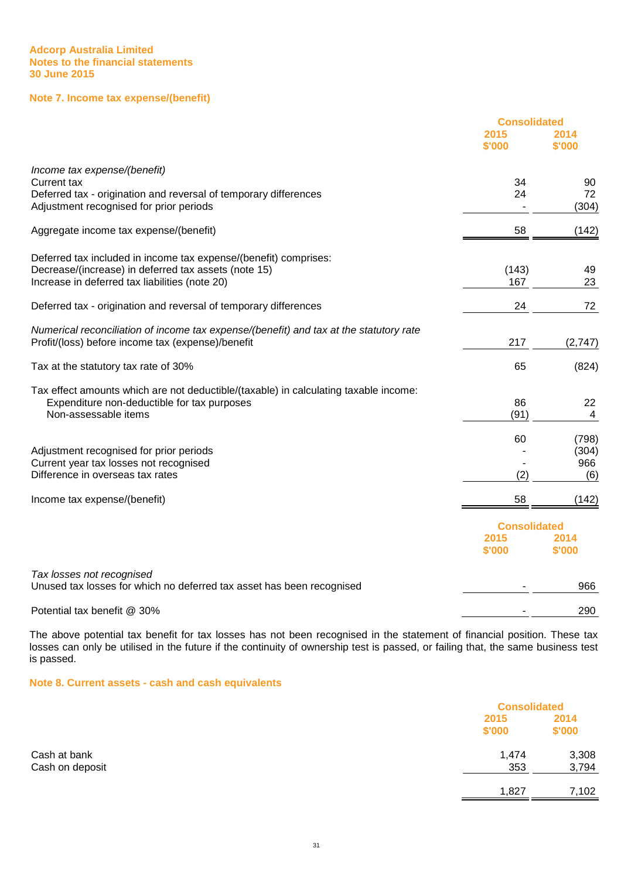Adcorp Australia Limited
Notes to the financial statements
30 June 2015

## Note 7. Income tax expense/(benefit)

| | Consolidated | |
|---|---|---|
| | 2015 $'000 | 2014 $'000 |
| *Income tax expense/(benefit)* | | |
| Current tax | 34 | 90 |
| Deferred tax - origination and reversal of temporary differences | 24 | 72 |
| Adjustment recognised for prior periods | - | (304) |
| Aggregate income tax expense/(benefit) | 58 | (142) |
| Deferred tax included in income tax expense/(benefit) comprises: | | |
| Decrease/(increase) in deferred tax assets (note 15) | (143) | 49 |
| Increase in deferred tax liabilities (note 20) | 167 | 23 |
| Deferred tax - origination and reversal of temporary differences | 24 | 72 |
| *Numerical reconciliation of income tax expense/(benefit) and tax at the statutory rate* | | |
| Profit/(loss) before income tax (expense)/benefit | 217 | (2,747) |
| Tax at the statutory tax rate of 30% | 65 | (824) |
| Tax effect amounts which are not deductible/(taxable) in calculating taxable income: | | |
| Expenditure non-deductible for tax purposes | 86 | 22 |
| Non-assessable items | (91) | 4 |
| | 60 | (798) |
| Adjustment recognised for prior periods | - | (304) |
| Current year tax losses not recognised | - | 966 |
| Difference in overseas tax rates | (2) | (6) |
| Income tax expense/(benefit) | 58 | (142) |

| | Consolidated | |
|---|---|---|
| | 2015 $'000 | 2014 $'000 |
| *Tax losses not recognised* | | |
| Unused tax losses for which no deferred tax asset has been recognised | - | 966 |
| Potential tax benefit @ 30% | - | 290 |

The above potential tax benefit for tax losses has not been recognised in the statement of financial position. These tax losses can only be utilised in the future if the continuity of ownership test is passed, or failing that, the same business test is passed.

## Note 8. Current assets - cash and cash equivalents

| | Consolidated | |
|---|---|---|
| | 2015 $'000 | 2014 $'000 |
| Cash at bank | 1,474 | 3,308 |
| Cash on deposit | 353 | 3,794 |
| | 1,827 | 7,102 |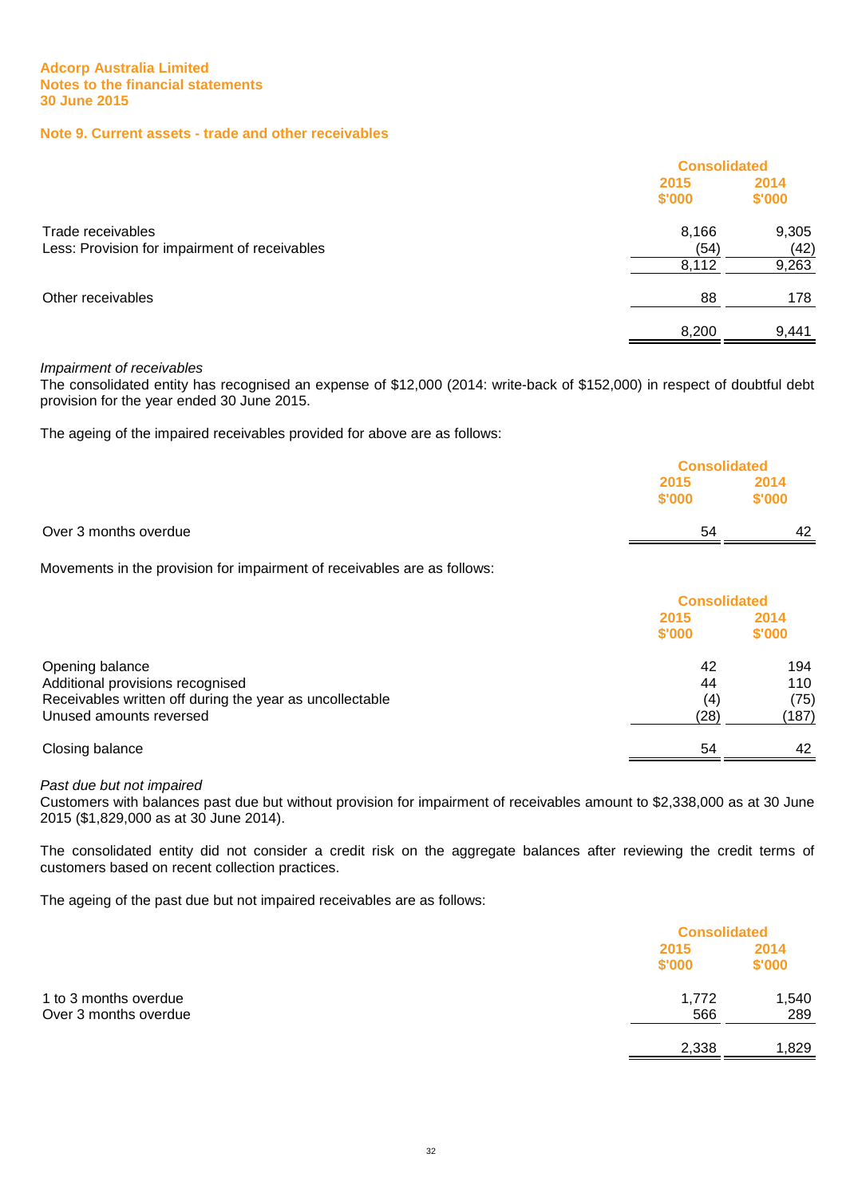**Adcorp Australia Limited**
**Notes to the financial statements**
**30 June 2015**

## Note 9. Current assets - trade and other receivables

| | Consolidated | |
|---|---|---|
| | 2015 $'000 | 2014 $'000 |
| Trade receivables | 8,166 | 9,305 |
| Less: Provision for impairment of receivables | (54) | (42) |
| | 8,112 | 9,263 |
| Other receivables | 88 | 178 |
| | 8,200 | 9,441 |

*Impairment of receivables*
The consolidated entity has recognised an expense of $12,000 (2014: write-back of $152,000) in respect of doubtful debt provision for the year ended 30 June 2015.

The ageing of the impaired receivables provided for above are as follows:

| | Consolidated | |
|---|---|---|
| | 2015 $'000 | 2014 $'000 |
| Over 3 months overdue | 54 | 42 |

Movements in the provision for impairment of receivables are as follows:

| | Consolidated | |
|---|---|---|
| | 2015 $'000 | 2014 $'000 |
| Opening balance | 42 | 194 |
| Additional provisions recognised | 44 | 110 |
| Receivables written off during the year as uncollectable | (4) | (75) |
| Unused amounts reversed | (28) | (187) |
| Closing balance | 54 | 42 |

*Past due but not impaired*
Customers with balances past due but without provision for impairment of receivables amount to $2,338,000 as at 30 June 2015 ($1,829,000 as at 30 June 2014).

The consolidated entity did not consider a credit risk on the aggregate balances after reviewing the credit terms of customers based on recent collection practices.

The ageing of the past due but not impaired receivables are as follows:

| | Consolidated | |
|---|---|---|
| | 2015 $'000 | 2014 $'000 |
| 1 to 3 months overdue | 1,772 | 1,540 |
| Over 3 months overdue | 566 | 289 |
| | 2,338 | 1,829 |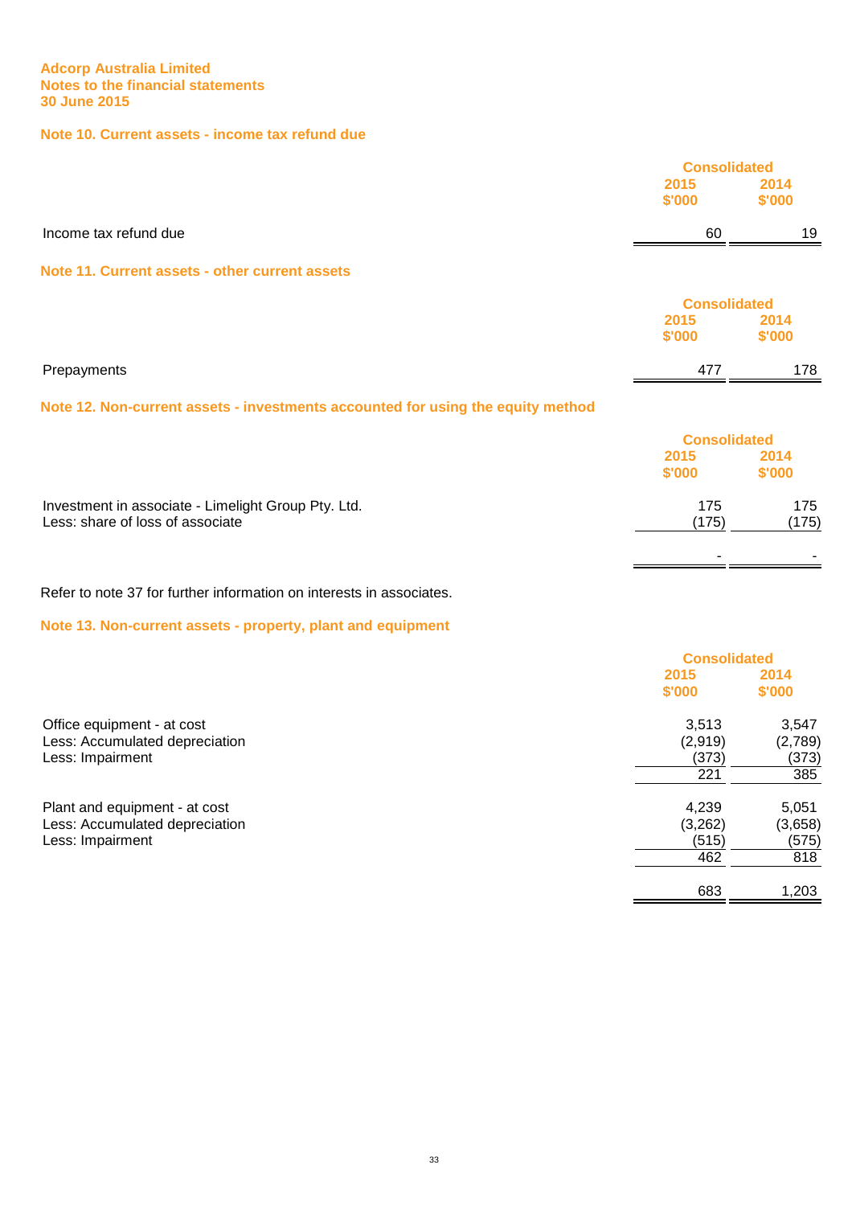**Adcorp Australia Limited**
**Notes to the financial statements**
**30 June 2015**

## Note 10. Current assets - income tax refund due

| | Consolidated | |
|---|---|---|
| | 2015 | 2014 |
| | $'000 | $'000 |
| Income tax refund due | 60 | 19 |

## Note 11. Current assets - other current assets

| | Consolidated | |
|---|---|---|
| | 2015 | 2014 |
| | $'000 | $'000 |
| Prepayments | 477 | 178 |

## Note 12. Non-current assets - investments accounted for using the equity method

| | Consolidated | |
|---|---|---|
| | 2015 | 2014 |
| | $'000 | $'000 |
| Investment in associate - Limelight Group Pty. Ltd. | 175 | 175 |
| Less: share of loss of associate | (175) | (175) |
| | - | - |

Refer to note 37 for further information on interests in associates.

## Note 13. Non-current assets - property, plant and equipment

| | Consolidated | |
|---|---|---|
| | 2015 | 2014 |
| | $'000 | $'000 |
| Office equipment - at cost | 3,513 | 3,547 |
| Less: Accumulated depreciation | (2,919) | (2,789) |
| Less: Impairment | (373) | (373) |
| | 221 | 385 |
| | | |
| Plant and equipment - at cost | 4,239 | 5,051 |
| Less: Accumulated depreciation | (3,262) | (3,658) |
| Less: Impairment | (515) | (575) |
| | 462 | 818 |
| | | |
| | 683 | 1,203 |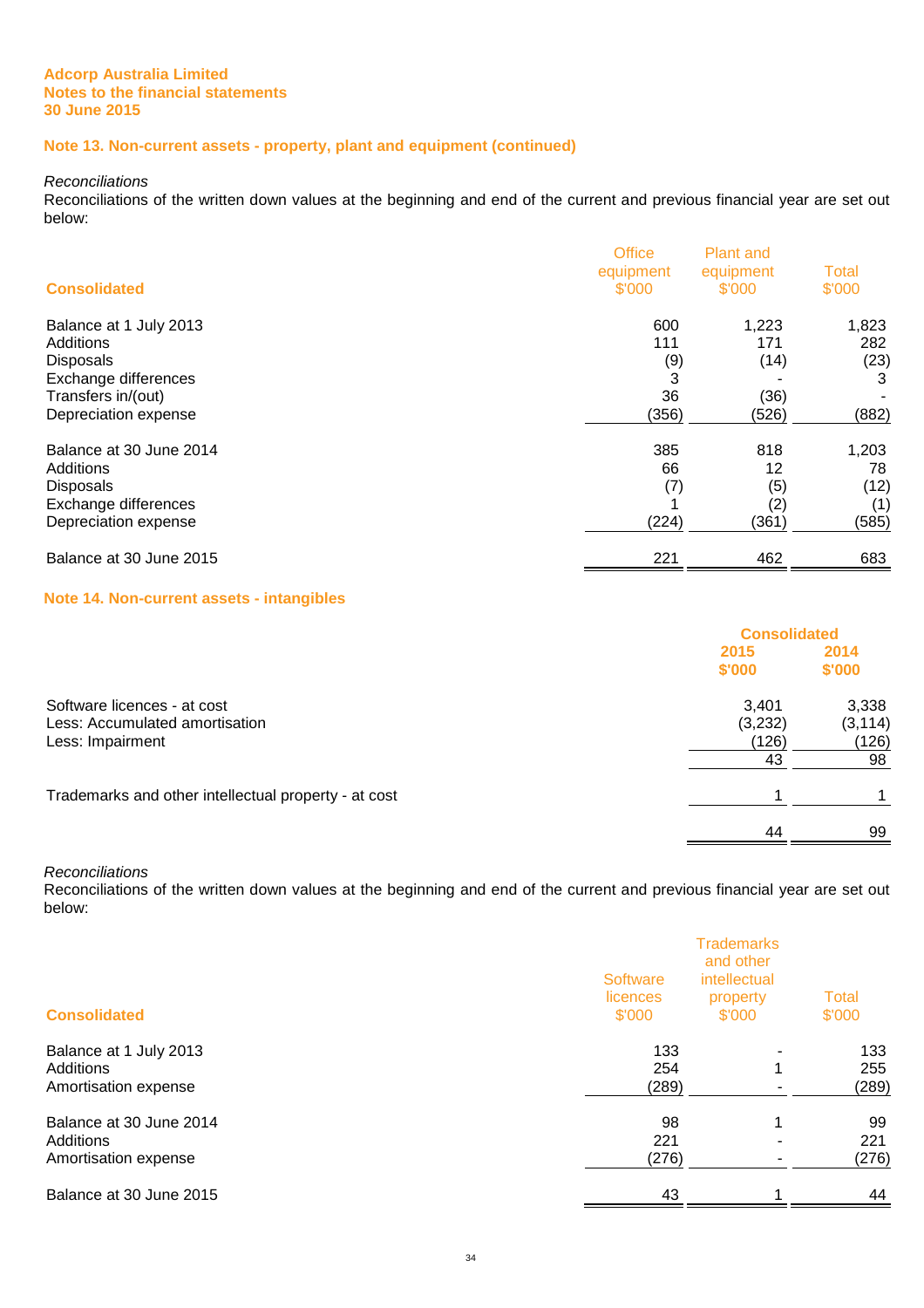**Adcorp Australia Limited**
**Notes to the financial statements**
**30 June 2015**

## Note 13. Non-current assets - property, plant and equipment (continued)

*Reconciliations*

Reconciliations of the written down values at the beginning and end of the current and previous financial year are set out below:

| Consolidated | Office equipment $'000 | Plant and equipment $'000 | Total $'000 |
|---|---|---|---|
| Balance at 1 July 2013 | 600 | 1,223 | 1,823 |
| Additions | 111 | 171 | 282 |
| Disposals | (9) | (14) | (23) |
| Exchange differences | 3 | - | 3 |
| Transfers in/(out) | 36 | (36) | - |
| Depreciation expense | (356) | (526) | (882) |
| Balance at 30 June 2014 | 385 | 818 | 1,203 |
| Additions | 66 | 12 | 78 |
| Disposals | (7) | (5) | (12) |
| Exchange differences | 1 | (2) | (1) |
| Depreciation expense | (224) | (361) | (585) |
| Balance at 30 June 2015 | 221 | 462 | 683 |

## Note 14. Non-current assets - intangibles

| | Consolidated | |
|---|---|---|
| | 2015 $'000 | 2014 $'000 |
| Software licences - at cost | 3,401 | 3,338 |
| Less: Accumulated amortisation | (3,232) | (3,114) |
| Less: Impairment | (126) | (126) |
| | 43 | 98 |
| Trademarks and other intellectual property - at cost | 1 | 1 |
| | 44 | 99 |

*Reconciliations*

Reconciliations of the written down values at the beginning and end of the current and previous financial year are set out below:

| Consolidated | Software licences $'000 | Trademarks and other intellectual property $'000 | Total $'000 |
|---|---|---|---|
| Balance at 1 July 2013 | 133 | - | 133 |
| Additions | 254 | 1 | 255 |
| Amortisation expense | (289) | - | (289) |
| Balance at 30 June 2014 | 98 | 1 | 99 |
| Additions | 221 | - | 221 |
| Amortisation expense | (276) | - | (276) |
| Balance at 30 June 2015 | 43 | 1 | 44 |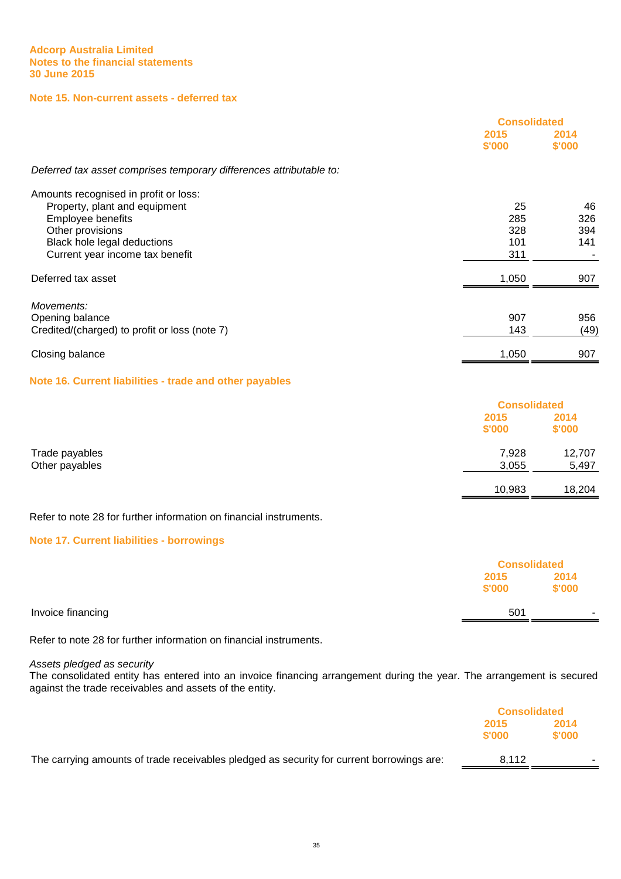Adcorp Australia Limited
Notes to the financial statements
30 June 2015

## Note 15. Non-current assets - deferred tax

| | Consolidated | |
|---|---|---|
| | 2015 | 2014 |
| | $'000 | $'000 |
| *Deferred tax asset comprises temporary differences attributable to:* | | |
| Amounts recognised in profit or loss: | | |
| Property, plant and equipment | 25 | 46 |
| Employee benefits | 285 | 326 |
| Other provisions | 328 | 394 |
| Black hole legal deductions | 101 | 141 |
| Current year income tax benefit | 311 | - |
| Deferred tax asset | 1,050 | 907 |
| *Movements:* | | |
| Opening balance | 907 | 956 |
| Credited/(charged) to profit or loss (note 7) | 143 | (49) |
| Closing balance | 1,050 | 907 |

## Note 16. Current liabilities - trade and other payables

| | Consolidated | |
|---|---|---|
| | 2015 | 2014 |
| | $'000 | $'000 |
| Trade payables | 7,928 | 12,707 |
| Other payables | 3,055 | 5,497 |
| | 10,983 | 18,204 |

Refer to note 28 for further information on financial instruments.

## Note 17. Current liabilities - borrowings

| | Consolidated | |
|---|---|---|
| | 2015 | 2014 |
| | $'000 | $'000 |
| Invoice financing | 501 | - |

Refer to note 28 for further information on financial instruments.

*Assets pledged as security*

The consolidated entity has entered into an invoice financing arrangement during the year. The arrangement is secured against the trade receivables and assets of the entity.

| | Consolidated | |
|---|---|---|
| | 2015 | 2014 |
| | $'000 | $'000 |
| The carrying amounts of trade receivables pledged as security for current borrowings are: | 8,112 | - |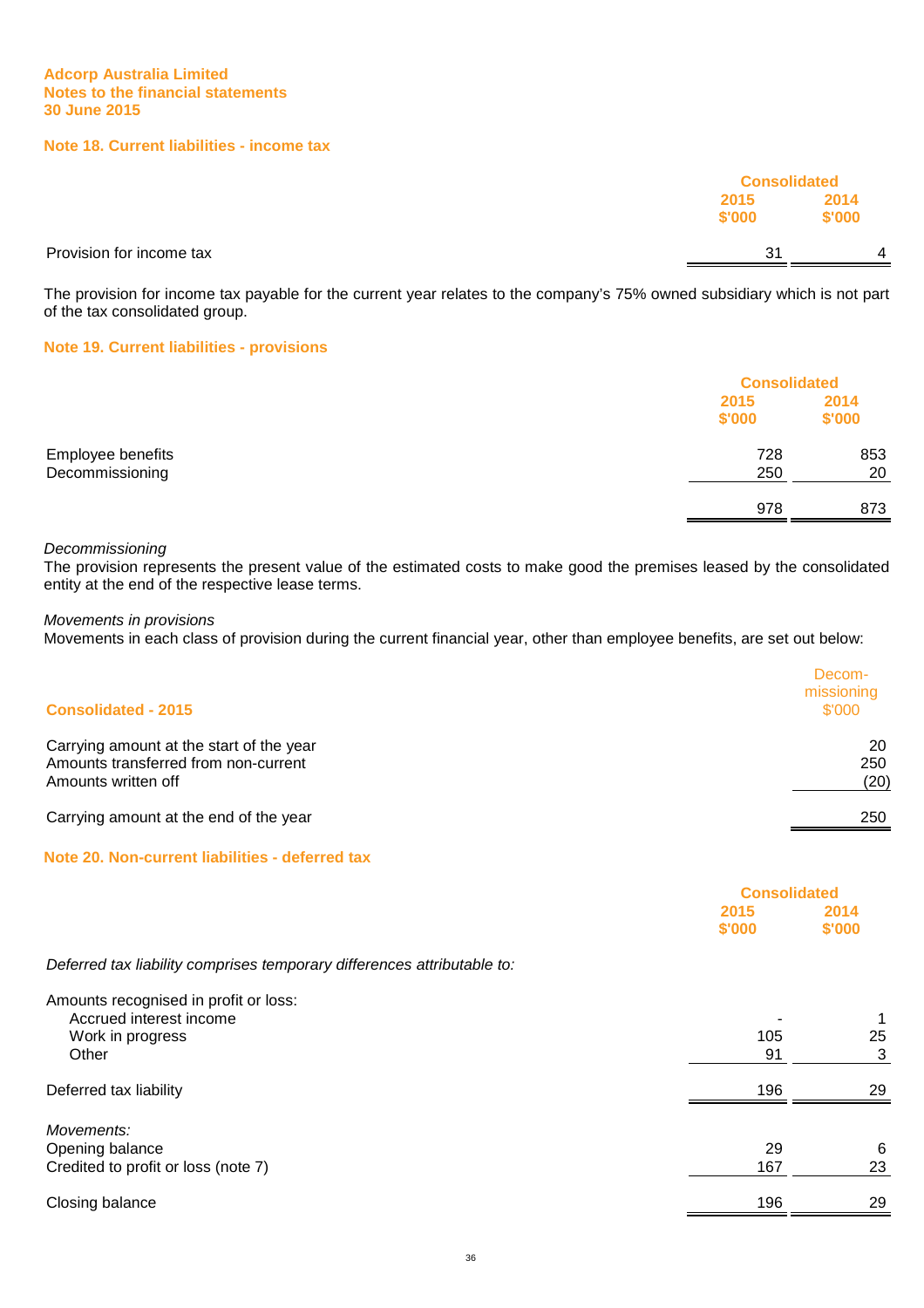**Adcorp Australia Limited**
**Notes to the financial statements**
**30 June 2015**

## Note 18. Current liabilities - income tax

| | Consolidated | |
|---|---|---|
| | 2015 $'000 | 2014 $'000 |
| Provision for income tax | 31 | 4 |

The provision for income tax payable for the current year relates to the company's 75% owned subsidiary which is not part of the tax consolidated group.

## Note 19. Current liabilities - provisions

| | Consolidated | |
|---|---|---|
| | 2015 $'000 | 2014 $'000 |
| Employee benefits | 728 | 853 |
| Decommissioning | 250 | 20 |
| | 978 | 873 |

*Decommissioning*
The provision represents the present value of the estimated costs to make good the premises leased by the consolidated entity at the end of the respective lease terms.

*Movements in provisions*
Movements in each class of provision during the current financial year, other than employee benefits, are set out below:

| Consolidated - 2015 | Decom-missioning $'000 |
|---|---|
| Carrying amount at the start of the year | 20 |
| Amounts transferred from non-current | 250 |
| Amounts written off | (20) |
| Carrying amount at the end of the year | 250 |

## Note 20. Non-current liabilities - deferred tax

| | Consolidated | |
|---|---|---|
| | 2015 $'000 | 2014 $'000 |
| *Deferred tax liability comprises temporary differences attributable to:* | | |
| Amounts recognised in profit or loss: | | |
| Accrued interest income | - | 1 |
| Work in progress | 105 | 25 |
| Other | 91 | 3 |
| Deferred tax liability | 196 | 29 |
| *Movements:* | | |
| Opening balance | 29 | 6 |
| Credited to profit or loss (note 7) | 167 | 23 |
| Closing balance | 196 | 29 |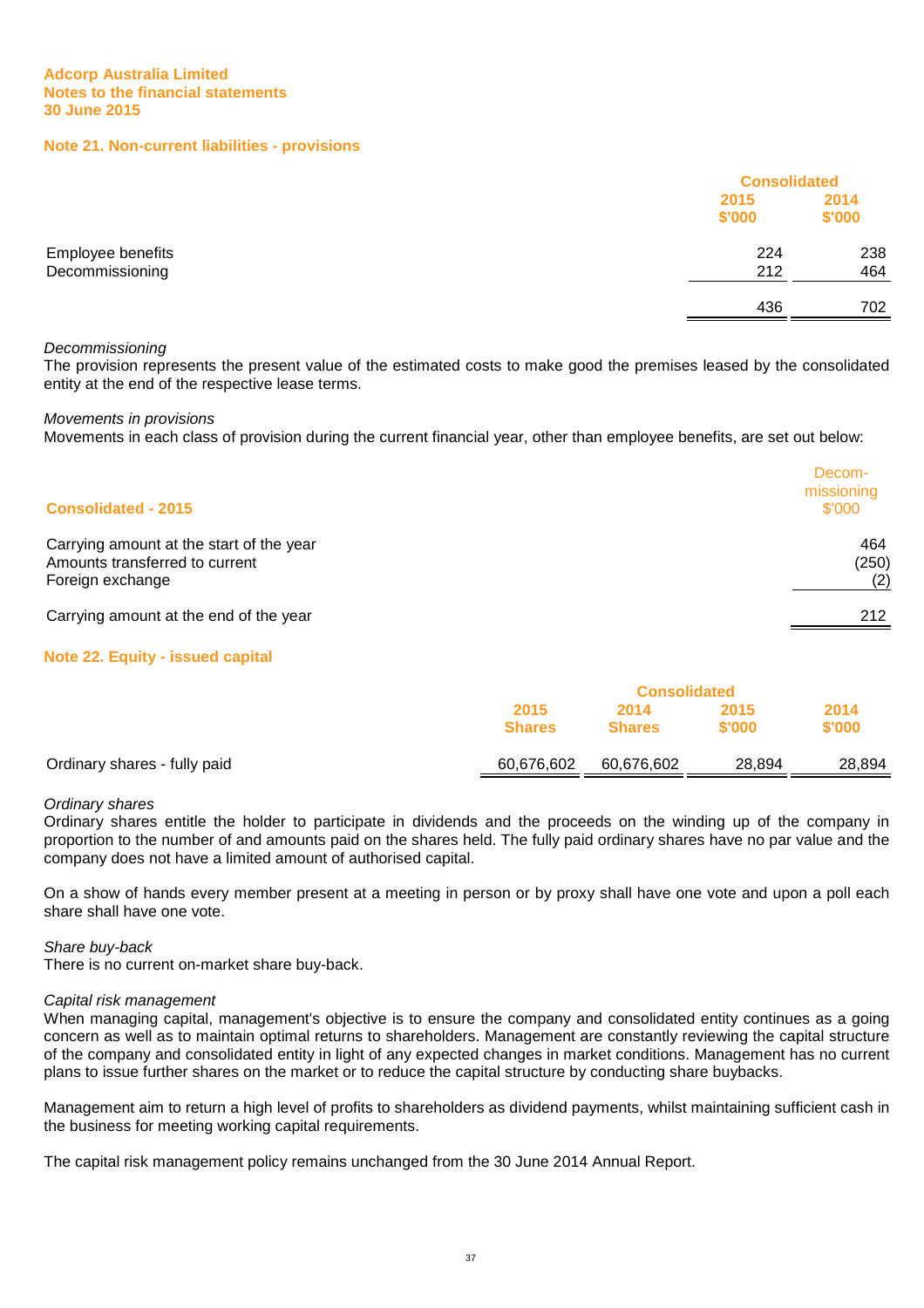Adcorp Australia Limited
Notes to the financial statements
30 June 2015

## Note 21. Non-current liabilities - provisions

| | Consolidated | |
|---|---|---|
| | 2015 $'000 | 2014 $'000 |
| Employee benefits | 224 | 238 |
| Decommissioning | 212 | 464 |
| | 436 | 702 |

*Decommissioning*
The provision represents the present value of the estimated costs to make good the premises leased by the consolidated entity at the end of the respective lease terms.

*Movements in provisions*
Movements in each class of provision during the current financial year, other than employee benefits, are set out below:

| Consolidated - 2015 | Decom-missioning $'000 |
|---|---|
| Carrying amount at the start of the year | 464 |
| Amounts transferred to current | (250) |
| Foreign exchange | (2) |
| Carrying amount at the end of the year | 212 |

## Note 22. Equity - issued capital

| | Consolidated | | | |
|---|---|---|---|---|
| | 2015 Shares | 2014 Shares | 2015 $'000 | 2014 $'000 |
| Ordinary shares - fully paid | 60,676,602 | 60,676,602 | 28,894 | 28,894 |

*Ordinary shares*
Ordinary shares entitle the holder to participate in dividends and the proceeds on the winding up of the company in proportion to the number of and amounts paid on the shares held. The fully paid ordinary shares have no par value and the company does not have a limited amount of authorised capital.

On a show of hands every member present at a meeting in person or by proxy shall have one vote and upon a poll each share shall have one vote.

*Share buy-back*
There is no current on-market share buy-back.

*Capital risk management*
When managing capital, management's objective is to ensure the company and consolidated entity continues as a going concern as well as to maintain optimal returns to shareholders. Management are constantly reviewing the capital structure of the company and consolidated entity in light of any expected changes in market conditions. Management has no current plans to issue further shares on the market or to reduce the capital structure by conducting share buybacks.

Management aim to return a high level of profits to shareholders as dividend payments, whilst maintaining sufficient cash in the business for meeting working capital requirements.

The capital risk management policy remains unchanged from the 30 June 2014 Annual Report.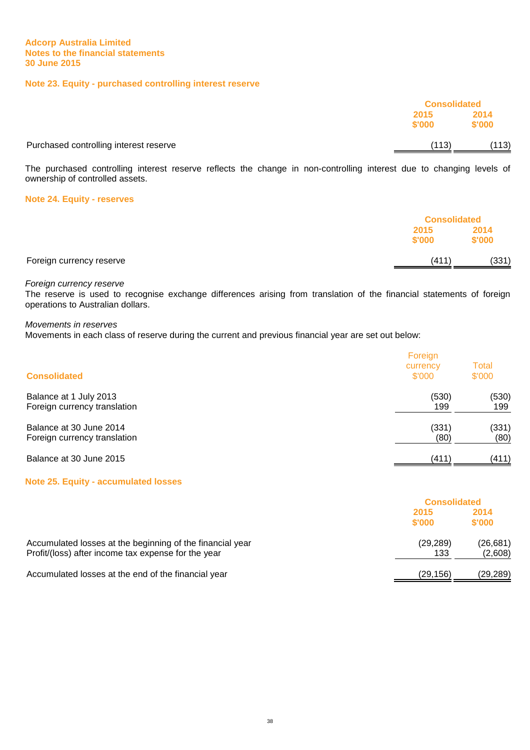Adcorp Australia Limited
Notes to the financial statements
30 June 2015

## Note 23. Equity - purchased controlling interest reserve

| | Consolidated | |
|---|---|---|
| | 2015 $'000 | 2014 $'000 |
| Purchased controlling interest reserve | (113) | (113) |

The purchased controlling interest reserve reflects the change in non-controlling interest due to changing levels of ownership of controlled assets.

## Note 24. Equity - reserves

| | Consolidated | |
|---|---|---|
| | 2015 $'000 | 2014 $'000 |
| Foreign currency reserve | (411) | (331) |

*Foreign currency reserve*
The reserve is used to recognise exchange differences arising from translation of the financial statements of foreign operations to Australian dollars.

*Movements in reserves*
Movements in each class of reserve during the current and previous financial year are set out below:

| Consolidated | Foreign currency $'000 | Total $'000 |
|---|---|---|
| Balance at 1 July 2013 | (530) | (530) |
| Foreign currency translation | 199 | 199 |
| Balance at 30 June 2014 | (331) | (331) |
| Foreign currency translation | (80) | (80) |
| Balance at 30 June 2015 | (411) | (411) |

## Note 25. Equity - accumulated losses

| | Consolidated | |
|---|---|---|
| | 2015 $'000 | 2014 $'000 |
| Accumulated losses at the beginning of the financial year | (29,289) | (26,681) |
| Profit/(loss) after income tax expense for the year | 133 | (2,608) |
| Accumulated losses at the end of the financial year | (29,156) | (29,289) |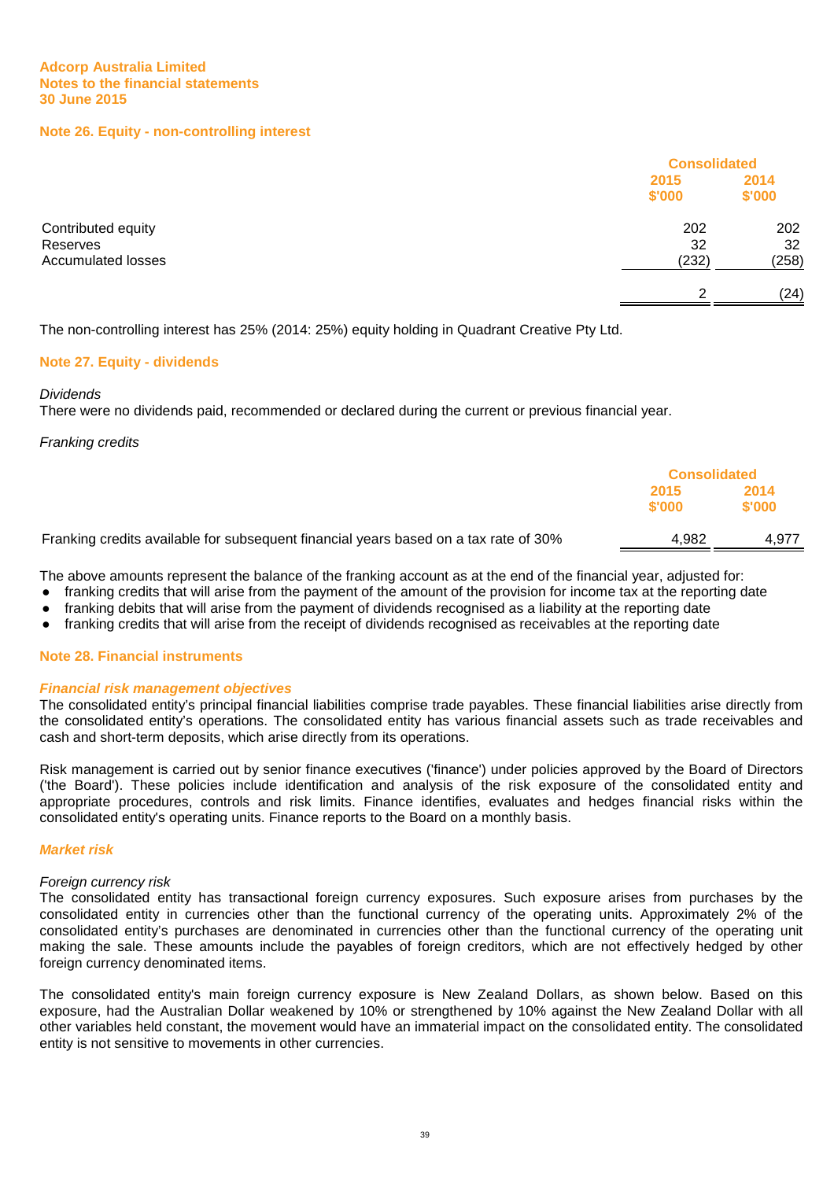## Note 26. Equity - non-controlling interest

| | Consolidated | |
|---|---|---|
| | 2015 $'000 | 2014 $'000 |
| Contributed equity | 202 | 202 |
| Reserves | 32 | 32 |
| Accumulated losses | (232) | (258) |
| | 2 | (24) |

The non-controlling interest has 25% (2014: 25%) equity holding in Quadrant Creative Pty Ltd.

## Note 27. Equity - dividends

*Dividends*

There were no dividends paid, recommended or declared during the current or previous financial year.

*Franking credits*

| | Consolidated | |
|---|---|---|
| | 2015 $'000 | 2014 $'000 |
| Franking credits available for subsequent financial years based on a tax rate of 30% | 4,982 | 4,977 |

The above amounts represent the balance of the franking account as at the end of the financial year, adjusted for:

- franking credits that will arise from the payment of the amount of the provision for income tax at the reporting date
- franking debits that will arise from the payment of dividends recognised as a liability at the reporting date
- franking credits that will arise from the receipt of dividends recognised as receivables at the reporting date

## Note 28. Financial instruments

### *Financial risk management objectives*

The consolidated entity's principal financial liabilities comprise trade payables. These financial liabilities arise directly from the consolidated entity's operations. The consolidated entity has various financial assets such as trade receivables and cash and short-term deposits, which arise directly from its operations.

Risk management is carried out by senior finance executives ('finance') under policies approved by the Board of Directors ('the Board'). These policies include identification and analysis of the risk exposure of the consolidated entity and appropriate procedures, controls and risk limits. Finance identifies, evaluates and hedges financial risks within the consolidated entity's operating units. Finance reports to the Board on a monthly basis.

### *Market risk*

*Foreign currency risk*

The consolidated entity has transactional foreign currency exposures. Such exposure arises from purchases by the consolidated entity in currencies other than the functional currency of the operating units. Approximately 2% of the consolidated entity's purchases are denominated in currencies other than the functional currency of the operating unit making the sale. These amounts include the payables of foreign creditors, which are not effectively hedged by other foreign currency denominated items.

The consolidated entity's main foreign currency exposure is New Zealand Dollars, as shown below. Based on this exposure, had the Australian Dollar weakened by 10% or strengthened by 10% against the New Zealand Dollar with all other variables held constant, the movement would have an immaterial impact on the consolidated entity. The consolidated entity is not sensitive to movements in other currencies.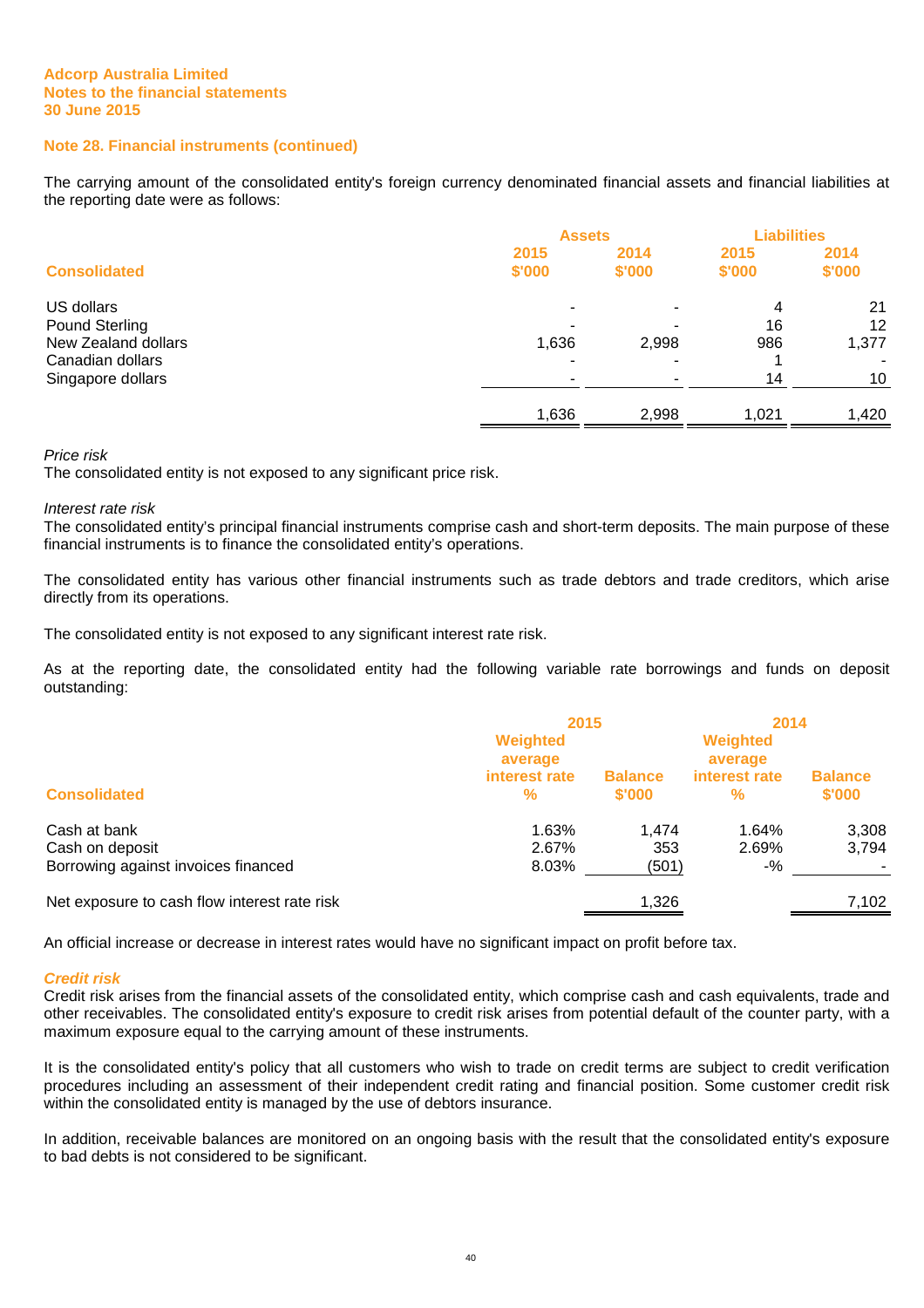Adcorp Australia Limited
Notes to the financial statements
30 June 2015

## Note 28. Financial instruments (continued)

The carrying amount of the consolidated entity's foreign currency denominated financial assets and financial liabilities at the reporting date were as follows:

| Consolidated | Assets 2015 $'000 | Assets 2014 $'000 | Liabilities 2015 $'000 | Liabilities 2014 $'000 |
|---|---|---|---|---|
| US dollars | - | - | 4 | 21 |
| Pound Sterling | - | - | 16 | 12 |
| New Zealand dollars | 1,636 | 2,998 | 986 | 1,377 |
| Canadian dollars | - | - | 1 | - |
| Singapore dollars | - | - | 14 | 10 |
| | 1,636 | 2,998 | 1,021 | 1,420 |

*Price risk*
The consolidated entity is not exposed to any significant price risk.

*Interest rate risk*
The consolidated entity's principal financial instruments comprise cash and short-term deposits. The main purpose of these financial instruments is to finance the consolidated entity's operations.

The consolidated entity has various other financial instruments such as trade debtors and trade creditors, which arise directly from its operations.

The consolidated entity is not exposed to any significant interest rate risk.

As at the reporting date, the consolidated entity had the following variable rate borrowings and funds on deposit outstanding:

| Consolidated | 2015 Weighted average interest rate % | 2015 Balance $'000 | 2014 Weighted average interest rate % | 2014 Balance $'000 |
|---|---|---|---|---|
| Cash at bank | 1.63% | 1,474 | 1.64% | 3,308 |
| Cash on deposit | 2.67% | 353 | 2.69% | 3,794 |
| Borrowing against invoices financed | 8.03% | (501) | -% | - |
| Net exposure to cash flow interest rate risk | | 1,326 | | 7,102 |

An official increase or decrease in interest rates would have no significant impact on profit before tax.

***Credit risk***
Credit risk arises from the financial assets of the consolidated entity, which comprise cash and cash equivalents, trade and other receivables. The consolidated entity's exposure to credit risk arises from potential default of the counter party, with a maximum exposure equal to the carrying amount of these instruments.

It is the consolidated entity's policy that all customers who wish to trade on credit terms are subject to credit verification procedures including an assessment of their independent credit rating and financial position. Some customer credit risk within the consolidated entity is managed by the use of debtors insurance.

In addition, receivable balances are monitored on an ongoing basis with the result that the consolidated entity's exposure to bad debts is not considered to be significant.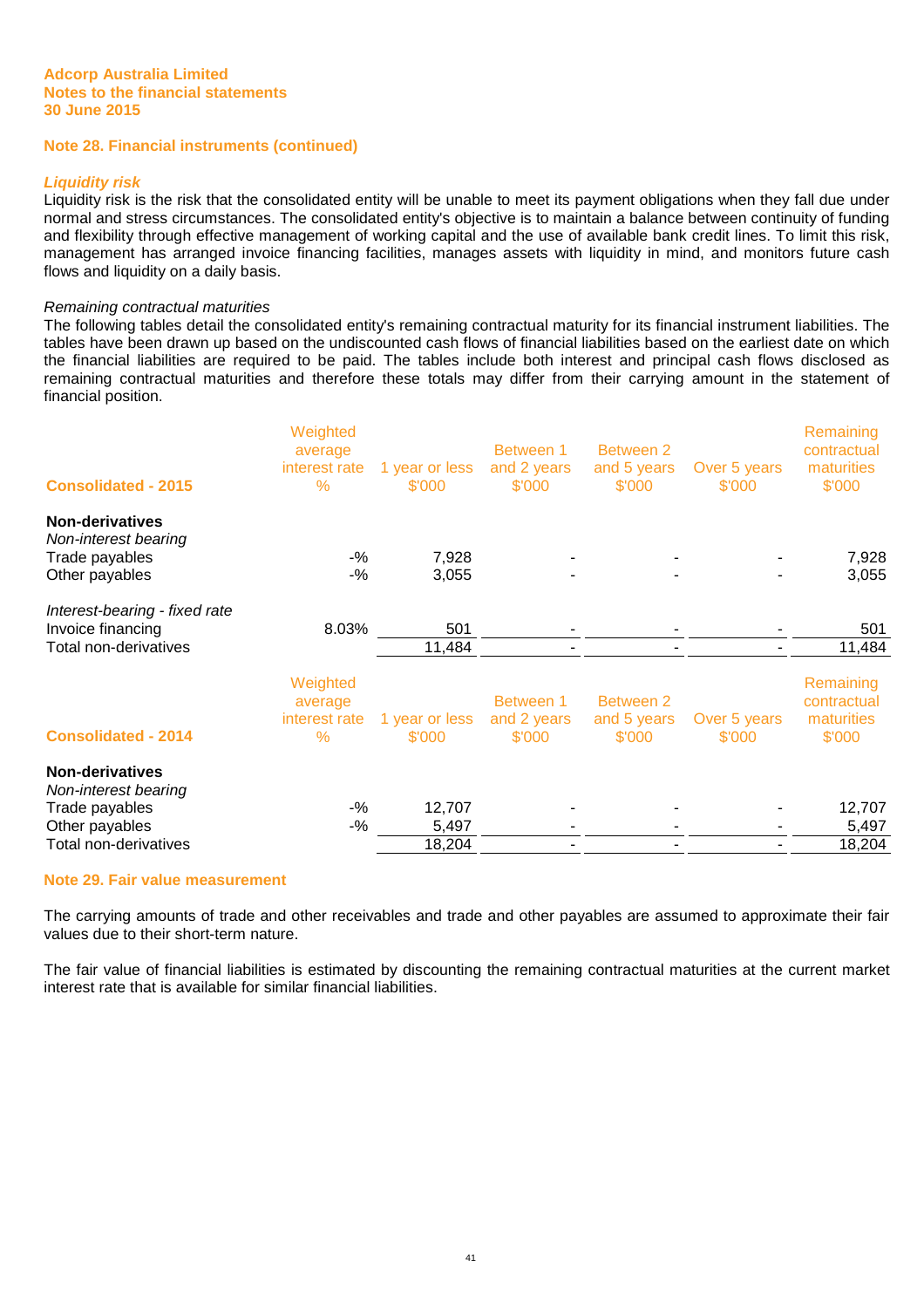**Adcorp Australia Limited**
**Notes to the financial statements**
**30 June 2015**

## Note 28. Financial instruments (continued)

### *Liquidity risk*

Liquidity risk is the risk that the consolidated entity will be unable to meet its payment obligations when they fall due under normal and stress circumstances. The consolidated entity's objective is to maintain a balance between continuity of funding and flexibility through effective management of working capital and the use of available bank credit lines. To limit this risk, management has arranged invoice financing facilities, manages assets with liquidity in mind, and monitors future cash flows and liquidity on a daily basis.

*Remaining contractual maturities*

The following tables detail the consolidated entity's remaining contractual maturity for its financial instrument liabilities. The tables have been drawn up based on the undiscounted cash flows of financial liabilities based on the earliest date on which the financial liabilities are required to be paid. The tables include both interest and principal cash flows disclosed as remaining contractual maturities and therefore these totals may differ from their carrying amount in the statement of financial position.

| Consolidated - 2015 | Weighted average interest rate % | 1 year or less $'000 | Between 1 and 2 years $'000 | Between 2 and 5 years $'000 | Over 5 years $'000 | Remaining contractual maturities $'000 |
|---|---|---|---|---|---|---|
| **Non-derivatives** | | | | | | |
| *Non-interest bearing* | | | | | | |
| Trade payables | -% | 7,928 | - | - | - | 7,928 |
| Other payables | -% | 3,055 | - | - | - | 3,055 |
| *Interest-bearing - fixed rate* | | | | | | |
| Invoice financing | 8.03% | 501 | - | - | - | 501 |
| Total non-derivatives | | 11,484 | - | - | - | 11,484 |

| Consolidated - 2014 | Weighted average interest rate % | 1 year or less $'000 | Between 1 and 2 years $'000 | Between 2 and 5 years $'000 | Over 5 years $'000 | Remaining contractual maturities $'000 |
|---|---|---|---|---|---|---|
| **Non-derivatives** | | | | | | |
| *Non-interest bearing* | | | | | | |
| Trade payables | -% | 12,707 | - | - | - | 12,707 |
| Other payables | -% | 5,497 | - | - | - | 5,497 |
| Total non-derivatives | | 18,204 | - | - | - | 18,204 |

## Note 29. Fair value measurement

The carrying amounts of trade and other receivables and trade and other payables are assumed to approximate their fair values due to their short-term nature.

The fair value of financial liabilities is estimated by discounting the remaining contractual maturities at the current market interest rate that is available for similar financial liabilities.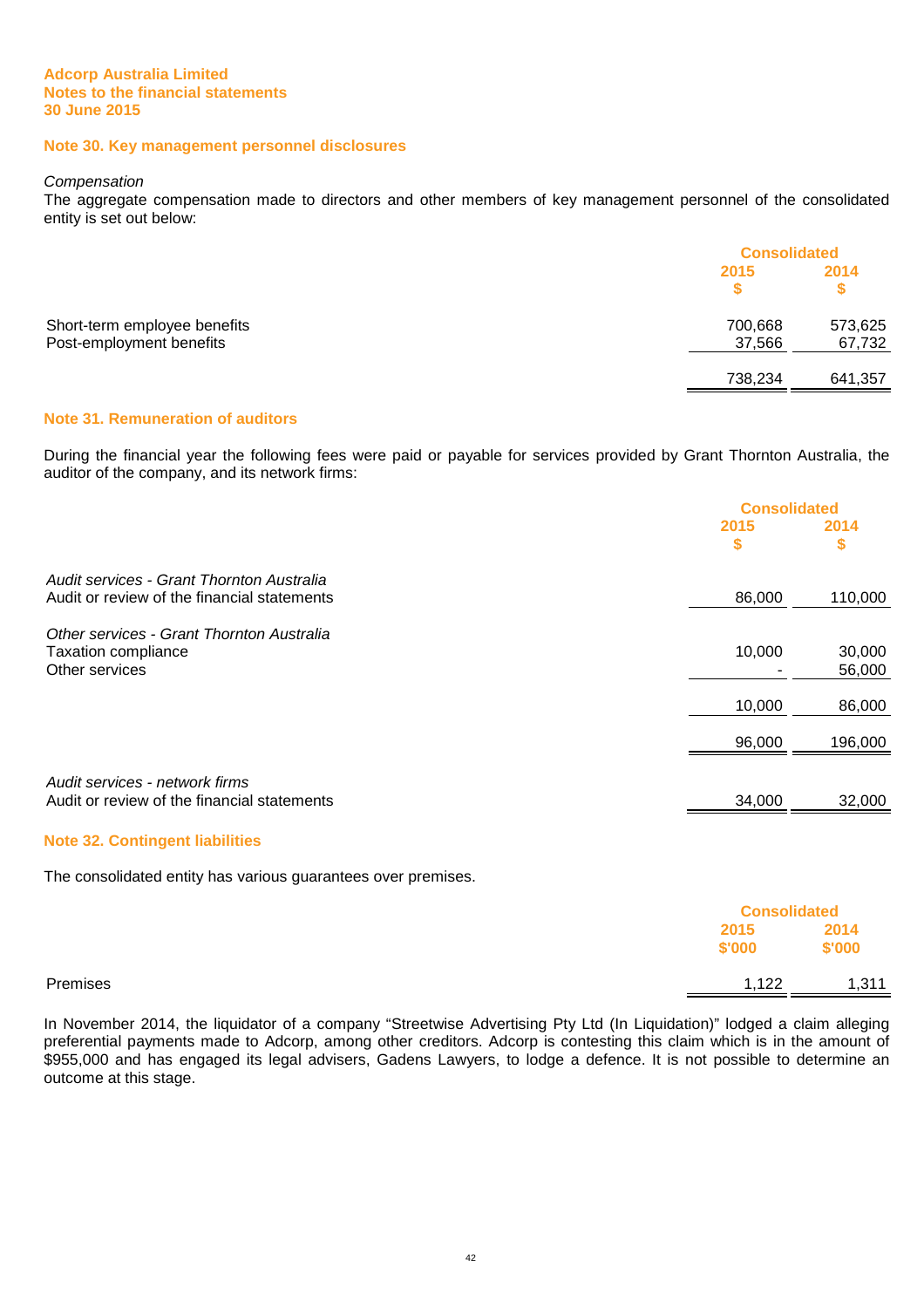**Adcorp Australia Limited**
**Notes to the financial statements**
**30 June 2015**

## Note 30. Key management personnel disclosures

*Compensation*

The aggregate compensation made to directors and other members of key management personnel of the consolidated entity is set out below:

| | Consolidated | |
|---|---|---|
| | 2015 | 2014 |
| | $ | $ |
| Short-term employee benefits | 700,668 | 573,625 |
| Post-employment benefits | 37,566 | 67,732 |
| | 738,234 | 641,357 |

## Note 31. Remuneration of auditors

During the financial year the following fees were paid or payable for services provided by Grant Thornton Australia, the auditor of the company, and its network firms:

| | Consolidated | |
|---|---|---|
| | 2015 | 2014 |
| | $ | $ |
| *Audit services - Grant Thornton Australia* | | |
| Audit or review of the financial statements | 86,000 | 110,000 |
| *Other services - Grant Thornton Australia* | | |
| Taxation compliance | 10,000 | 30,000 |
| Other services | - | 56,000 |
| | 10,000 | 86,000 |
| | 96,000 | 196,000 |
| *Audit services - network firms* | | |
| Audit or review of the financial statements | 34,000 | 32,000 |

## Note 32. Contingent liabilities

The consolidated entity has various guarantees over premises.

| | Consolidated | |
|---|---|---|
| | 2015 | 2014 |
| | $'000 | $'000 |
| Premises | 1,122 | 1,311 |

In November 2014, the liquidator of a company "Streetwise Advertising Pty Ltd (In Liquidation)" lodged a claim alleging preferential payments made to Adcorp, among other creditors. Adcorp is contesting this claim which is in the amount of $955,000 and has engaged its legal advisers, Gadens Lawyers, to lodge a defence. It is not possible to determine an outcome at this stage.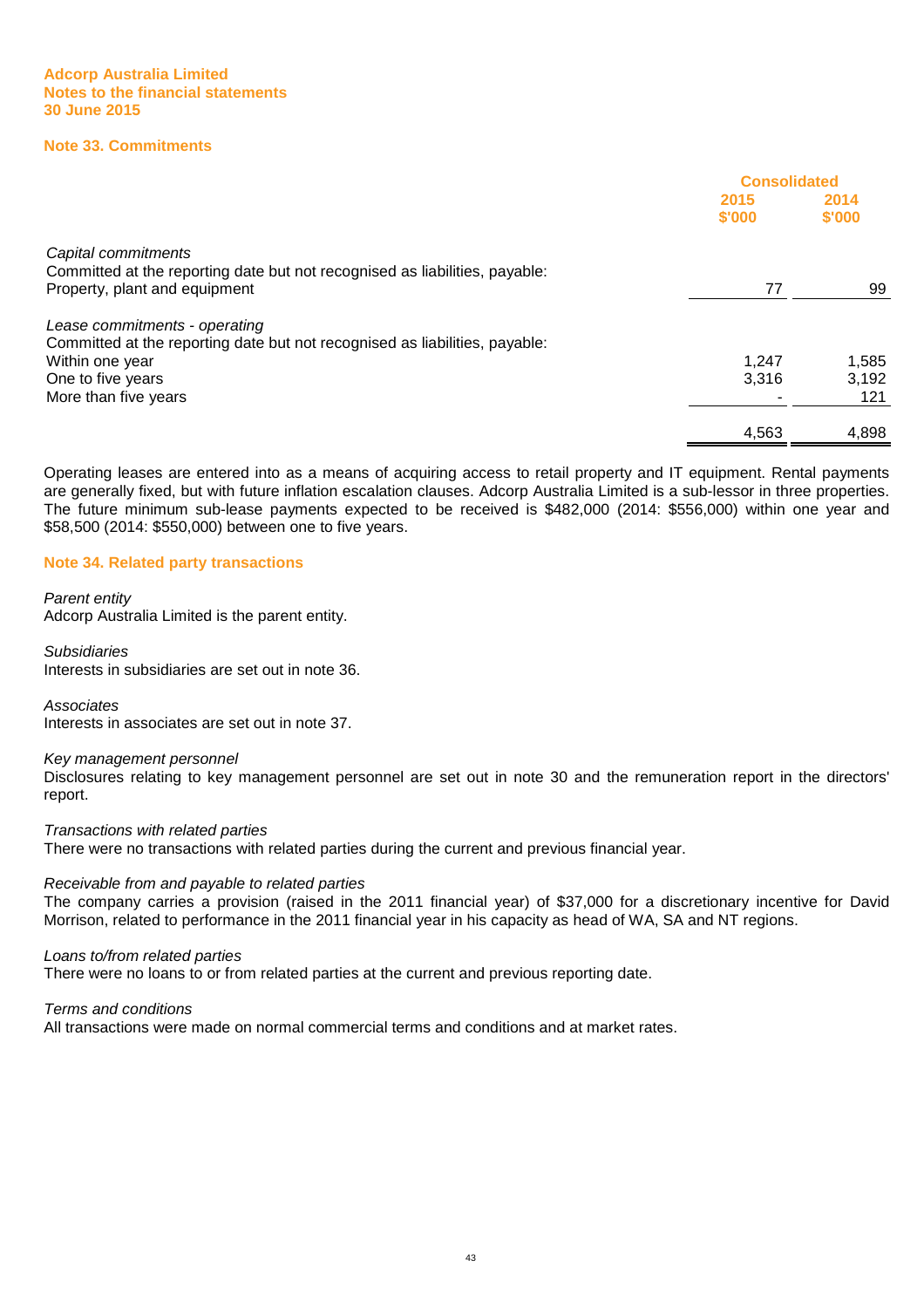Adcorp Australia Limited
Notes to the financial statements
30 June 2015

## Note 33. Commitments

| | Consolidated | |
|---|---|---|
| | 2015<br>$'000 | 2014<br>$'000 |
| *Capital commitments* | | |
| Committed at the reporting date but not recognised as liabilities, payable: | | |
| Property, plant and equipment | 77 | 99 |
| | | |
| *Lease commitments - operating* | | |
| Committed at the reporting date but not recognised as liabilities, payable: | | |
| Within one year | 1,247 | 1,585 |
| One to five years | 3,316 | 3,192 |
| More than five years | - | 121 |
| | 4,563 | 4,898 |

Operating leases are entered into as a means of acquiring access to retail property and IT equipment. Rental payments are generally fixed, but with future inflation escalation clauses. Adcorp Australia Limited is a sub-lessor in three properties. The future minimum sub-lease payments expected to be received is $482,000 (2014: $556,000) within one year and $58,500 (2014: $550,000) between one to five years.

## Note 34. Related party transactions

*Parent entity*
Adcorp Australia Limited is the parent entity.

*Subsidiaries*
Interests in subsidiaries are set out in note 36.

*Associates*
Interests in associates are set out in note 37.

*Key management personnel*
Disclosures relating to key management personnel are set out in note 30 and the remuneration report in the directors' report.

*Transactions with related parties*
There were no transactions with related parties during the current and previous financial year.

*Receivable from and payable to related parties*
The company carries a provision (raised in the 2011 financial year) of $37,000 for a discretionary incentive for David Morrison, related to performance in the 2011 financial year in his capacity as head of WA, SA and NT regions.

*Loans to/from related parties*
There were no loans to or from related parties at the current and previous reporting date.

*Terms and conditions*
All transactions were made on normal commercial terms and conditions and at market rates.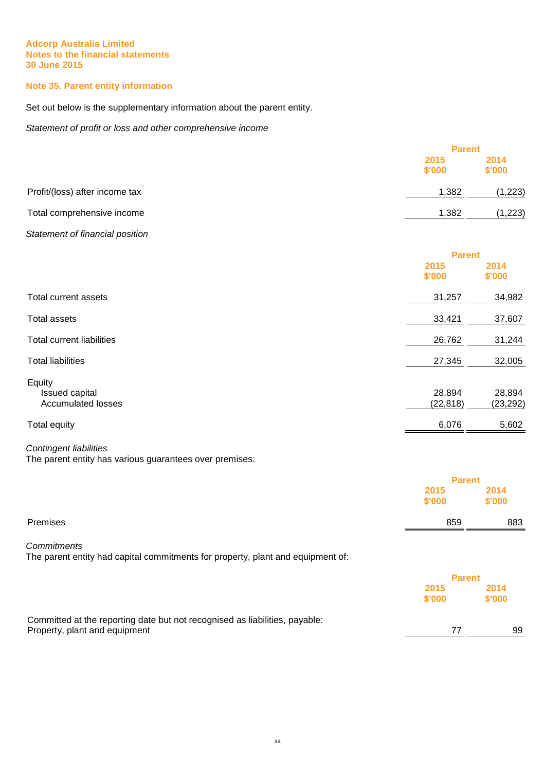Adcorp Australia Limited
Notes to the financial statements
30 June 2015

## Note 35. Parent entity information

Set out below is the supplementary information about the parent entity.

*Statement of profit or loss and other comprehensive income*

| | Parent | |
|---|---|---|
| | 2015 $'000 | 2014 $'000 |
| Profit/(loss) after income tax | 1,382 | (1,223) |
| Total comprehensive income | 1,382 | (1,223) |

*Statement of financial position*

| | Parent | |
|---|---|---|
| | 2015 $'000 | 2014 $'000 |
| Total current assets | 31,257 | 34,982 |
| Total assets | 33,421 | 37,607 |
| Total current liabilities | 26,762 | 31,244 |
| Total liabilities | 27,345 | 32,005 |
| Equity | | |
| Issued capital | 28,894 | 28,894 |
| Accumulated losses | (22,818) | (23,292) |
| Total equity | 6,076 | 5,602 |

*Contingent liabilities*
The parent entity has various guarantees over premises:

| | Parent | |
|---|---|---|
| | 2015 $'000 | 2014 $'000 |
| Premises | 859 | 883 |

*Commitments*
The parent entity had capital commitments for property, plant and equipment of:

| | Parent | |
|---|---|---|
| | 2015 $'000 | 2014 $'000 |
| Committed at the reporting date but not recognised as liabilities, payable: | | |
| Property, plant and equipment | 77 | 99 |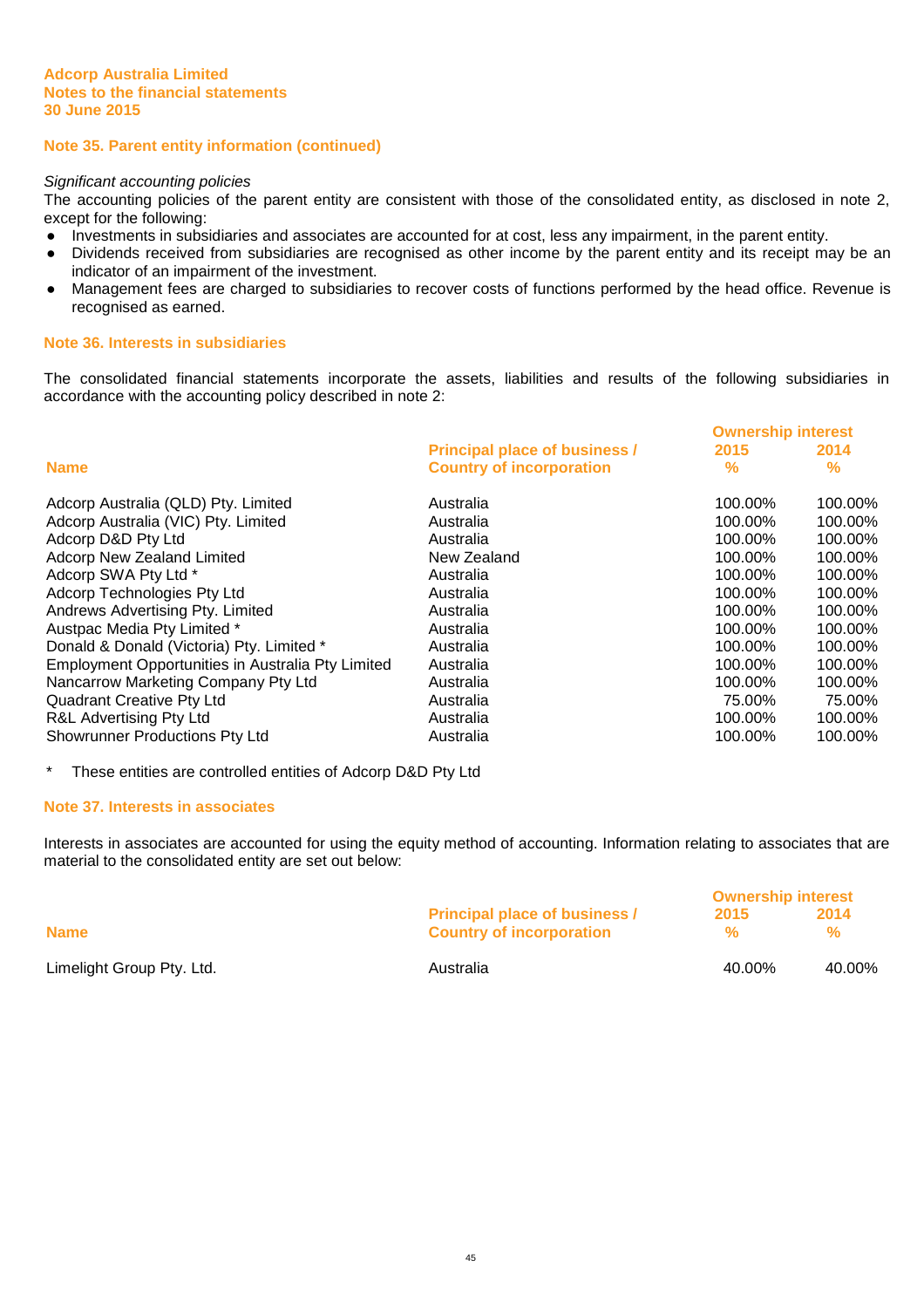## Note 35. Parent entity information (continued)

*Significant accounting policies*

The accounting policies of the parent entity are consistent with those of the consolidated entity, as disclosed in note 2, except for the following:

- Investments in subsidiaries and associates are accounted for at cost, less any impairment, in the parent entity.
- Dividends received from subsidiaries are recognised as other income by the parent entity and its receipt may be an indicator of an impairment of the investment.
- Management fees are charged to subsidiaries to recover costs of functions performed by the head office. Revenue is recognised as earned.

## Note 36. Interests in subsidiaries

The consolidated financial statements incorporate the assets, liabilities and results of the following subsidiaries in accordance with the accounting policy described in note 2:

| Name | Principal place of business / Country of incorporation | Ownership interest 2015 % | Ownership interest 2014 % |
|---|---|---|---|
| Adcorp Australia (QLD) Pty. Limited | Australia | 100.00% | 100.00% |
| Adcorp Australia (VIC) Pty. Limited | Australia | 100.00% | 100.00% |
| Adcorp D&D Pty Ltd | Australia | 100.00% | 100.00% |
| Adcorp New Zealand Limited | New Zealand | 100.00% | 100.00% |
| Adcorp SWA Pty Ltd * | Australia | 100.00% | 100.00% |
| Adcorp Technologies Pty Ltd | Australia | 100.00% | 100.00% |
| Andrews Advertising Pty. Limited | Australia | 100.00% | 100.00% |
| Austpac Media Pty Limited * | Australia | 100.00% | 100.00% |
| Donald & Donald (Victoria) Pty. Limited * | Australia | 100.00% | 100.00% |
| Employment Opportunities in Australia Pty Limited | Australia | 100.00% | 100.00% |
| Nancarrow Marketing Company Pty Ltd | Australia | 100.00% | 100.00% |
| Quadrant Creative Pty Ltd | Australia | 75.00% | 75.00% |
| R&L Advertising Pty Ltd | Australia | 100.00% | 100.00% |
| Showrunner Productions Pty Ltd | Australia | 100.00% | 100.00% |

\* These entities are controlled entities of Adcorp D&D Pty Ltd

## Note 37. Interests in associates

Interests in associates are accounted for using the equity method of accounting. Information relating to associates that are material to the consolidated entity are set out below:

| Name | Principal place of business / Country of incorporation | Ownership interest 2015 % | Ownership interest 2014 % |
|---|---|---|---|
| Limelight Group Pty. Ltd. | Australia | 40.00% | 40.00% |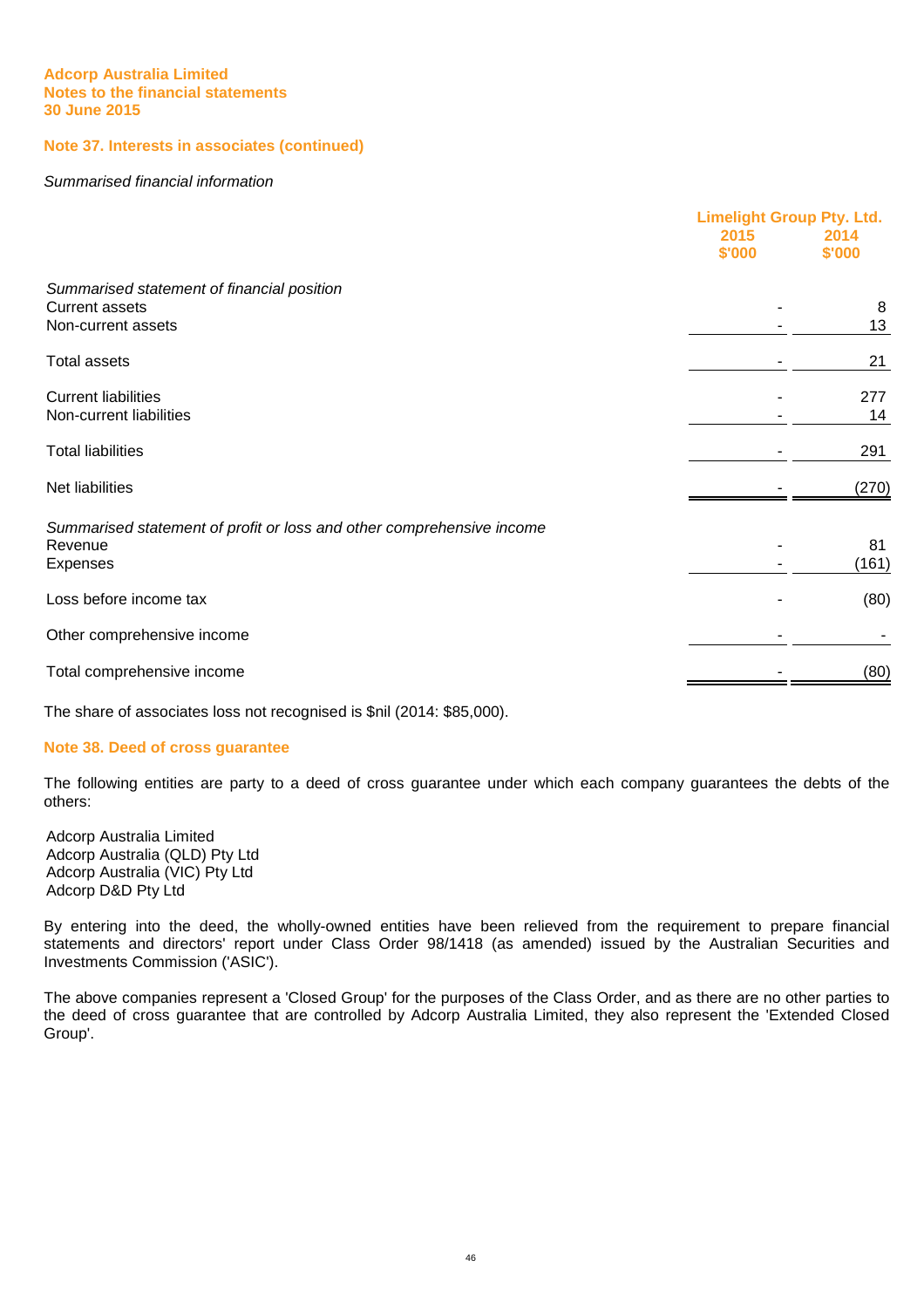## Note 37. Interests in associates (continued)

*Summarised financial information*

| | Limelight Group Pty. Ltd. | |
|---|---|---|
| | 2015 $'000 | 2014 $'000 |
| *Summarised statement of financial position* | | |
| Current assets | - | 8 |
| Non-current assets | - | 13 |
| Total assets | - | 21 |
| Current liabilities | - | 277 |
| Non-current liabilities | - | 14 |
| Total liabilities | - | 291 |
| Net liabilities | - | (270) |
| *Summarised statement of profit or loss and other comprehensive income* | | |
| Revenue | - | 81 |
| Expenses | - | (161) |
| Loss before income tax | - | (80) |
| Other comprehensive income | - | - |
| Total comprehensive income | - | (80) |

The share of associates loss not recognised is $nil (2014: $85,000).

## Note 38. Deed of cross guarantee

The following entities are party to a deed of cross guarantee under which each company guarantees the debts of the others:

Adcorp Australia Limited
Adcorp Australia (QLD) Pty Ltd
Adcorp Australia (VIC) Pty Ltd
Adcorp D&D Pty Ltd

By entering into the deed, the wholly-owned entities have been relieved from the requirement to prepare financial statements and directors' report under Class Order 98/1418 (as amended) issued by the Australian Securities and Investments Commission ('ASIC').

The above companies represent a 'Closed Group' for the purposes of the Class Order, and as there are no other parties to the deed of cross guarantee that are controlled by Adcorp Australia Limited, they also represent the 'Extended Closed Group'.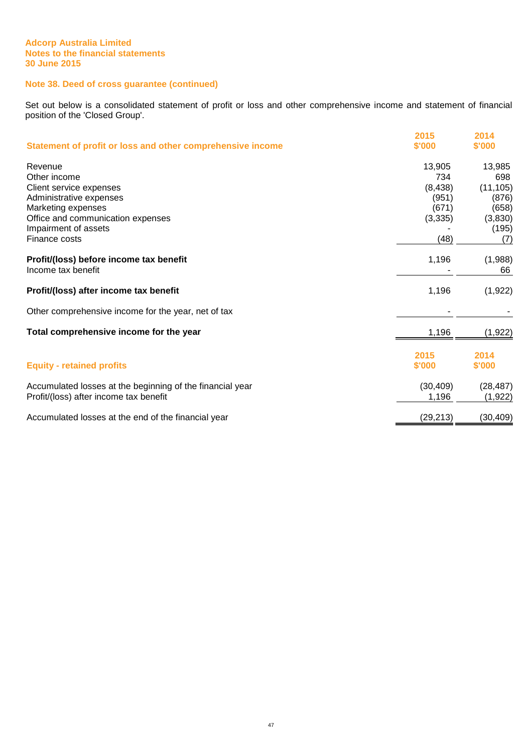Adcorp Australia Limited
Notes to the financial statements
30 June 2015

## Note 38. Deed of cross guarantee (continued)

Set out below is a consolidated statement of profit or loss and other comprehensive income and statement of financial position of the 'Closed Group'.

| Statement of profit or loss and other comprehensive income | 2015 $'000 | 2014 $'000 |
|---|---|---|
| Revenue | 13,905 | 13,985 |
| Other income | 734 | 698 |
| Client service expenses | (8,438) | (11,105) |
| Administrative expenses | (951) | (876) |
| Marketing expenses | (671) | (658) |
| Office and communication expenses | (3,335) | (3,830) |
| Impairment of assets | - | (195) |
| Finance costs | (48) | (7) |
| **Profit/(loss) before income tax benefit** | 1,196 | (1,988) |
| Income tax benefit | - | 66 |
| **Profit/(loss) after income tax benefit** | 1,196 | (1,922) |
| Other comprehensive income for the year, net of tax | - | - |
| **Total comprehensive income for the year** | 1,196 | (1,922) |

| Equity - retained profits | 2015 $'000 | 2014 $'000 |
|---|---|---|
| Accumulated losses at the beginning of the financial year | (30,409) | (28,487) |
| Profit/(loss) after income tax benefit | 1,196 | (1,922) |
| Accumulated losses at the end of the financial year | (29,213) | (30,409) |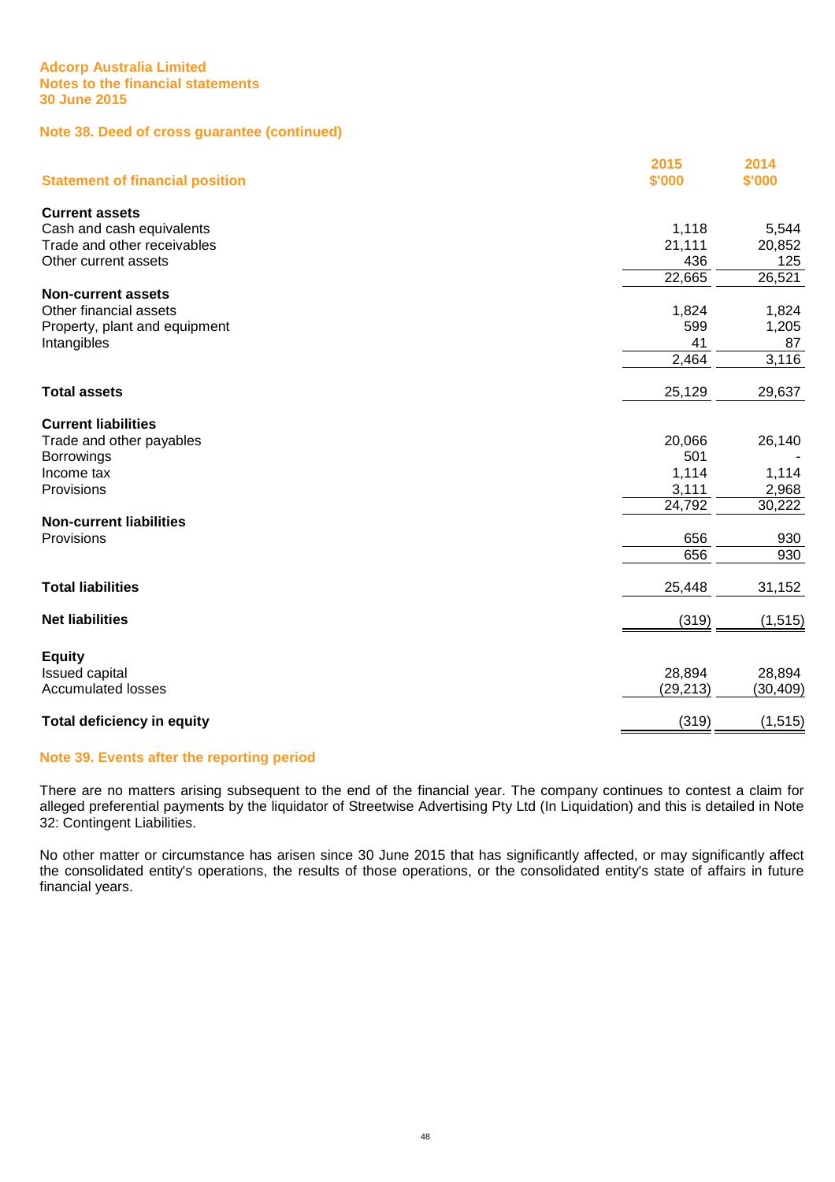Adcorp Australia Limited
Notes to the financial statements
30 June 2015

## Note 38. Deed of cross guarantee (continued)

| Statement of financial position | 2015 $'000 | 2014 $'000 |
|---|---|---|
| **Current assets** | | |
| Cash and cash equivalents | 1,118 | 5,544 |
| Trade and other receivables | 21,111 | 20,852 |
| Other current assets | 436 | 125 |
| | 22,665 | 26,521 |
| **Non-current assets** | | |
| Other financial assets | 1,824 | 1,824 |
| Property, plant and equipment | 599 | 1,205 |
| Intangibles | 41 | 87 |
| | 2,464 | 3,116 |
| **Total assets** | 25,129 | 29,637 |
| **Current liabilities** | | |
| Trade and other payables | 20,066 | 26,140 |
| Borrowings | 501 | - |
| Income tax | 1,114 | 1,114 |
| Provisions | 3,111 | 2,968 |
| | 24,792 | 30,222 |
| **Non-current liabilities** | | |
| Provisions | 656 | 930 |
| | 656 | 930 |
| **Total liabilities** | 25,448 | 31,152 |
| **Net liabilities** | (319) | (1,515) |
| **Equity** | | |
| Issued capital | 28,894 | 28,894 |
| Accumulated losses | (29,213) | (30,409) |
| **Total deficiency in equity** | (319) | (1,515) |

## Note 39. Events after the reporting period

There are no matters arising subsequent to the end of the financial year. The company continues to contest a claim for alleged preferential payments by the liquidator of Streetwise Advertising Pty Ltd (In Liquidation) and this is detailed in Note 32: Contingent Liabilities.

No other matter or circumstance has arisen since 30 June 2015 that has significantly affected, or may significantly affect the consolidated entity's operations, the results of those operations, or the consolidated entity's state of affairs in future financial years.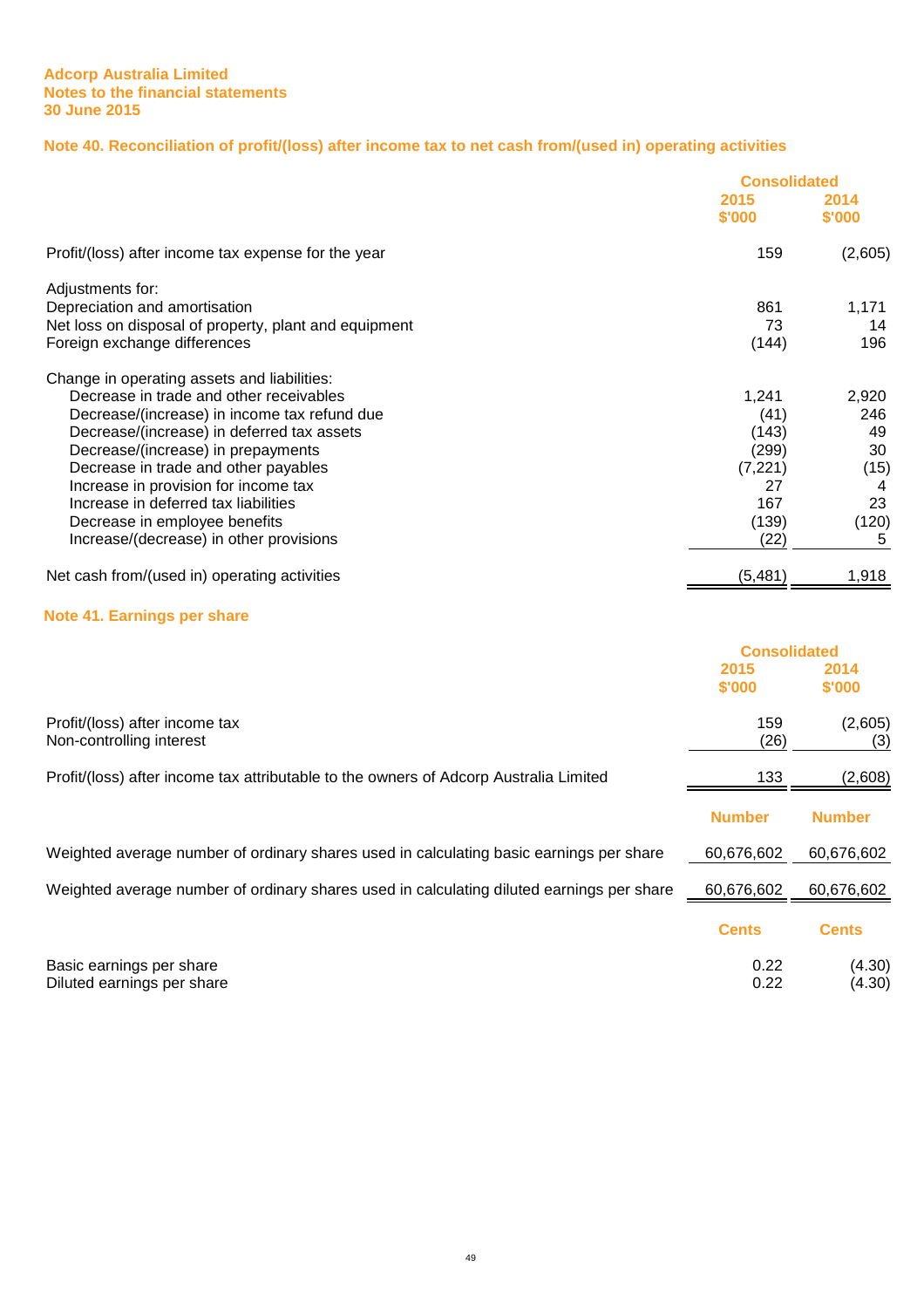**Adcorp Australia Limited**
**Notes to the financial statements**
**30 June 2015**

## Note 40. Reconciliation of profit/(loss) after income tax to net cash from/(used in) operating activities

| | Consolidated | |
|---|---|---|
| | 2015 $'000 | 2014 $'000 |
| Profit/(loss) after income tax expense for the year | 159 | (2,605) |
| | | |
| Adjustments for: | | |
| Depreciation and amortisation | 861 | 1,171 |
| Net loss on disposal of property, plant and equipment | 73 | 14 |
| Foreign exchange differences | (144) | 196 |
| | | |
| Change in operating assets and liabilities: | | |
| Decrease in trade and other receivables | 1,241 | 2,920 |
| Decrease/(increase) in income tax refund due | (41) | 246 |
| Decrease/(increase) in deferred tax assets | (143) | 49 |
| Decrease/(increase) in prepayments | (299) | 30 |
| Decrease in trade and other payables | (7,221) | (15) |
| Increase in provision for income tax | 27 | 4 |
| Increase in deferred tax liabilities | 167 | 23 |
| Decrease in employee benefits | (139) | (120) |
| Increase/(decrease) in other provisions | (22) | 5 |
| | | |
| Net cash from/(used in) operating activities | (5,481) | 1,918 |

## Note 41. Earnings per share

| | Consolidated | |
|---|---|---|
| | 2015 $'000 | 2014 $'000 |
| Profit/(loss) after income tax | 159 | (2,605) |
| Non-controlling interest | (26) | (3) |
| | | |
| Profit/(loss) after income tax attributable to the owners of Adcorp Australia Limited | 133 | (2,608) |
| | | |
| | Number | Number |
| Weighted average number of ordinary shares used in calculating basic earnings per share | 60,676,602 | 60,676,602 |
| | | |
| Weighted average number of ordinary shares used in calculating diluted earnings per share | 60,676,602 | 60,676,602 |
| | | |
| | Cents | Cents |
| Basic earnings per share | 0.22 | (4.30) |
| Diluted earnings per share | 0.22 | (4.30) |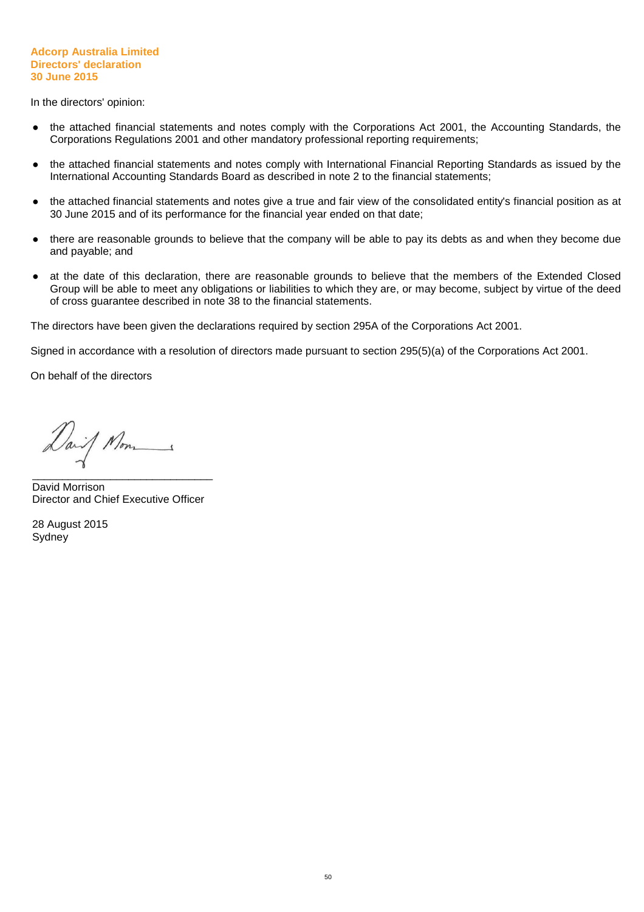**Adcorp Australia Limited**
**Directors' declaration**
**30 June 2015**

In the directors' opinion:

- the attached financial statements and notes comply with the Corporations Act 2001, the Accounting Standards, the Corporations Regulations 2001 and other mandatory professional reporting requirements;
- the attached financial statements and notes comply with International Financial Reporting Standards as issued by the International Accounting Standards Board as described in note 2 to the financial statements;
- the attached financial statements and notes give a true and fair view of the consolidated entity's financial position as at 30 June 2015 and of its performance for the financial year ended on that date;
- there are reasonable grounds to believe that the company will be able to pay its debts as and when they become due and payable; and
- at the date of this declaration, there are reasonable grounds to believe that the members of the Extended Closed Group will be able to meet any obligations or liabilities to which they are, or may become, subject by virtue of the deed of cross guarantee described in note 38 to the financial statements.

The directors have been given the declarations required by section 295A of the Corporations Act 2001.

Signed in accordance with a resolution of directors made pursuant to section 295(5)(a) of the Corporations Act 2001.

On behalf of the directors

\_\_\_\_\_\_\_\_\_\_\_\_\_\_\_\_\_\_\_\_\_\_\_\_\_\_\_\_\_\_
David Morrison
Director and Chief Executive Officer

28 August 2015
Sydney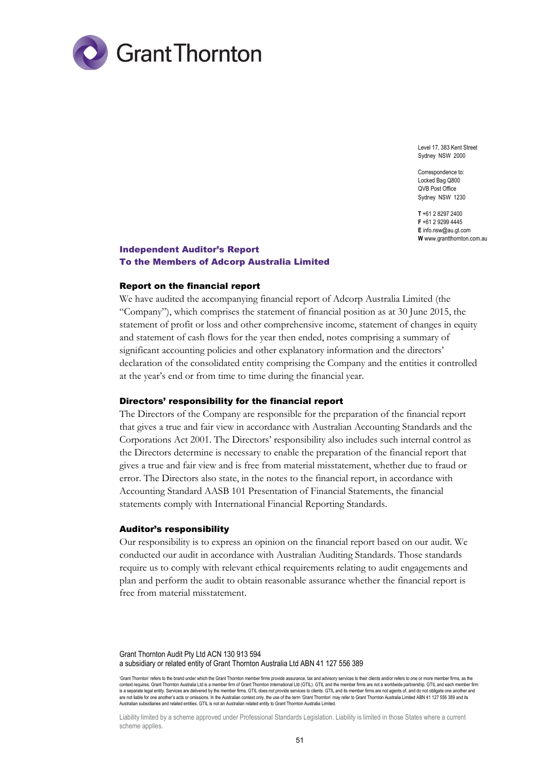Grant Thornton

Level 17, 383 Kent Street
Sydney NSW 2000

Correspondence to:
Locked Bag Q800
QVB Post Office
Sydney NSW 1230

**T** +61 2 8297 2400
**F** +61 2 9299 4445
**E** info.nsw@au.gt.com
**W** www.grantthornton.com.au

## Independent Auditor's Report
## To the Members of Adcorp Australia Limited

### Report on the financial report

We have audited the accompanying financial report of Adcorp Australia Limited (the "Company"), which comprises the statement of financial position as at 30 June 2015, the statement of profit or loss and other comprehensive income, statement of changes in equity and statement of cash flows for the year then ended, notes comprising a summary of significant accounting policies and other explanatory information and the directors' declaration of the consolidated entity comprising the Company and the entities it controlled at the year's end or from time to time during the financial year.

### Directors' responsibility for the financial report

The Directors of the Company are responsible for the preparation of the financial report that gives a true and fair view in accordance with Australian Accounting Standards and the Corporations Act 2001. The Directors' responsibility also includes such internal control as the Directors determine is necessary to enable the preparation of the financial report that gives a true and fair view and is free from material misstatement, whether due to fraud or error. The Directors also state, in the notes to the financial report, in accordance with Accounting Standard AASB 101 Presentation of Financial Statements, the financial statements comply with International Financial Reporting Standards.

### Auditor's responsibility

Our responsibility is to express an opinion on the financial report based on our audit. We conducted our audit in accordance with Australian Auditing Standards. Those standards require us to comply with relevant ethical requirements relating to audit engagements and plan and perform the audit to obtain reasonable assurance whether the financial report is free from material misstatement.

Grant Thornton Audit Pty Ltd ACN 130 913 594
a subsidiary or related entity of Grant Thornton Australia Ltd ABN 41 127 556 389

'Grant Thornton' refers to the brand under which the Grant Thornton member firms provide assurance, tax and advisory services to their clients and/or refers to one or more member firms, as the context requires. Grant Thornton Australia Ltd is a member firm of Grant Thornton International Ltd (GTIL). GTIL and the member firms are not a worldwide partnership. GTIL and each member firm is a separate legal entity. Services are delivered by the member firms. GTIL does not provide services to clients. GTIL and its member firms are not agents of, and do not obligate one another and are not liable for one another's acts or omissions. In the Australian context only, the use of the term 'Grant Thornton' may refer to Grant Thornton Australia Limited ABN 41 127 556 389 and its Australian subsidiaries and related entities. GTIL is not an Australian related entity to Grant Thornton Australia Limited.

Liability limited by a scheme approved under Professional Standards Legislation. Liability is limited in those States where a current scheme applies.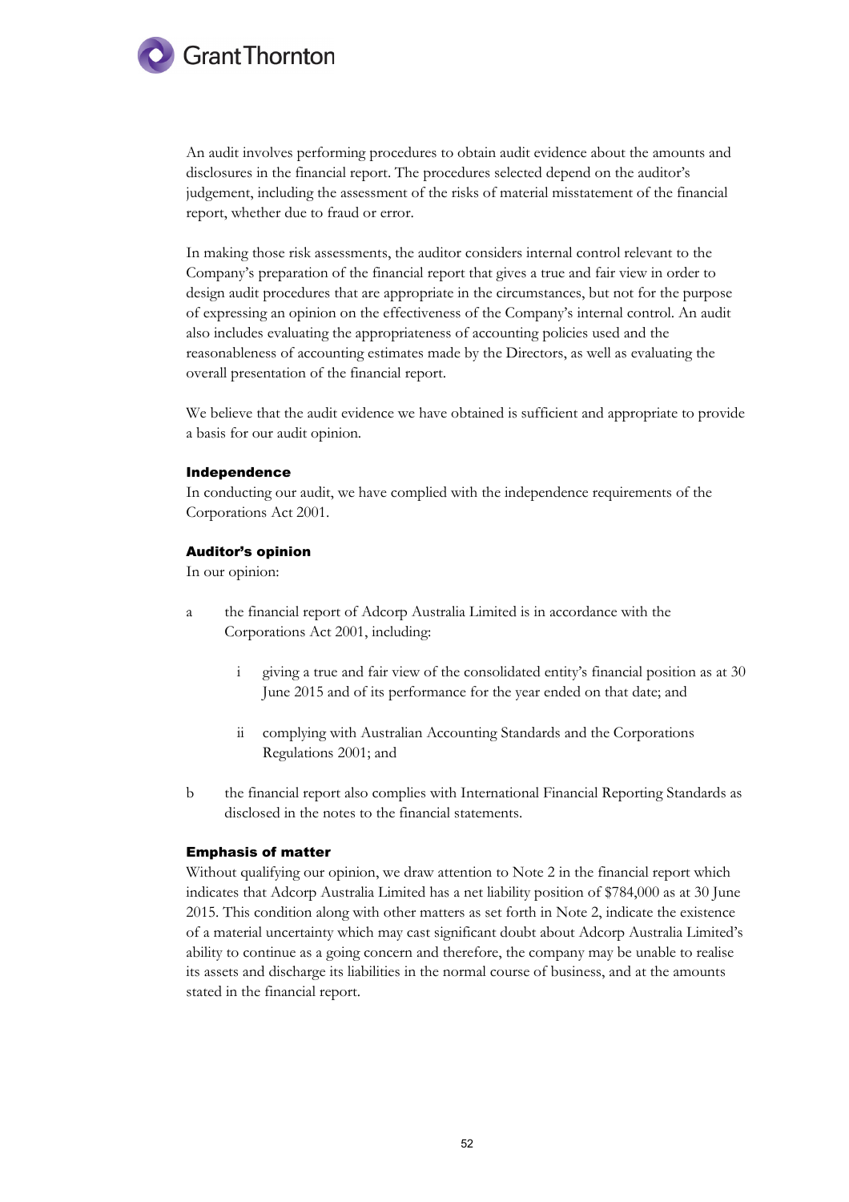An audit involves performing procedures to obtain audit evidence about the amounts and disclosures in the financial report. The procedures selected depend on the auditor's judgement, including the assessment of the risks of material misstatement of the financial report, whether due to fraud or error.

In making those risk assessments, the auditor considers internal control relevant to the Company's preparation of the financial report that gives a true and fair view in order to design audit procedures that are appropriate in the circumstances, but not for the purpose of expressing an opinion on the effectiveness of the Company's internal control. An audit also includes evaluating the appropriateness of accounting policies used and the reasonableness of accounting estimates made by the Directors, as well as evaluating the overall presentation of the financial report.

We believe that the audit evidence we have obtained is sufficient and appropriate to provide a basis for our audit opinion.

**Independence**

In conducting our audit, we have complied with the independence requirements of the Corporations Act 2001.

**Auditor's opinion**

In our opinion:

a the financial report of Adcorp Australia Limited is in accordance with the Corporations Act 2001, including:

   i giving a true and fair view of the consolidated entity's financial position as at 30 June 2015 and of its performance for the year ended on that date; and

   ii complying with Australian Accounting Standards and the Corporations Regulations 2001; and

b the financial report also complies with International Financial Reporting Standards as disclosed in the notes to the financial statements.

**Emphasis of matter**

Without qualifying our opinion, we draw attention to Note 2 in the financial report which indicates that Adcorp Australia Limited has a net liability position of $784,000 as at 30 June 2015. This condition along with other matters as set forth in Note 2, indicate the existence of a material uncertainty which may cast significant doubt about Adcorp Australia Limited's ability to continue as a going concern and therefore, the company may be unable to realise its assets and discharge its liabilities in the normal course of business, and at the amounts stated in the financial report.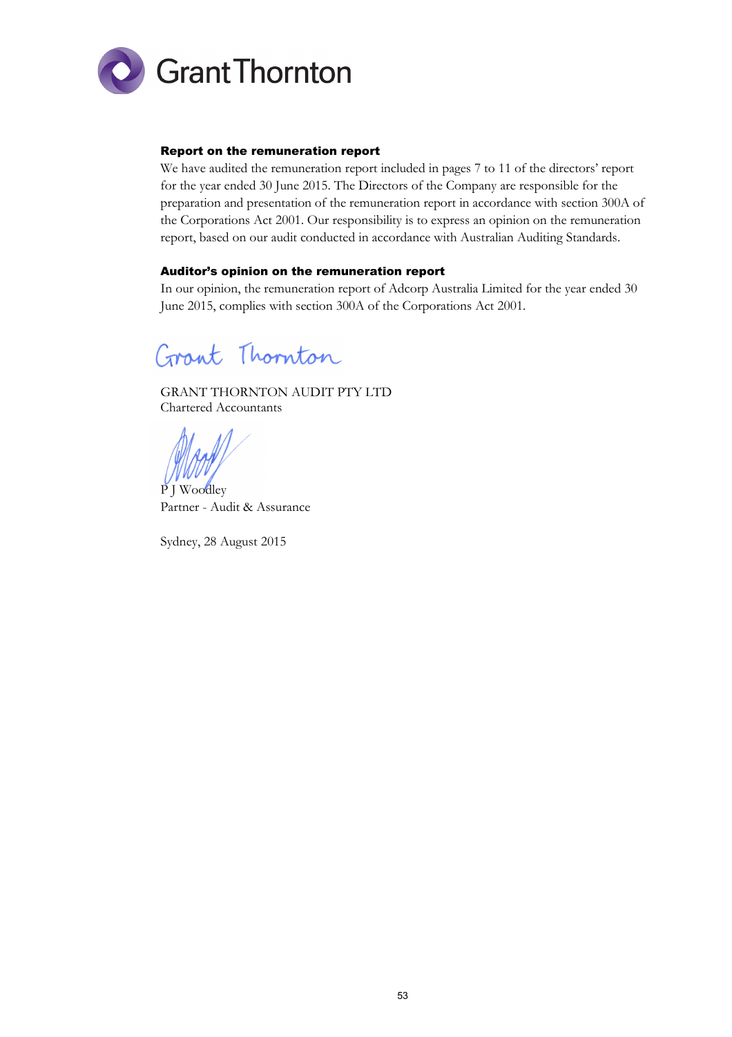GrantThornton

### Report on the remuneration report

We have audited the remuneration report included in pages 7 to 11 of the directors' report for the year ended 30 June 2015. The Directors of the Company are responsible for the preparation and presentation of the remuneration report in accordance with section 300A of the Corporations Act 2001. Our responsibility is to express an opinion on the remuneration report, based on our audit conducted in accordance with Australian Auditing Standards.

### Auditor's opinion on the remuneration report

In our opinion, the remuneration report of Adcorp Australia Limited for the year ended 30 June 2015, complies with section 300A of the Corporations Act 2001.

Grant Thornton

GRANT THORNTON AUDIT PTY LTD
Chartered Accountants

P J Woodley
Partner - Audit & Assurance

Sydney, 28 August 2015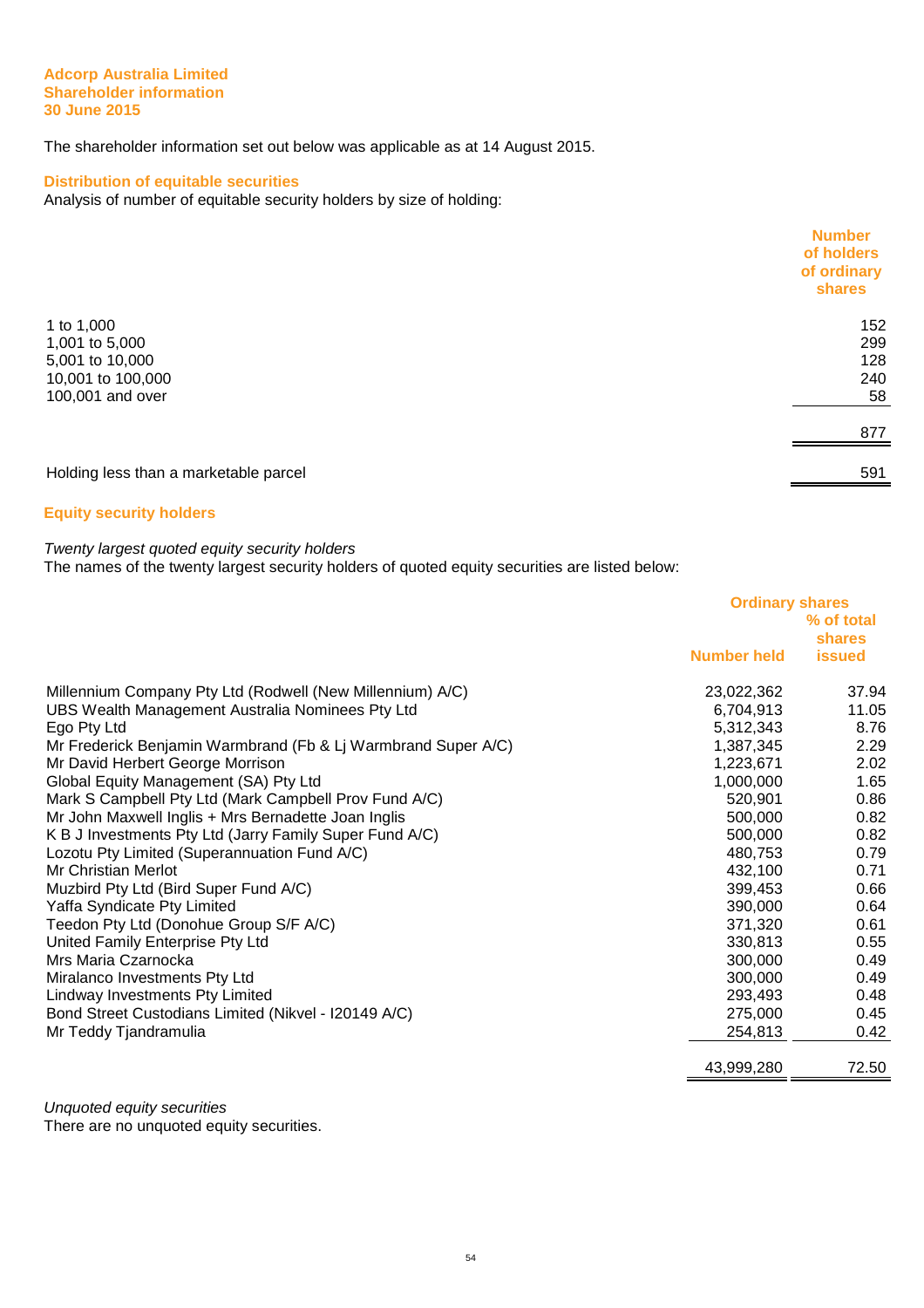**Adcorp Australia Limited**
**Shareholder information**
**30 June 2015**

The shareholder information set out below was applicable as at 14 August 2015.

## Distribution of equitable securities

Analysis of number of equitable security holders by size of holding:

| | Number of holders of ordinary shares |
|---|---|
| 1 to 1,000 | 152 |
| 1,001 to 5,000 | 299 |
| 5,001 to 10,000 | 128 |
| 10,001 to 100,000 | 240 |
| 100,001 and over | 58 |
| | 877 |
| Holding less than a marketable parcel | 591 |

## Equity security holders

*Twenty largest quoted equity security holders*
The names of the twenty largest security holders of quoted equity securities are listed below:

| | Ordinary shares | |
|---|---|---|
| | Number held | % of total shares issued |
| Millennium Company Pty Ltd (Rodwell (New Millennium) A/C) | 23,022,362 | 37.94 |
| UBS Wealth Management Australia Nominees Pty Ltd | 6,704,913 | 11.05 |
| Ego Pty Ltd | 5,312,343 | 8.76 |
| Mr Frederick Benjamin Warmbrand (Fb & Lj Warmbrand Super A/C) | 1,387,345 | 2.29 |
| Mr David Herbert George Morrison | 1,223,671 | 2.02 |
| Global Equity Management (SA) Pty Ltd | 1,000,000 | 1.65 |
| Mark S Campbell Pty Ltd (Mark Campbell Prov Fund A/C) | 520,901 | 0.86 |
| Mr John Maxwell Inglis + Mrs Bernadette Joan Inglis | 500,000 | 0.82 |
| K B J Investments Pty Ltd (Jarry Family Super Fund A/C) | 500,000 | 0.82 |
| Lozotu Pty Limited (Superannuation Fund A/C) | 480,753 | 0.79 |
| Mr Christian Merlot | 432,100 | 0.71 |
| Muzbird Pty Ltd (Bird Super Fund A/C) | 399,453 | 0.66 |
| Yaffa Syndicate Pty Limited | 390,000 | 0.64 |
| Teedon Pty Ltd (Donohue Group S/F A/C) | 371,320 | 0.61 |
| United Family Enterprise Pty Ltd | 330,813 | 0.55 |
| Mrs Maria Czarnocka | 300,000 | 0.49 |
| Miralanco Investments Pty Ltd | 300,000 | 0.49 |
| Lindway Investments Pty Limited | 293,493 | 0.48 |
| Bond Street Custodians Limited (Nikvel - I20149 A/C) | 275,000 | 0.45 |
| Mr Teddy Tjandramulia | 254,813 | 0.42 |
| | 43,999,280 | 72.50 |

*Unquoted equity securities*
There are no unquoted equity securities.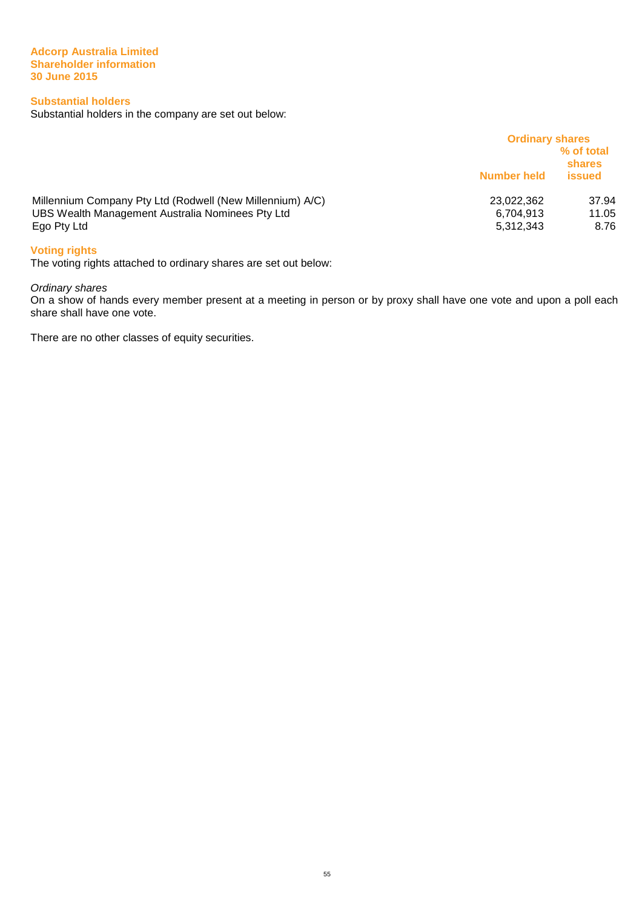**Adcorp Australia Limited**
**Shareholder information**
**30 June 2015**

## Substantial holders

Substantial holders in the company are set out below:

| | Ordinary shares | |
|---|---|---|
| | Number held | % of total shares issued |
| Millennium Company Pty Ltd (Rodwell (New Millennium) A/C) | 23,022,362 | 37.94 |
| UBS Wealth Management Australia Nominees Pty Ltd | 6,704,913 | 11.05 |
| Ego Pty Ltd | 5,312,343 | 8.76 |

## Voting rights

The voting rights attached to ordinary shares are set out below:

*Ordinary shares*

On a show of hands every member present at a meeting in person or by proxy shall have one vote and upon a poll each share shall have one vote.

There are no other classes of equity securities.